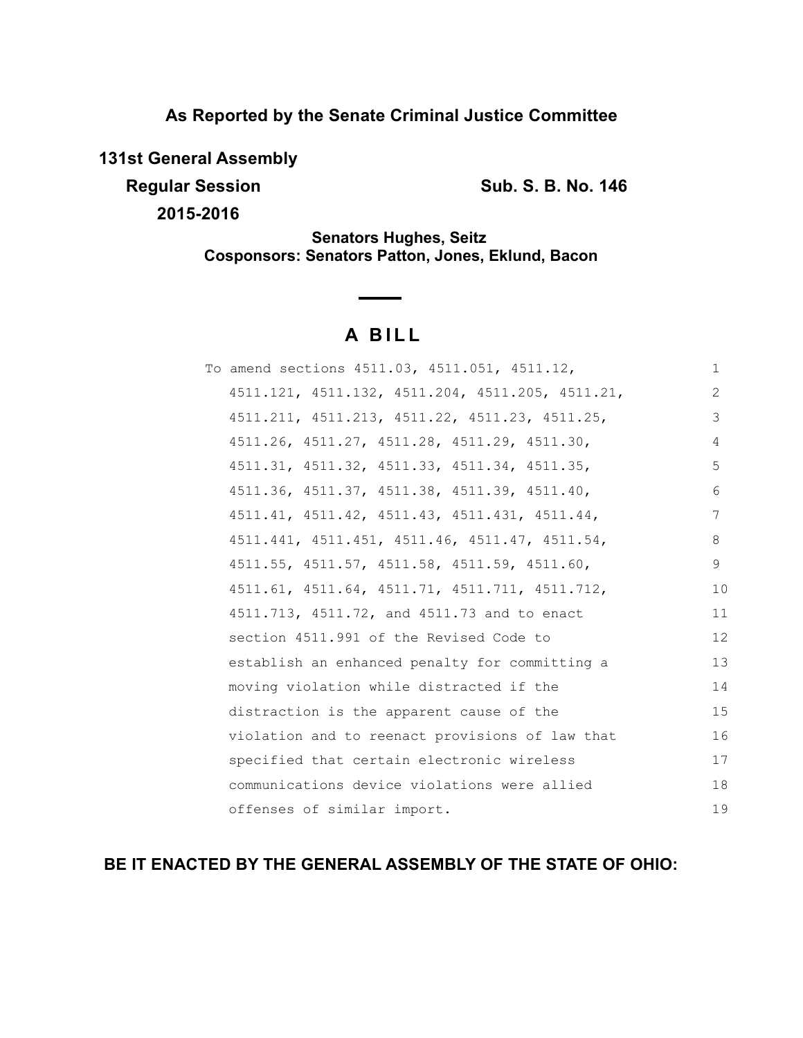**As Reported by the Senate Criminal Justice Committee**

**131st General Assembly**

**Regular Session** **Sub. S. B. No. 146**

**2015-2016**

**Senators Hughes, Seitz**
**Cosponsors: Senators Patton, Jones, Eklund, Bacon**

# A BILL

To amend sections 4511.03, 4511.051, 4511.12, 4511.121, 4511.132, 4511.204, 4511.205, 4511.21, 4511.211, 4511.213, 4511.22, 4511.23, 4511.25, 4511.26, 4511.27, 4511.28, 4511.29, 4511.30, 4511.31, 4511.32, 4511.33, 4511.34, 4511.35, 4511.36, 4511.37, 4511.38, 4511.39, 4511.40, 4511.41, 4511.42, 4511.43, 4511.431, 4511.44, 4511.441, 4511.451, 4511.46, 4511.47, 4511.54, 4511.55, 4511.57, 4511.58, 4511.59, 4511.60, 4511.61, 4511.64, 4511.71, 4511.711, 4511.712, 4511.713, 4511.72, and 4511.73 and to enact section 4511.991 of the Revised Code to establish an enhanced penalty for committing a moving violation while distracted if the distraction is the apparent cause of the violation and to reenact provisions of law that specified that certain electronic wireless communications device violations were allied offenses of similar import.

**BE IT ENACTED BY THE GENERAL ASSEMBLY OF THE STATE OF OHIO:**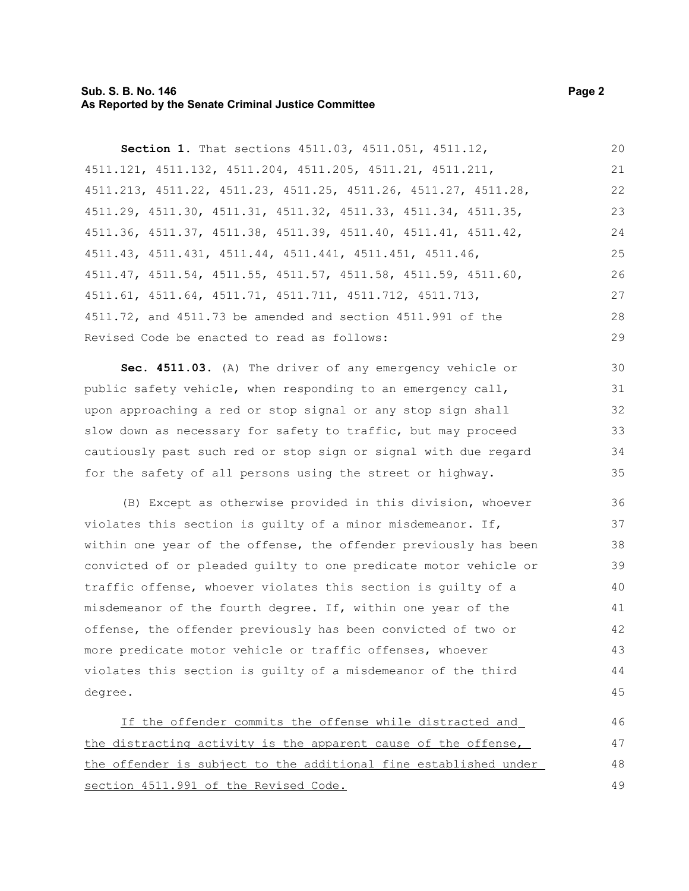**Section 1.** That sections 4511.03, 4511.051, 4511.12, 4511.121, 4511.132, 4511.204, 4511.205, 4511.21, 4511.211, 4511.213, 4511.22, 4511.23, 4511.25, 4511.26, 4511.27, 4511.28, 4511.29, 4511.30, 4511.31, 4511.32, 4511.33, 4511.34, 4511.35, 4511.36, 4511.37, 4511.38, 4511.39, 4511.40, 4511.41, 4511.42, 4511.43, 4511.431, 4511.44, 4511.441, 4511.451, 4511.46, 4511.47, 4511.54, 4511.55, 4511.57, 4511.58, 4511.59, 4511.60, 4511.61, 4511.64, 4511.71, 4511.711, 4511.712, 4511.713, 4511.72, and 4511.73 be amended and section 4511.991 of the Revised Code be enacted to read as follows:

**Sec. 4511.03.** (A) The driver of any emergency vehicle or public safety vehicle, when responding to an emergency call, upon approaching a red or stop signal or any stop sign shall slow down as necessary for safety to traffic, but may proceed cautiously past such red or stop sign or signal with due regard for the safety of all persons using the street or highway.

(B) Except as otherwise provided in this division, whoever violates this section is guilty of a minor misdemeanor. If, within one year of the offense, the offender previously has been convicted of or pleaded guilty to one predicate motor vehicle or traffic offense, whoever violates this section is guilty of a misdemeanor of the fourth degree. If, within one year of the offense, the offender previously has been convicted of two or more predicate motor vehicle or traffic offenses, whoever violates this section is guilty of a misdemeanor of the third degree.

<u>If the offender commits the offense while distracted and the distracting activity is the apparent cause of the offense, the offender is subject to the additional fine established under section 4511.991 of the Revised Code.</u>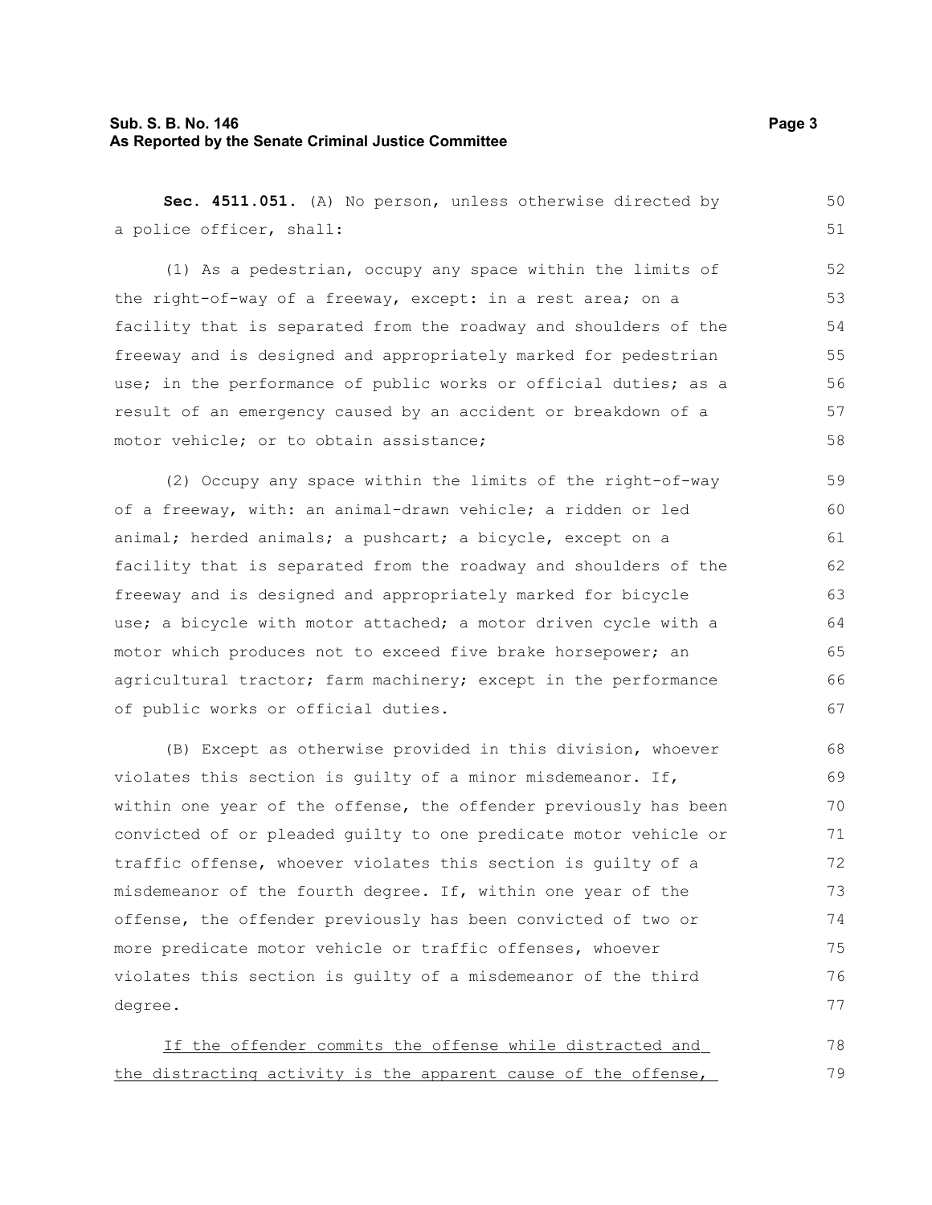**Sec. 4511.051.** (A) No person, unless otherwise directed by a police officer, shall:

(1) As a pedestrian, occupy any space within the limits of the right-of-way of a freeway, except: in a rest area; on a facility that is separated from the roadway and shoulders of the freeway and is designed and appropriately marked for pedestrian use; in the performance of public works or official duties; as a result of an emergency caused by an accident or breakdown of a motor vehicle; or to obtain assistance;

(2) Occupy any space within the limits of the right-of-way of a freeway, with: an animal-drawn vehicle; a ridden or led animal; herded animals; a pushcart; a bicycle, except on a facility that is separated from the roadway and shoulders of the freeway and is designed and appropriately marked for bicycle use; a bicycle with motor attached; a motor driven cycle with a motor which produces not to exceed five brake horsepower; an agricultural tractor; farm machinery; except in the performance of public works or official duties.

(B) Except as otherwise provided in this division, whoever violates this section is guilty of a minor misdemeanor. If, within one year of the offense, the offender previously has been convicted of or pleaded guilty to one predicate motor vehicle or traffic offense, whoever violates this section is guilty of a misdemeanor of the fourth degree. If, within one year of the offense, the offender previously has been convicted of two or more predicate motor vehicle or traffic offenses, whoever violates this section is guilty of a misdemeanor of the third degree.

<u>If the offender commits the offense while distracted and the distracting activity is the apparent cause of the offense,</u>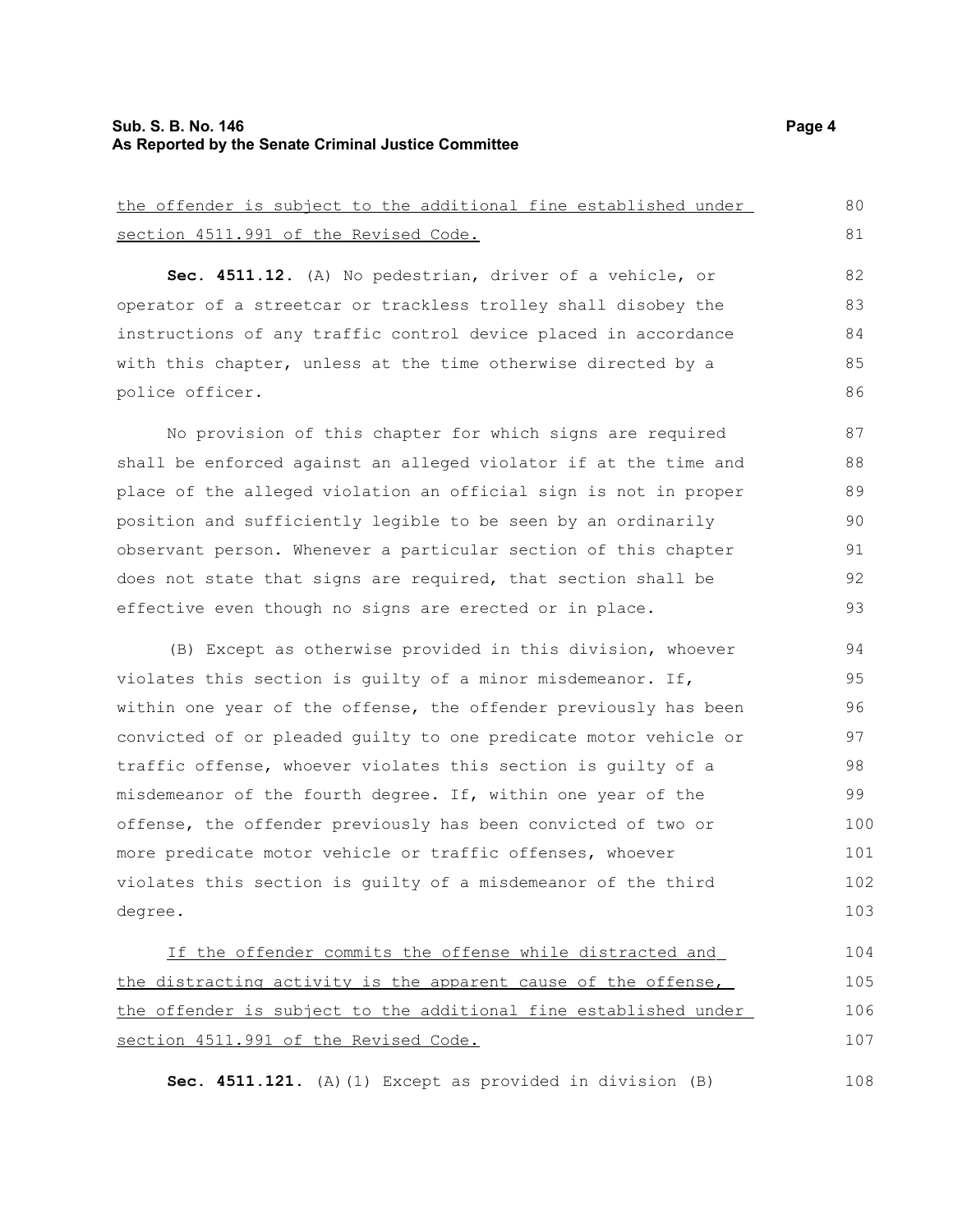the offender is subject to the additional fine established under section 4511.991 of the Revised Code.

**Sec. 4511.12.** (A) No pedestrian, driver of a vehicle, or operator of a streetcar or trackless trolley shall disobey the instructions of any traffic control device placed in accordance with this chapter, unless at the time otherwise directed by a police officer.

No provision of this chapter for which signs are required shall be enforced against an alleged violator if at the time and place of the alleged violation an official sign is not in proper position and sufficiently legible to be seen by an ordinarily observant person. Whenever a particular section of this chapter does not state that signs are required, that section shall be effective even though no signs are erected or in place.

(B) Except as otherwise provided in this division, whoever violates this section is guilty of a minor misdemeanor. If, within one year of the offense, the offender previously has been convicted of or pleaded guilty to one predicate motor vehicle or traffic offense, whoever violates this section is guilty of a misdemeanor of the fourth degree. If, within one year of the offense, the offender previously has been convicted of two or more predicate motor vehicle or traffic offenses, whoever violates this section is guilty of a misdemeanor of the third degree.

If the offender commits the offense while distracted and the distracting activity is the apparent cause of the offense, the offender is subject to the additional fine established under section 4511.991 of the Revised Code.

**Sec. 4511.121.** (A)(1) Except as provided in division (B)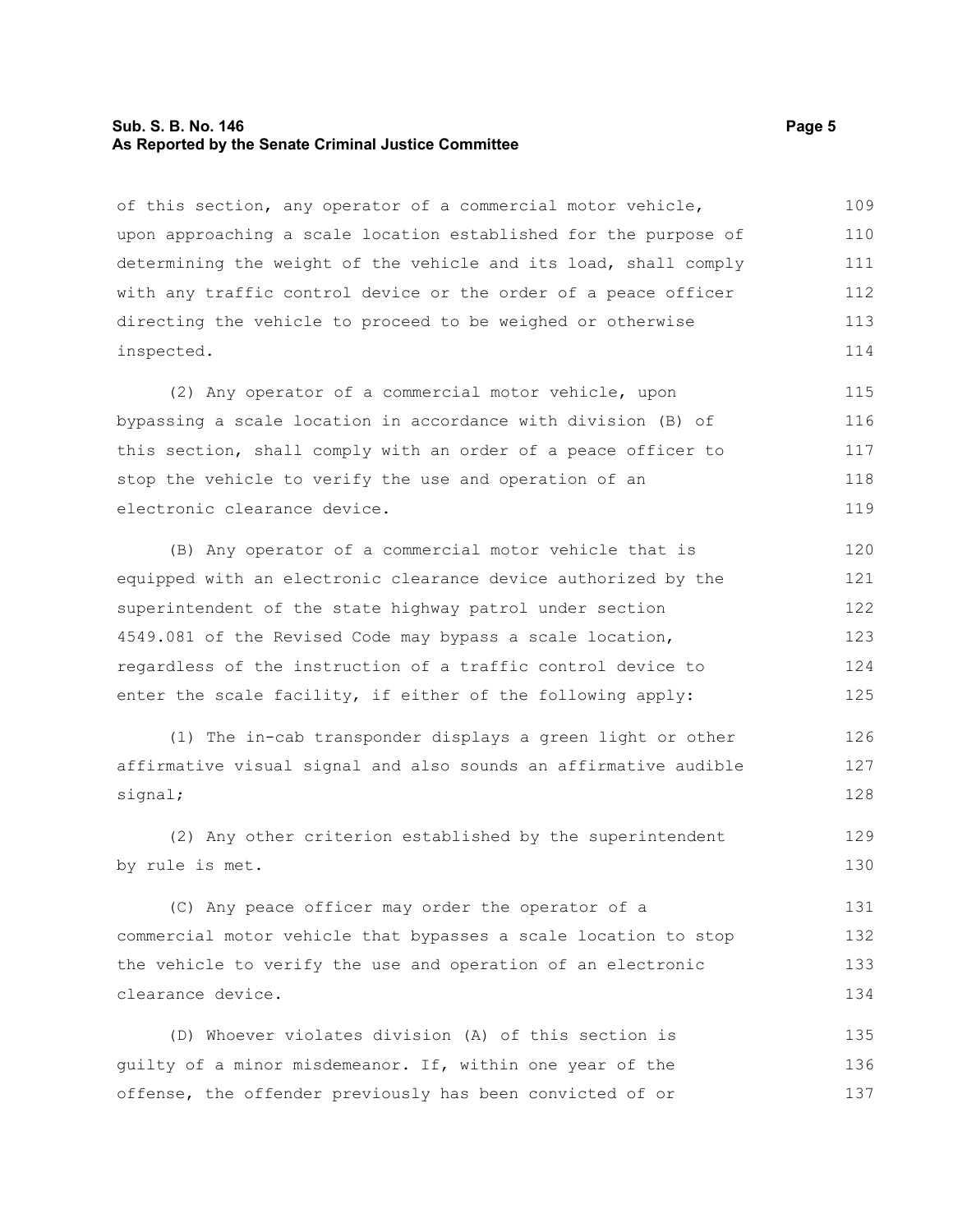of this section, any operator of a commercial motor vehicle, upon approaching a scale location established for the purpose of determining the weight of the vehicle and its load, shall comply with any traffic control device or the order of a peace officer directing the vehicle to proceed to be weighed or otherwise inspected.

(2) Any operator of a commercial motor vehicle, upon bypassing a scale location in accordance with division (B) of this section, shall comply with an order of a peace officer to stop the vehicle to verify the use and operation of an electronic clearance device.

(B) Any operator of a commercial motor vehicle that is equipped with an electronic clearance device authorized by the superintendent of the state highway patrol under section 4549.081 of the Revised Code may bypass a scale location, regardless of the instruction of a traffic control device to enter the scale facility, if either of the following apply:

(1) The in-cab transponder displays a green light or other affirmative visual signal and also sounds an affirmative audible signal;

(2) Any other criterion established by the superintendent by rule is met.

(C) Any peace officer may order the operator of a commercial motor vehicle that bypasses a scale location to stop the vehicle to verify the use and operation of an electronic clearance device.

(D) Whoever violates division (A) of this section is guilty of a minor misdemeanor. If, within one year of the offense, the offender previously has been convicted of or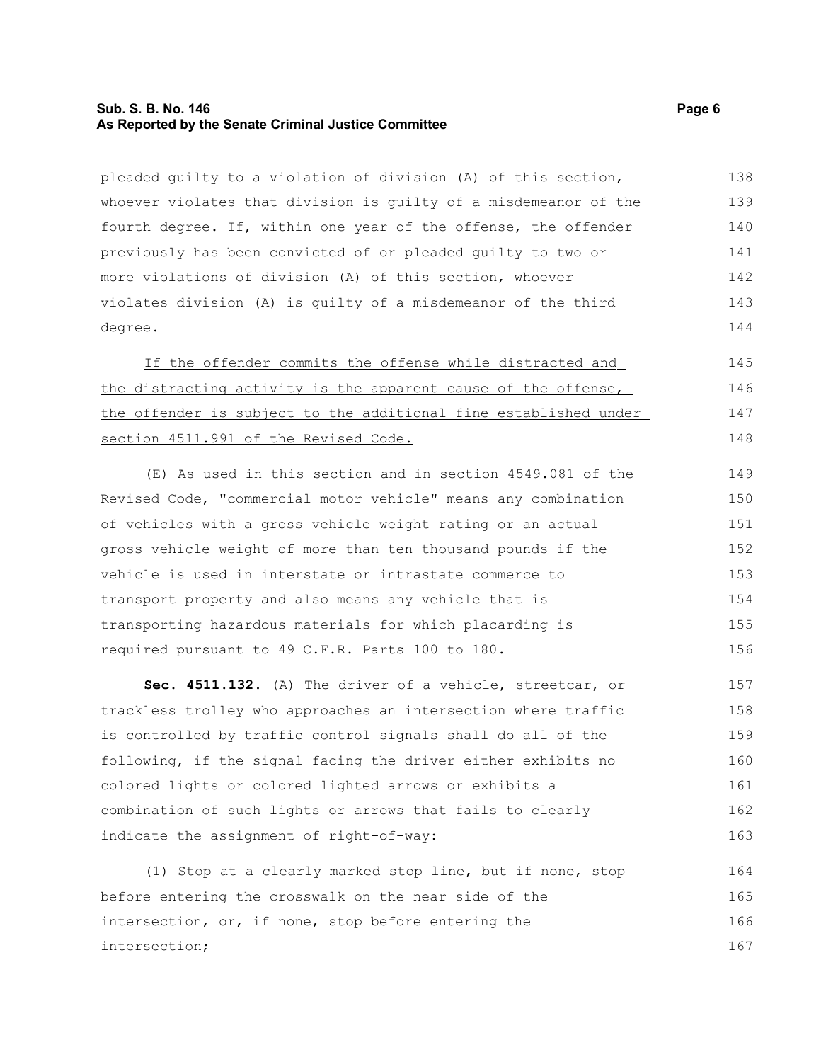pleaded guilty to a violation of division (A) of this section, whoever violates that division is guilty of a misdemeanor of the fourth degree. If, within one year of the offense, the offender previously has been convicted of or pleaded guilty to two or more violations of division (A) of this section, whoever violates division (A) is guilty of a misdemeanor of the third degree.

<u>If the offender commits the offense while distracted and the distracting activity is the apparent cause of the offense, the offender is subject to the additional fine established under section 4511.991 of the Revised Code.</u>

(E) As used in this section and in section 4549.081 of the Revised Code, "commercial motor vehicle" means any combination of vehicles with a gross vehicle weight rating or an actual gross vehicle weight of more than ten thousand pounds if the vehicle is used in interstate or intrastate commerce to transport property and also means any vehicle that is transporting hazardous materials for which placarding is required pursuant to 49 C.F.R. Parts 100 to 180.

**Sec. 4511.132.** (A) The driver of a vehicle, streetcar, or trackless trolley who approaches an intersection where traffic is controlled by traffic control signals shall do all of the following, if the signal facing the driver either exhibits no colored lights or colored lighted arrows or exhibits a combination of such lights or arrows that fails to clearly indicate the assignment of right-of-way:

(1) Stop at a clearly marked stop line, but if none, stop before entering the crosswalk on the near side of the intersection, or, if none, stop before entering the intersection;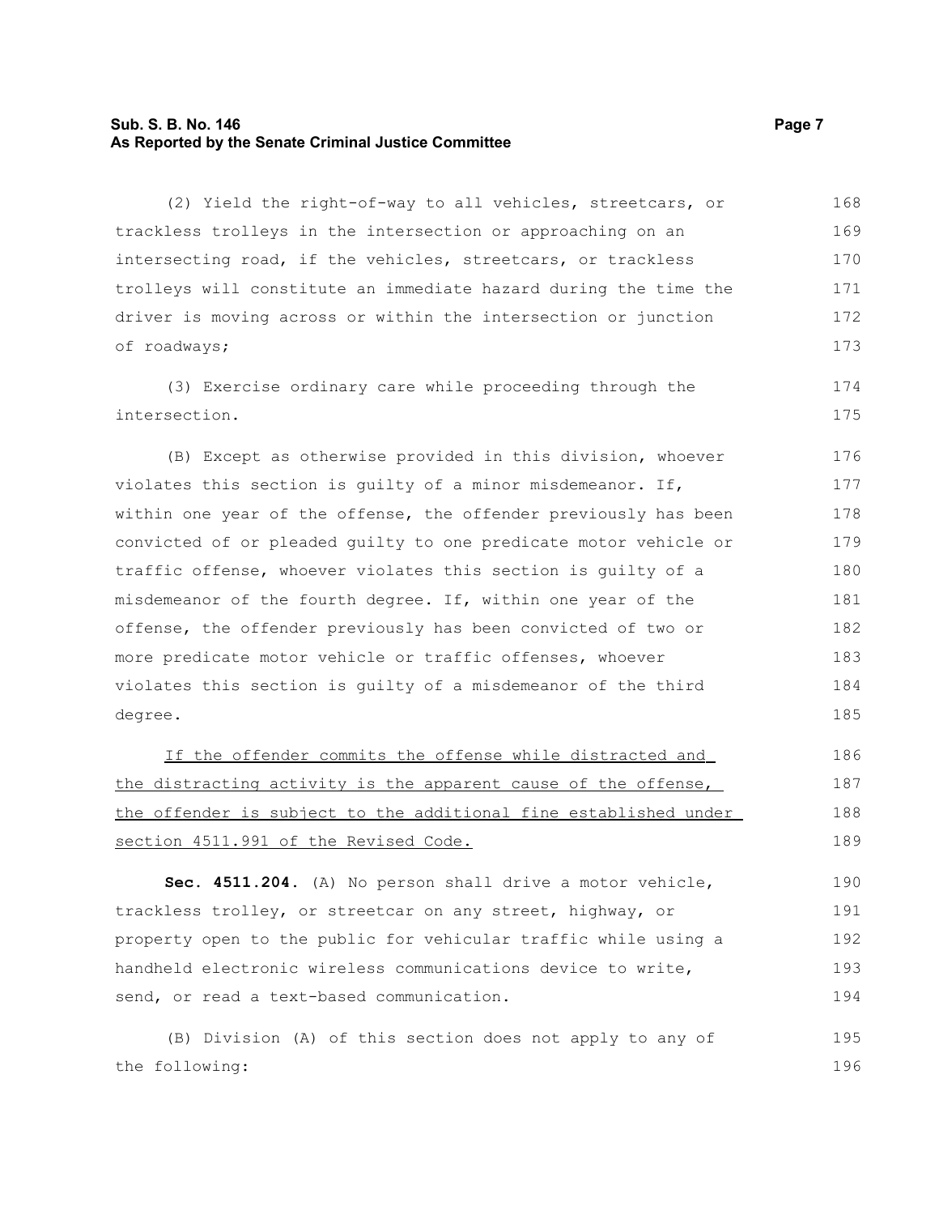(2) Yield the right-of-way to all vehicles, streetcars, or trackless trolleys in the intersection or approaching on an intersecting road, if the vehicles, streetcars, or trackless trolleys will constitute an immediate hazard during the time the driver is moving across or within the intersection or junction of roadways;

(3) Exercise ordinary care while proceeding through the intersection.

(B) Except as otherwise provided in this division, whoever violates this section is guilty of a minor misdemeanor. If, within one year of the offense, the offender previously has been convicted of or pleaded guilty to one predicate motor vehicle or traffic offense, whoever violates this section is guilty of a misdemeanor of the fourth degree. If, within one year of the offense, the offender previously has been convicted of two or more predicate motor vehicle or traffic offenses, whoever violates this section is guilty of a misdemeanor of the third degree.

<u>If the offender commits the offense while distracted and the distracting activity is the apparent cause of the offense, the offender is subject to the additional fine established under section 4511.991 of the Revised Code.</u>

**Sec. 4511.204.** (A) No person shall drive a motor vehicle, trackless trolley, or streetcar on any street, highway, or property open to the public for vehicular traffic while using a handheld electronic wireless communications device to write, send, or read a text-based communication.

(B) Division (A) of this section does not apply to any of the following: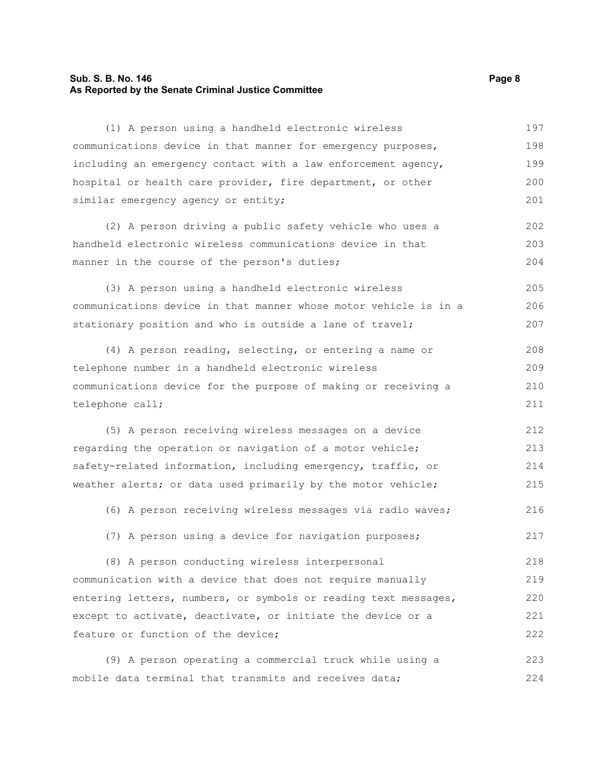(1) A person using a handheld electronic wireless communications device in that manner for emergency purposes, including an emergency contact with a law enforcement agency, hospital or health care provider, fire department, or other similar emergency agency or entity;

(2) A person driving a public safety vehicle who uses a handheld electronic wireless communications device in that manner in the course of the person's duties;

(3) A person using a handheld electronic wireless communications device in that manner whose motor vehicle is in a stationary position and who is outside a lane of travel;

(4) A person reading, selecting, or entering a name or telephone number in a handheld electronic wireless communications device for the purpose of making or receiving a telephone call;

(5) A person receiving wireless messages on a device regarding the operation or navigation of a motor vehicle; safety-related information, including emergency, traffic, or weather alerts; or data used primarily by the motor vehicle;

(6) A person receiving wireless messages via radio waves;

(7) A person using a device for navigation purposes;

(8) A person conducting wireless interpersonal communication with a device that does not require manually entering letters, numbers, or symbols or reading text messages, except to activate, deactivate, or initiate the device or a feature or function of the device;

(9) A person operating a commercial truck while using a mobile data terminal that transmits and receives data;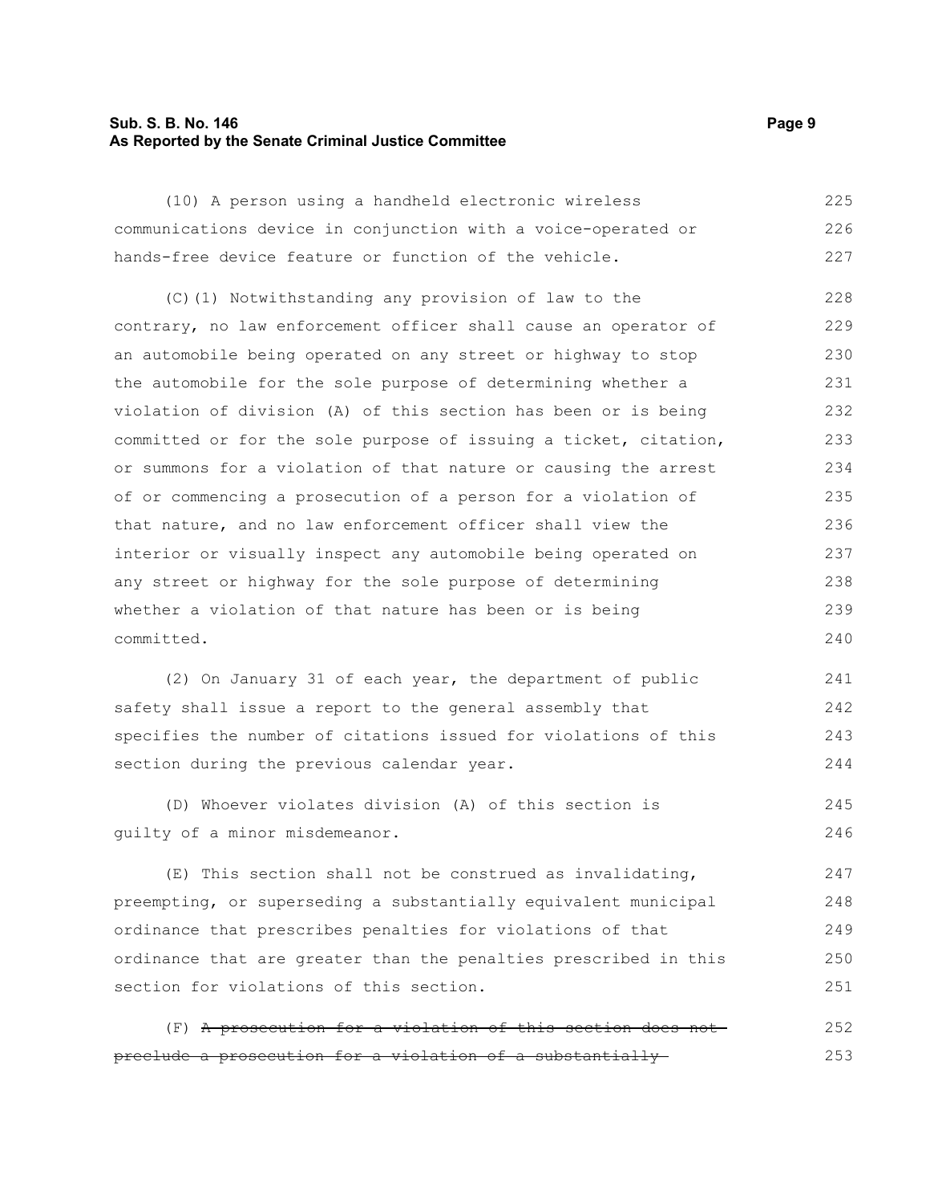(10) A person using a handheld electronic wireless communications device in conjunction with a voice-operated or hands-free device feature or function of the vehicle.

(C)(1) Notwithstanding any provision of law to the contrary, no law enforcement officer shall cause an operator of an automobile being operated on any street or highway to stop the automobile for the sole purpose of determining whether a violation of division (A) of this section has been or is being committed or for the sole purpose of issuing a ticket, citation, or summons for a violation of that nature or causing the arrest of or commencing a prosecution of a person for a violation of that nature, and no law enforcement officer shall view the interior or visually inspect any automobile being operated on any street or highway for the sole purpose of determining whether a violation of that nature has been or is being committed.

(2) On January 31 of each year, the department of public safety shall issue a report to the general assembly that specifies the number of citations issued for violations of this section during the previous calendar year.

(D) Whoever violates division (A) of this section is guilty of a minor misdemeanor.

(E) This section shall not be construed as invalidating, preempting, or superseding a substantially equivalent municipal ordinance that prescribes penalties for violations of that ordinance that are greater than the penalties prescribed in this section for violations of this section.

(F) ~~A prosecution for a violation of this section does not preclude a prosecution for a violation of a substantially~~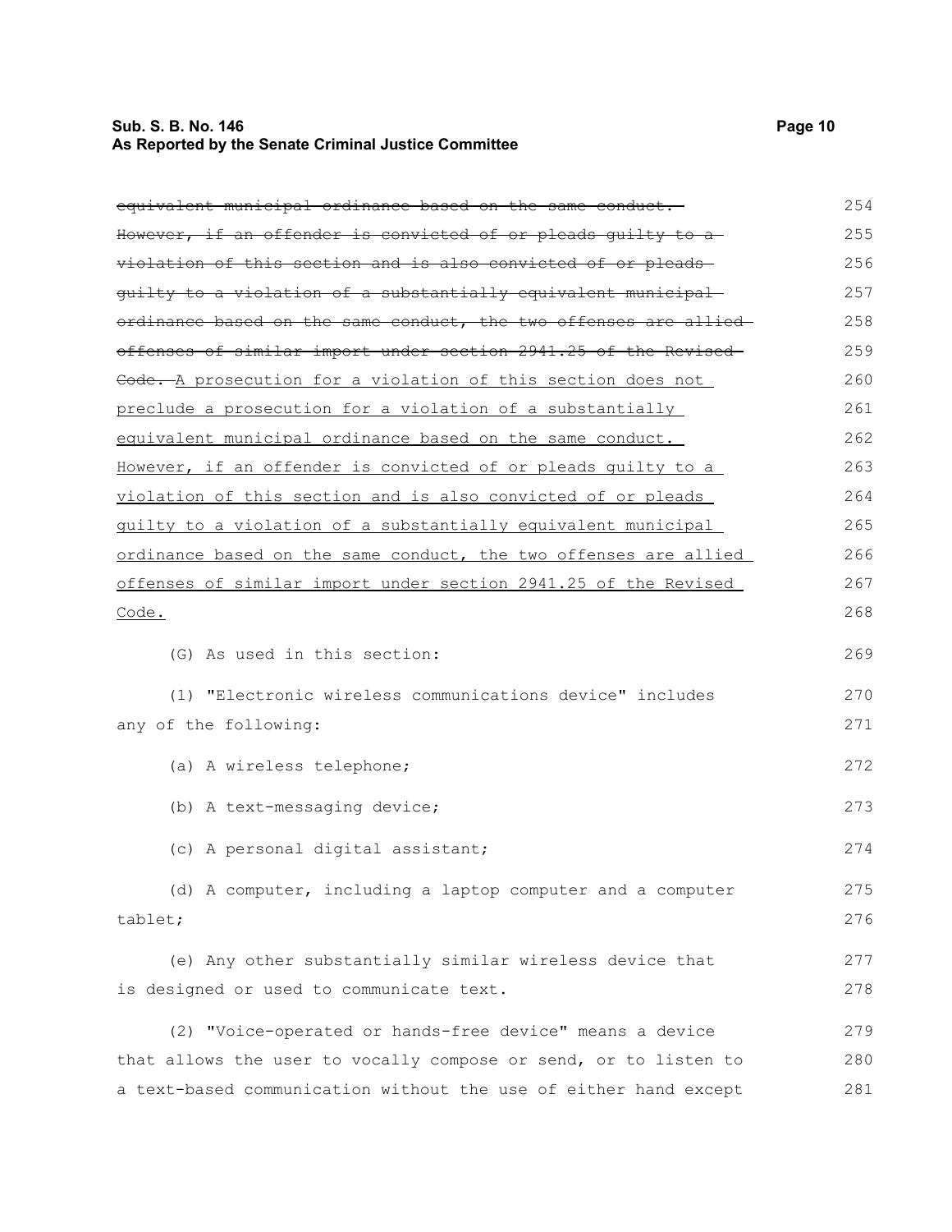~~equivalent municipal ordinance based on the same conduct. However, if an offender is convicted of or pleads guilty to a violation of this section and is also convicted of or pleads guilty to a violation of a substantially equivalent municipal ordinance based on the same conduct, the two offenses are allied offenses of similar import under section 2941.25 of the Revised Code.~~ <u>A prosecution for a violation of this section does not preclude a prosecution for a violation of a substantially equivalent municipal ordinance based on the same conduct. However, if an offender is convicted of or pleads guilty to a violation of this section and is also convicted of or pleads guilty to a violation of a substantially equivalent municipal ordinance based on the same conduct, the two offenses are allied offenses of similar import under section 2941.25 of the Revised Code.</u>

(G) As used in this section:

(1) "Electronic wireless communications device" includes any of the following:

(a) A wireless telephone;

(b) A text-messaging device;

(c) A personal digital assistant;

(d) A computer, including a laptop computer and a computer tablet;

(e) Any other substantially similar wireless device that is designed or used to communicate text.

(2) "Voice-operated or hands-free device" means a device that allows the user to vocally compose or send, or to listen to a text-based communication without the use of either hand except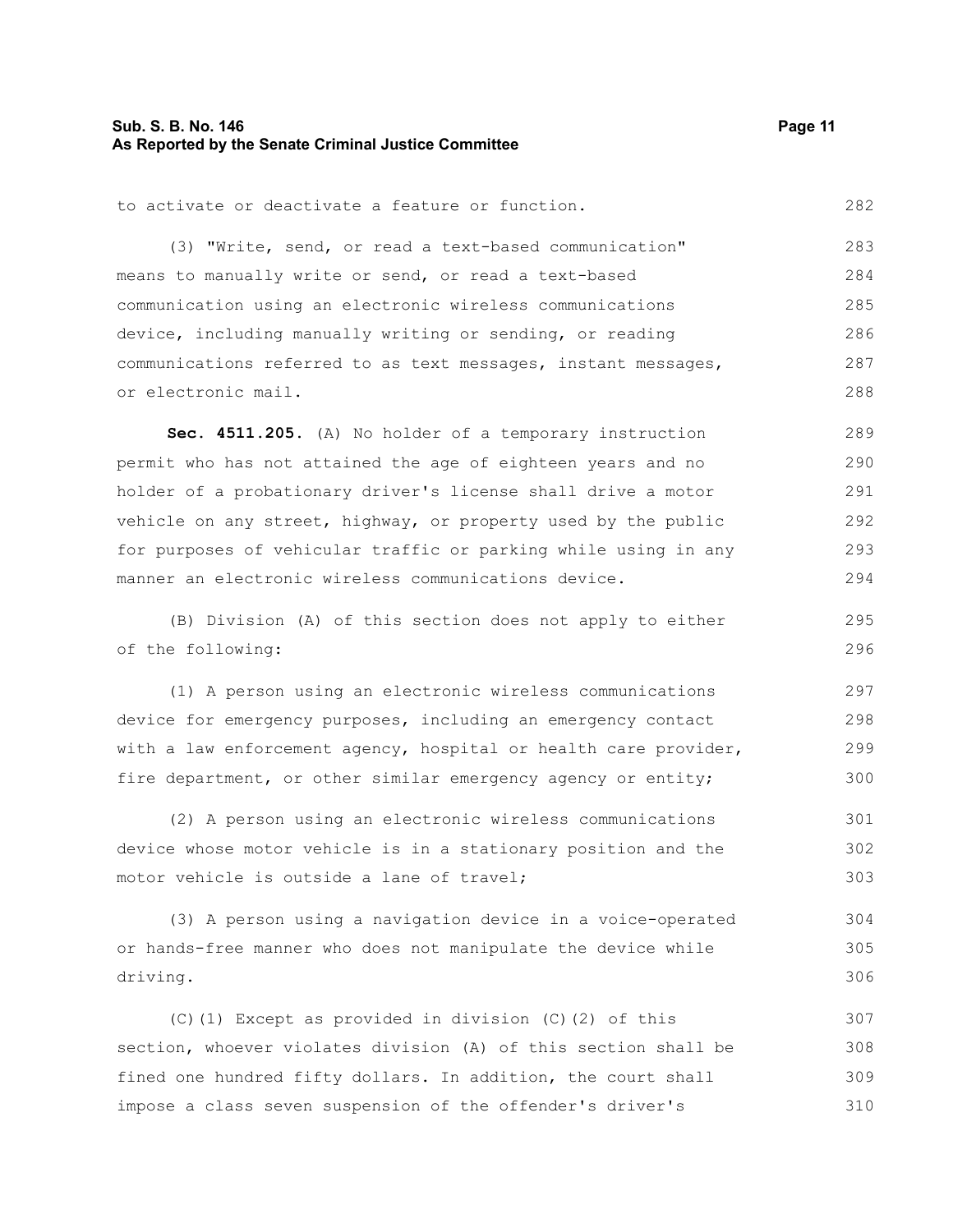to activate or deactivate a feature or function.

(3) "Write, send, or read a text-based communication" means to manually write or send, or read a text-based communication using an electronic wireless communications device, including manually writing or sending, or reading communications referred to as text messages, instant messages, or electronic mail.

**Sec. 4511.205.** (A) No holder of a temporary instruction permit who has not attained the age of eighteen years and no holder of a probationary driver's license shall drive a motor vehicle on any street, highway, or property used by the public for purposes of vehicular traffic or parking while using in any manner an electronic wireless communications device.

(B) Division (A) of this section does not apply to either of the following:

(1) A person using an electronic wireless communications device for emergency purposes, including an emergency contact with a law enforcement agency, hospital or health care provider, fire department, or other similar emergency agency or entity;

(2) A person using an electronic wireless communications device whose motor vehicle is in a stationary position and the motor vehicle is outside a lane of travel;

(3) A person using a navigation device in a voice-operated or hands-free manner who does not manipulate the device while driving.

(C)(1) Except as provided in division (C)(2) of this section, whoever violates division (A) of this section shall be fined one hundred fifty dollars. In addition, the court shall impose a class seven suspension of the offender's driver's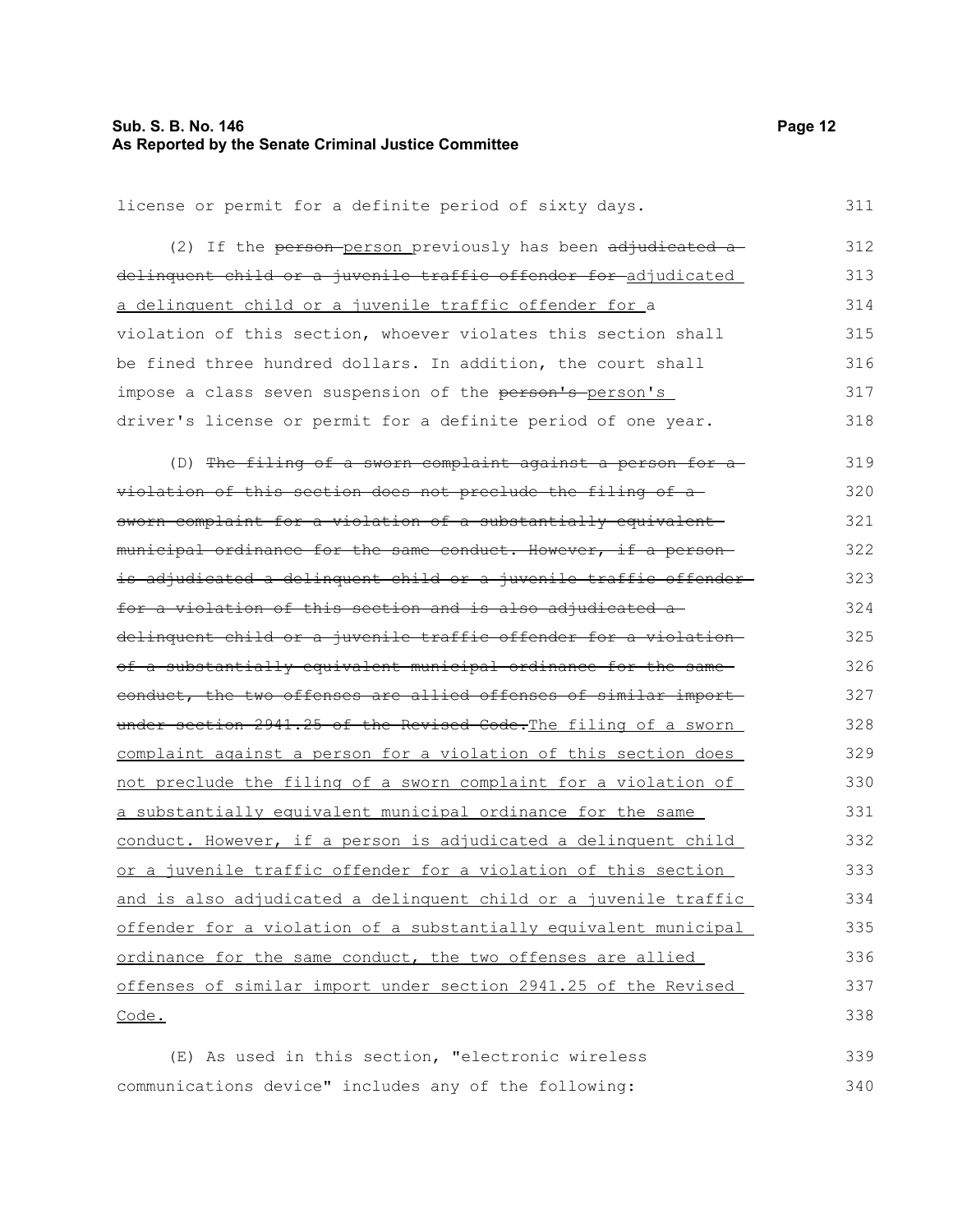license or permit for a definite period of sixty days.

(2) If the ~~person~~ person previously has been ~~adjudicated a delinquent child or a juvenile traffic offender for~~ adjudicated a delinquent child or a juvenile traffic offender for a violation of this section, whoever violates this section shall be fined three hundred dollars. In addition, the court shall impose a class seven suspension of the ~~person's~~ person's driver's license or permit for a definite period of one year.

(D) ~~The filing of a sworn complaint against a person for a violation of this section does not preclude the filing of a sworn complaint for a violation of a substantially equivalent municipal ordinance for the same conduct. However, if a person is adjudicated a delinquent child or a juvenile traffic offender for a violation of this section and is also adjudicated a delinquent child or a juvenile traffic offender for a violation of a substantially equivalent municipal ordinance for the same conduct, the two offenses are allied offenses of similar import under section 2941.25 of the Revised Code.~~ The filing of a sworn complaint against a person for a violation of this section does not preclude the filing of a sworn complaint for a violation of a substantially equivalent municipal ordinance for the same conduct. However, if a person is adjudicated a delinquent child or a juvenile traffic offender for a violation of this section and is also adjudicated a delinquent child or a juvenile traffic offender for a violation of a substantially equivalent municipal ordinance for the same conduct, the two offenses are allied offenses of similar import under section 2941.25 of the Revised Code.

(E) As used in this section, "electronic wireless communications device" includes any of the following: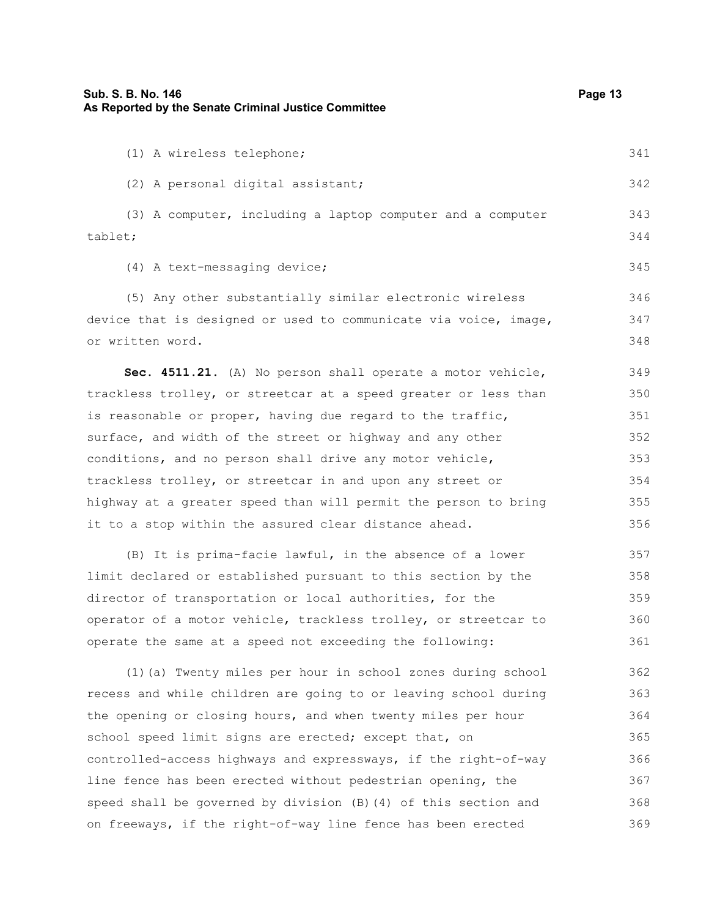(1) A wireless telephone;

(2) A personal digital assistant;

(3) A computer, including a laptop computer and a computer tablet;

(4) A text-messaging device;

(5) Any other substantially similar electronic wireless device that is designed or used to communicate via voice, image, or written word.

**Sec. 4511.21.** (A) No person shall operate a motor vehicle, trackless trolley, or streetcar at a speed greater or less than is reasonable or proper, having due regard to the traffic, surface, and width of the street or highway and any other conditions, and no person shall drive any motor vehicle, trackless trolley, or streetcar in and upon any street or highway at a greater speed than will permit the person to bring it to a stop within the assured clear distance ahead.

(B) It is prima-facie lawful, in the absence of a lower limit declared or established pursuant to this section by the director of transportation or local authorities, for the operator of a motor vehicle, trackless trolley, or streetcar to operate the same at a speed not exceeding the following:

(1)(a) Twenty miles per hour in school zones during school recess and while children are going to or leaving school during the opening or closing hours, and when twenty miles per hour school speed limit signs are erected; except that, on controlled-access highways and expressways, if the right-of-way line fence has been erected without pedestrian opening, the speed shall be governed by division (B)(4) of this section and on freeways, if the right-of-way line fence has been erected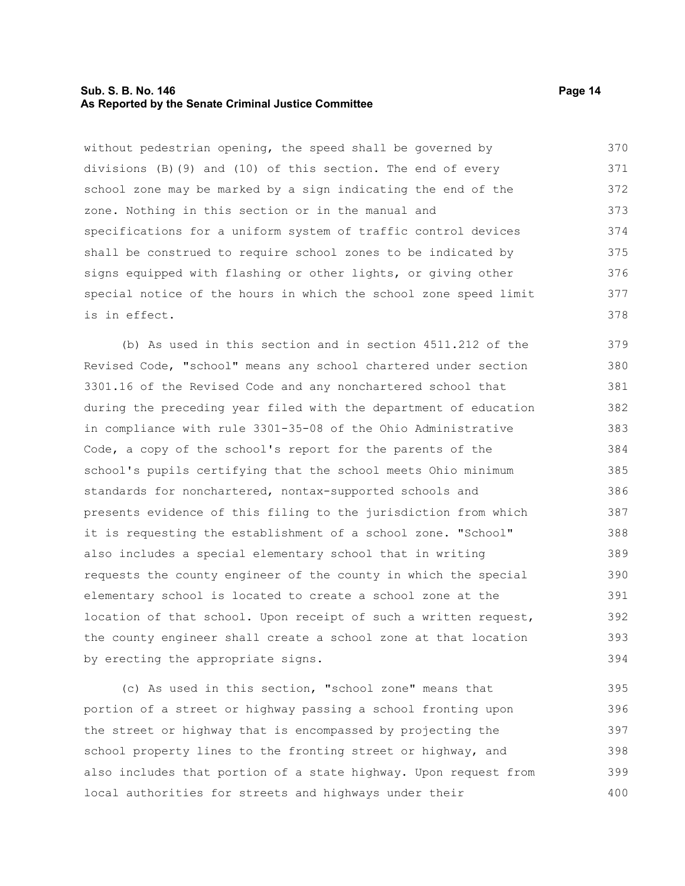without pedestrian opening, the speed shall be governed by divisions (B)(9) and (10) of this section. The end of every school zone may be marked by a sign indicating the end of the zone. Nothing in this section or in the manual and specifications for a uniform system of traffic control devices shall be construed to require school zones to be indicated by signs equipped with flashing or other lights, or giving other special notice of the hours in which the school zone speed limit is in effect.

(b) As used in this section and in section 4511.212 of the Revised Code, "school" means any school chartered under section 3301.16 of the Revised Code and any nonchartered school that during the preceding year filed with the department of education in compliance with rule 3301-35-08 of the Ohio Administrative Code, a copy of the school's report for the parents of the school's pupils certifying that the school meets Ohio minimum standards for nonchartered, nontax-supported schools and presents evidence of this filing to the jurisdiction from which it is requesting the establishment of a school zone. "School" also includes a special elementary school that in writing requests the county engineer of the county in which the special elementary school is located to create a school zone at the location of that school. Upon receipt of such a written request, the county engineer shall create a school zone at that location by erecting the appropriate signs.

(c) As used in this section, "school zone" means that portion of a street or highway passing a school fronting upon the street or highway that is encompassed by projecting the school property lines to the fronting street or highway, and also includes that portion of a state highway. Upon request from local authorities for streets and highways under their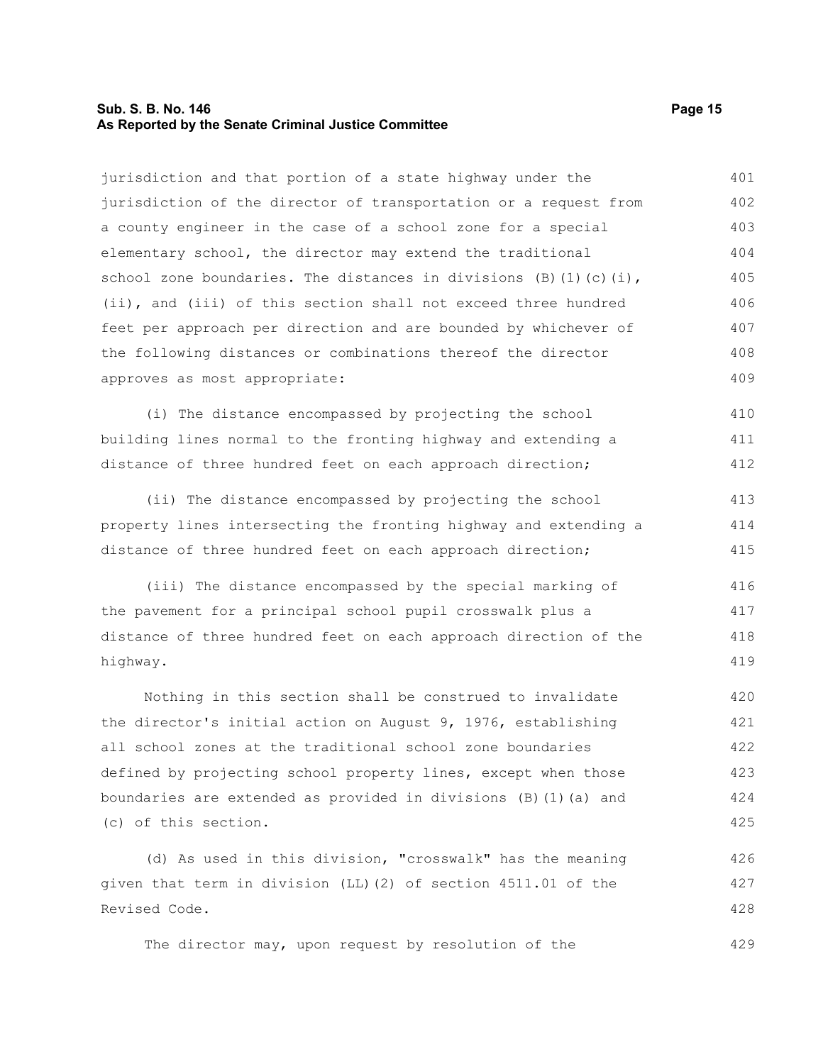jurisdiction and that portion of a state highway under the jurisdiction of the director of transportation or a request from a county engineer in the case of a school zone for a special elementary school, the director may extend the traditional school zone boundaries. The distances in divisions (B)(1)(c)(i), (ii), and (iii) of this section shall not exceed three hundred feet per approach per direction and are bounded by whichever of the following distances or combinations thereof the director approves as most appropriate:

(i) The distance encompassed by projecting the school building lines normal to the fronting highway and extending a distance of three hundred feet on each approach direction;

(ii) The distance encompassed by projecting the school property lines intersecting the fronting highway and extending a distance of three hundred feet on each approach direction;

(iii) The distance encompassed by the special marking of the pavement for a principal school pupil crosswalk plus a distance of three hundred feet on each approach direction of the highway.

Nothing in this section shall be construed to invalidate the director's initial action on August 9, 1976, establishing all school zones at the traditional school zone boundaries defined by projecting school property lines, except when those boundaries are extended as provided in divisions (B)(1)(a) and (c) of this section.

(d) As used in this division, "crosswalk" has the meaning given that term in division (LL)(2) of section 4511.01 of the Revised Code.

The director may, upon request by resolution of the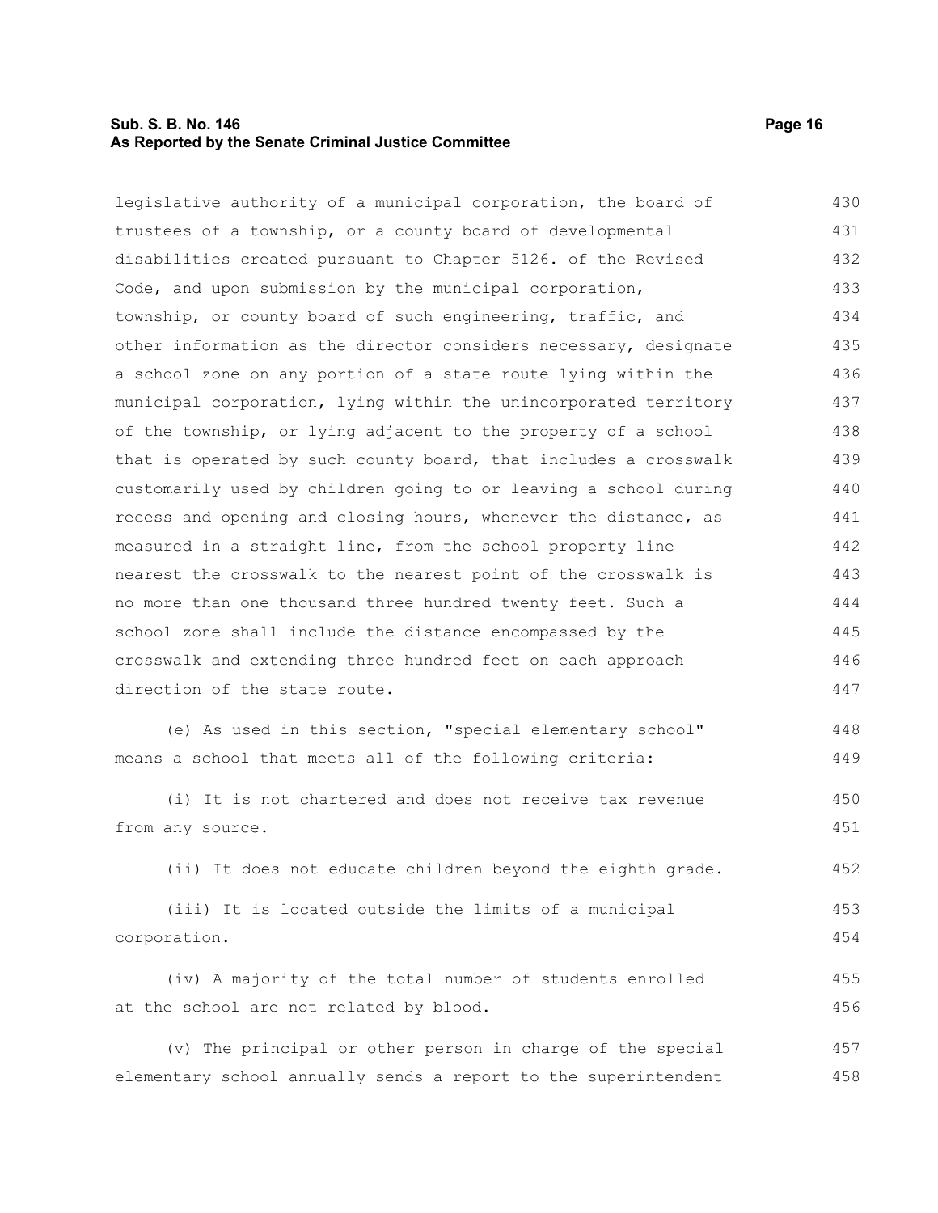legislative authority of a municipal corporation, the board of trustees of a township, or a county board of developmental disabilities created pursuant to Chapter 5126. of the Revised Code, and upon submission by the municipal corporation, township, or county board of such engineering, traffic, and other information as the director considers necessary, designate a school zone on any portion of a state route lying within the municipal corporation, lying within the unincorporated territory of the township, or lying adjacent to the property of a school that is operated by such county board, that includes a crosswalk customarily used by children going to or leaving a school during recess and opening and closing hours, whenever the distance, as measured in a straight line, from the school property line nearest the crosswalk to the nearest point of the crosswalk is no more than one thousand three hundred twenty feet. Such a school zone shall include the distance encompassed by the crosswalk and extending three hundred feet on each approach direction of the state route.

(e) As used in this section, "special elementary school" means a school that meets all of the following criteria:

(i) It is not chartered and does not receive tax revenue from any source.

(ii) It does not educate children beyond the eighth grade.

(iii) It is located outside the limits of a municipal corporation.

(iv) A majority of the total number of students enrolled at the school are not related by blood.

(v) The principal or other person in charge of the special elementary school annually sends a report to the superintendent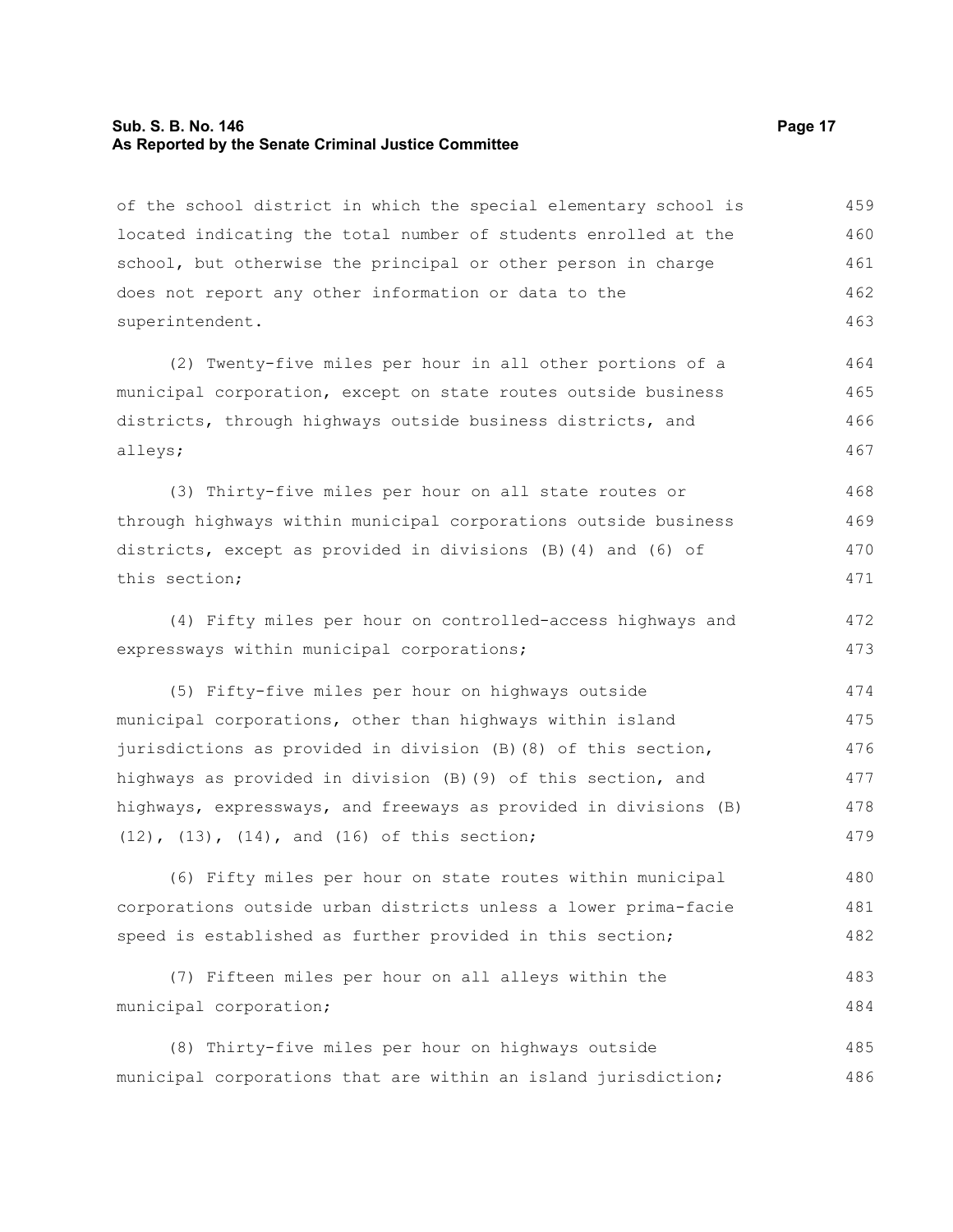of the school district in which the special elementary school is located indicating the total number of students enrolled at the school, but otherwise the principal or other person in charge does not report any other information or data to the superintendent.

(2) Twenty-five miles per hour in all other portions of a municipal corporation, except on state routes outside business districts, through highways outside business districts, and alleys;

(3) Thirty-five miles per hour on all state routes or through highways within municipal corporations outside business districts, except as provided in divisions (B)(4) and (6) of this section;

(4) Fifty miles per hour on controlled-access highways and expressways within municipal corporations;

(5) Fifty-five miles per hour on highways outside municipal corporations, other than highways within island jurisdictions as provided in division (B)(8) of this section, highways as provided in division (B)(9) of this section, and highways, expressways, and freeways as provided in divisions (B)(12), (13), (14), and (16) of this section;

(6) Fifty miles per hour on state routes within municipal corporations outside urban districts unless a lower prima-facie speed is established as further provided in this section;

(7) Fifteen miles per hour on all alleys within the municipal corporation;

(8) Thirty-five miles per hour on highways outside municipal corporations that are within an island jurisdiction;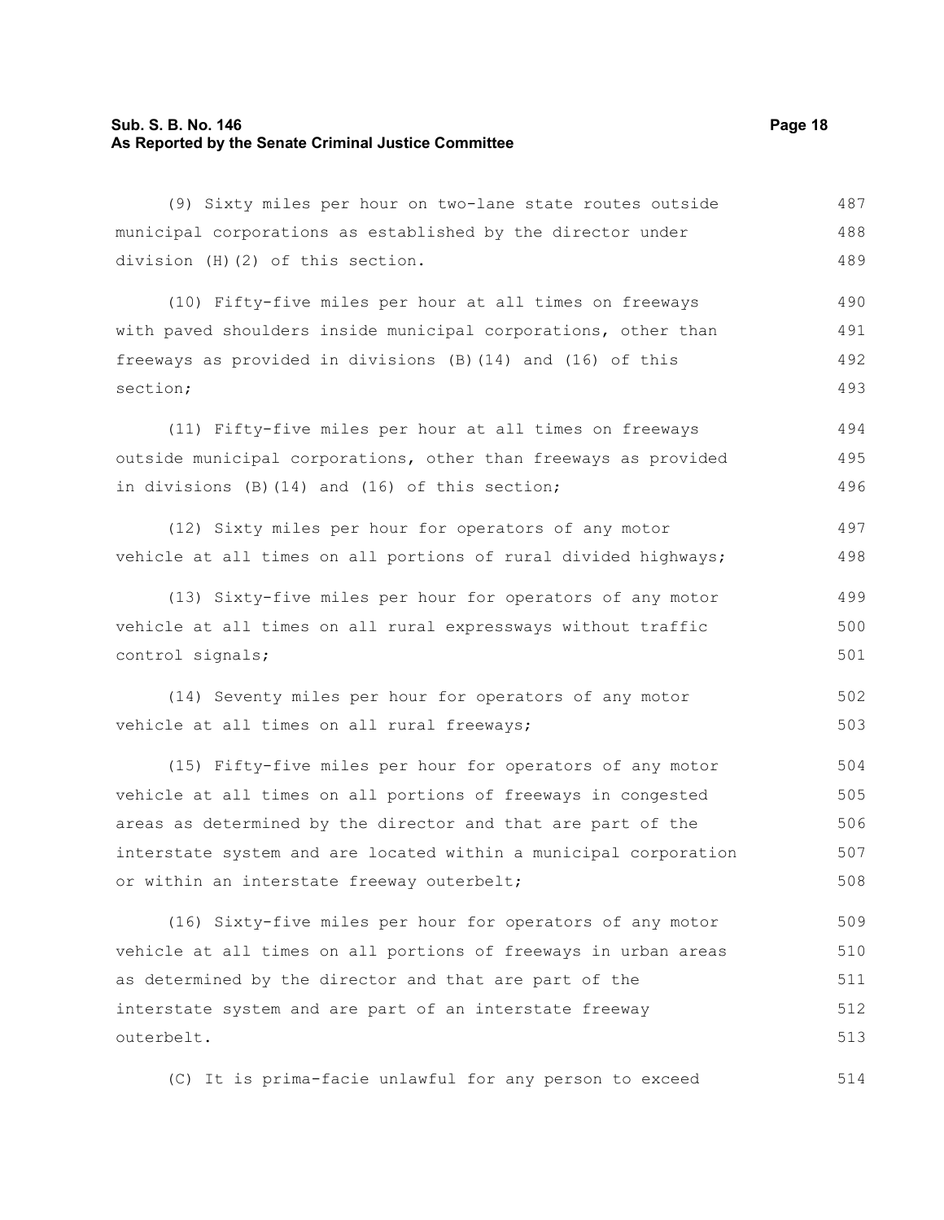(9) Sixty miles per hour on two-lane state routes outside municipal corporations as established by the director under division (H)(2) of this section.

(10) Fifty-five miles per hour at all times on freeways with paved shoulders inside municipal corporations, other than freeways as provided in divisions (B)(14) and (16) of this section;

(11) Fifty-five miles per hour at all times on freeways outside municipal corporations, other than freeways as provided in divisions (B)(14) and (16) of this section;

(12) Sixty miles per hour for operators of any motor vehicle at all times on all portions of rural divided highways;

(13) Sixty-five miles per hour for operators of any motor vehicle at all times on all rural expressways without traffic control signals;

(14) Seventy miles per hour for operators of any motor vehicle at all times on all rural freeways;

(15) Fifty-five miles per hour for operators of any motor vehicle at all times on all portions of freeways in congested areas as determined by the director and that are part of the interstate system and are located within a municipal corporation or within an interstate freeway outerbelt;

(16) Sixty-five miles per hour for operators of any motor vehicle at all times on all portions of freeways in urban areas as determined by the director and that are part of the interstate system and are part of an interstate freeway outerbelt.

(C) It is prima-facie unlawful for any person to exceed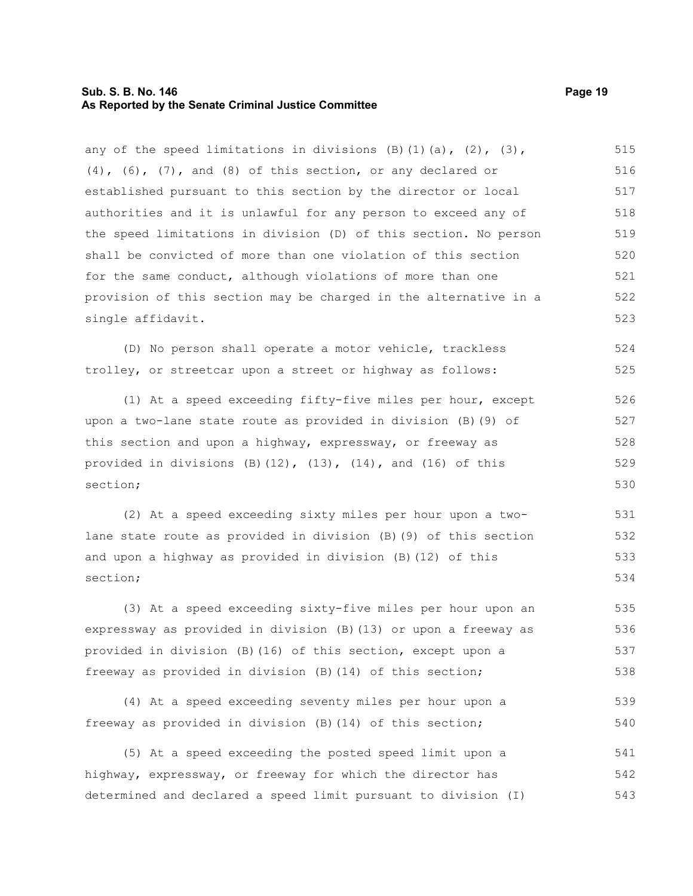any of the speed limitations in divisions (B)(1)(a), (2), (3), (4), (6), (7), and (8) of this section, or any declared or established pursuant to this section by the director or local authorities and it is unlawful for any person to exceed any of the speed limitations in division (D) of this section. No person shall be convicted of more than one violation of this section for the same conduct, although violations of more than one provision of this section may be charged in the alternative in a single affidavit.

(D) No person shall operate a motor vehicle, trackless trolley, or streetcar upon a street or highway as follows:

(1) At a speed exceeding fifty-five miles per hour, except upon a two-lane state route as provided in division (B)(9) of this section and upon a highway, expressway, or freeway as provided in divisions (B)(12), (13), (14), and (16) of this section;

(2) At a speed exceeding sixty miles per hour upon a two-lane state route as provided in division (B)(9) of this section and upon a highway as provided in division (B)(12) of this section;

(3) At a speed exceeding sixty-five miles per hour upon an expressway as provided in division (B)(13) or upon a freeway as provided in division (B)(16) of this section, except upon a freeway as provided in division (B)(14) of this section;

(4) At a speed exceeding seventy miles per hour upon a freeway as provided in division (B)(14) of this section;

(5) At a speed exceeding the posted speed limit upon a highway, expressway, or freeway for which the director has determined and declared a speed limit pursuant to division (I)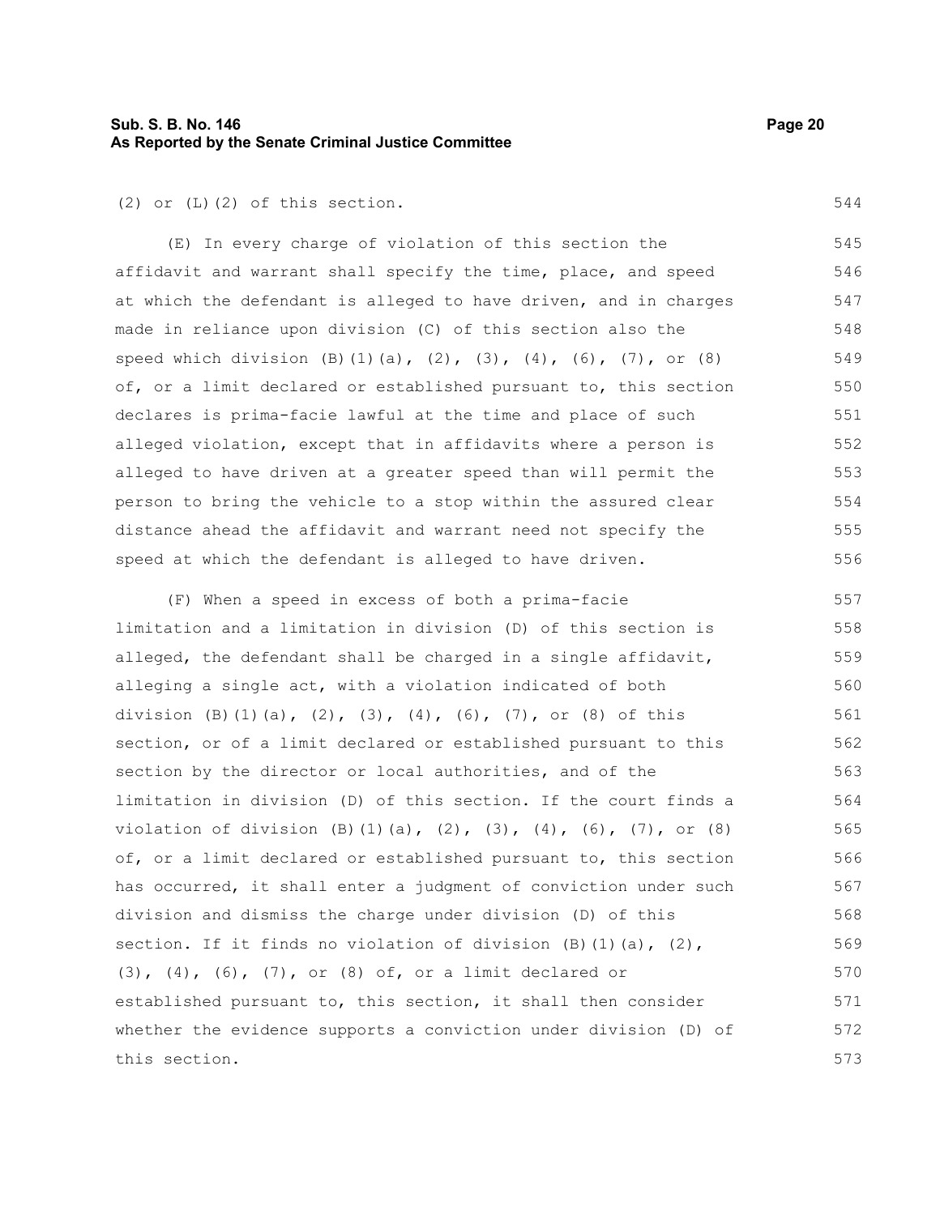(2) or (L)(2) of this section.

(E) In every charge of violation of this section the affidavit and warrant shall specify the time, place, and speed at which the defendant is alleged to have driven, and in charges made in reliance upon division (C) of this section also the speed which division (B)(1)(a), (2), (3), (4), (6), (7), or (8) of, or a limit declared or established pursuant to, this section declares is prima-facie lawful at the time and place of such alleged violation, except that in affidavits where a person is alleged to have driven at a greater speed than will permit the person to bring the vehicle to a stop within the assured clear distance ahead the affidavit and warrant need not specify the speed at which the defendant is alleged to have driven.

(F) When a speed in excess of both a prima-facie limitation and a limitation in division (D) of this section is alleged, the defendant shall be charged in a single affidavit, alleging a single act, with a violation indicated of both division (B)(1)(a), (2), (3), (4), (6), (7), or (8) of this section, or of a limit declared or established pursuant to this section by the director or local authorities, and of the limitation in division (D) of this section. If the court finds a violation of division (B)(1)(a), (2), (3), (4), (6), (7), or (8) of, or a limit declared or established pursuant to, this section has occurred, it shall enter a judgment of conviction under such division and dismiss the charge under division (D) of this section. If it finds no violation of division (B)(1)(a), (2), (3), (4), (6), (7), or (8) of, or a limit declared or established pursuant to, this section, it shall then consider whether the evidence supports a conviction under division (D) of this section.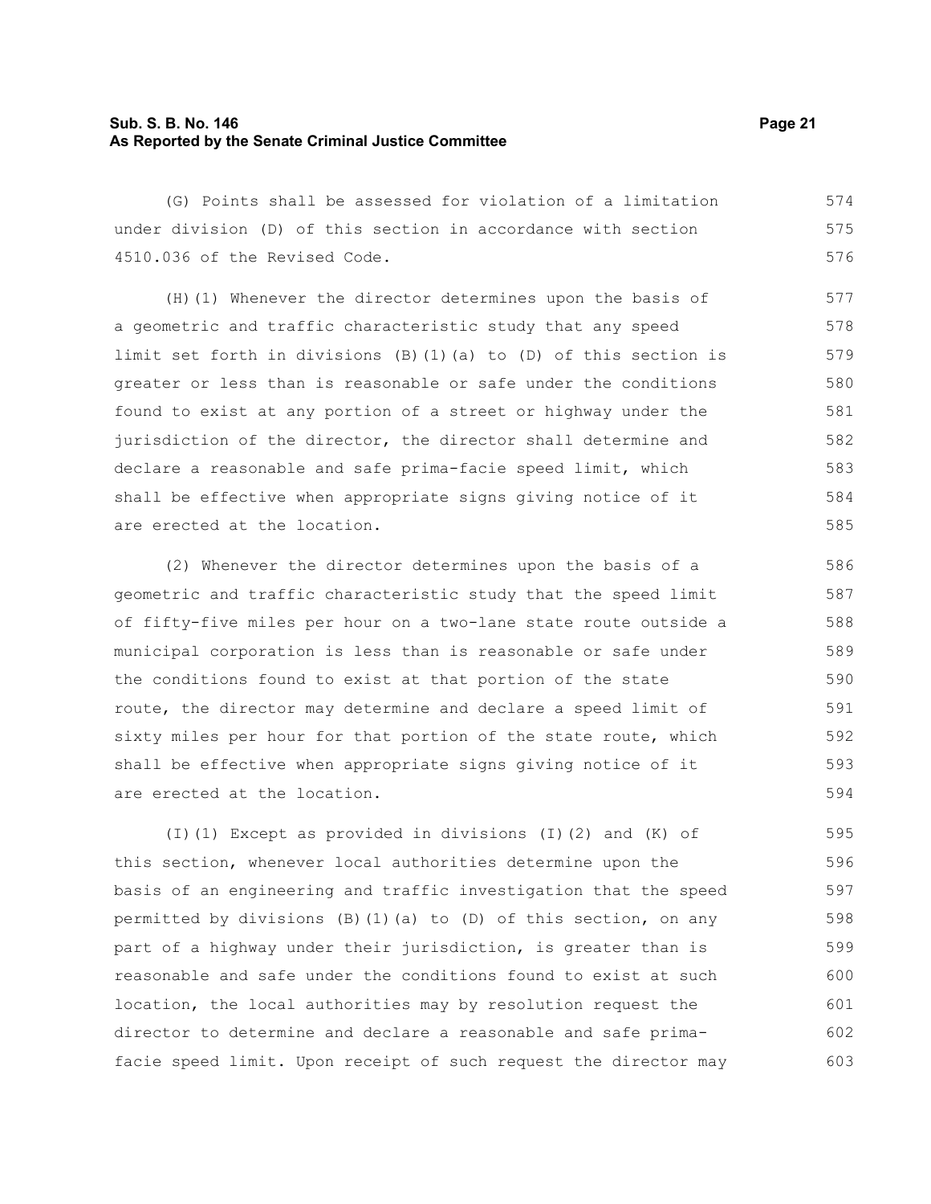(G) Points shall be assessed for violation of a limitation under division (D) of this section in accordance with section 4510.036 of the Revised Code.

(H)(1) Whenever the director determines upon the basis of a geometric and traffic characteristic study that any speed limit set forth in divisions (B)(1)(a) to (D) of this section is greater or less than is reasonable or safe under the conditions found to exist at any portion of a street or highway under the jurisdiction of the director, the director shall determine and declare a reasonable and safe prima-facie speed limit, which shall be effective when appropriate signs giving notice of it are erected at the location.

(2) Whenever the director determines upon the basis of a geometric and traffic characteristic study that the speed limit of fifty-five miles per hour on a two-lane state route outside a municipal corporation is less than is reasonable or safe under the conditions found to exist at that portion of the state route, the director may determine and declare a speed limit of sixty miles per hour for that portion of the state route, which shall be effective when appropriate signs giving notice of it are erected at the location.

(I)(1) Except as provided in divisions (I)(2) and (K) of this section, whenever local authorities determine upon the basis of an engineering and traffic investigation that the speed permitted by divisions (B)(1)(a) to (D) of this section, on any part of a highway under their jurisdiction, is greater than is reasonable and safe under the conditions found to exist at such location, the local authorities may by resolution request the director to determine and declare a reasonable and safe prima-facie speed limit. Upon receipt of such request the director may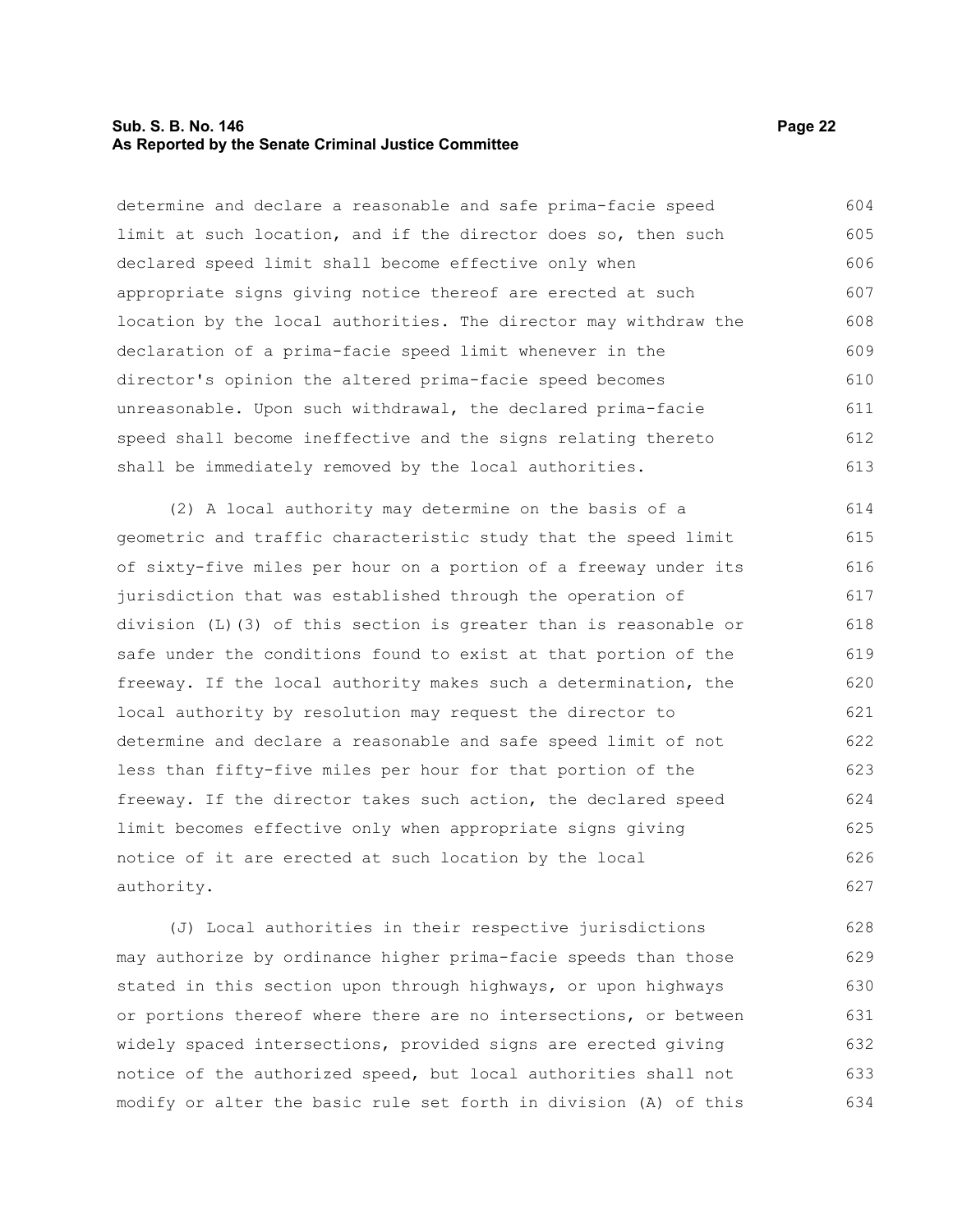determine and declare a reasonable and safe prima-facie speed limit at such location, and if the director does so, then such declared speed limit shall become effective only when appropriate signs giving notice thereof are erected at such location by the local authorities. The director may withdraw the declaration of a prima-facie speed limit whenever in the director's opinion the altered prima-facie speed becomes unreasonable. Upon such withdrawal, the declared prima-facie speed shall become ineffective and the signs relating thereto shall be immediately removed by the local authorities.

(2) A local authority may determine on the basis of a geometric and traffic characteristic study that the speed limit of sixty-five miles per hour on a portion of a freeway under its jurisdiction that was established through the operation of division (L)(3) of this section is greater than is reasonable or safe under the conditions found to exist at that portion of the freeway. If the local authority makes such a determination, the local authority by resolution may request the director to determine and declare a reasonable and safe speed limit of not less than fifty-five miles per hour for that portion of the freeway. If the director takes such action, the declared speed limit becomes effective only when appropriate signs giving notice of it are erected at such location by the local authority.

(J) Local authorities in their respective jurisdictions may authorize by ordinance higher prima-facie speeds than those stated in this section upon through highways, or upon highways or portions thereof where there are no intersections, or between widely spaced intersections, provided signs are erected giving notice of the authorized speed, but local authorities shall not modify or alter the basic rule set forth in division (A) of this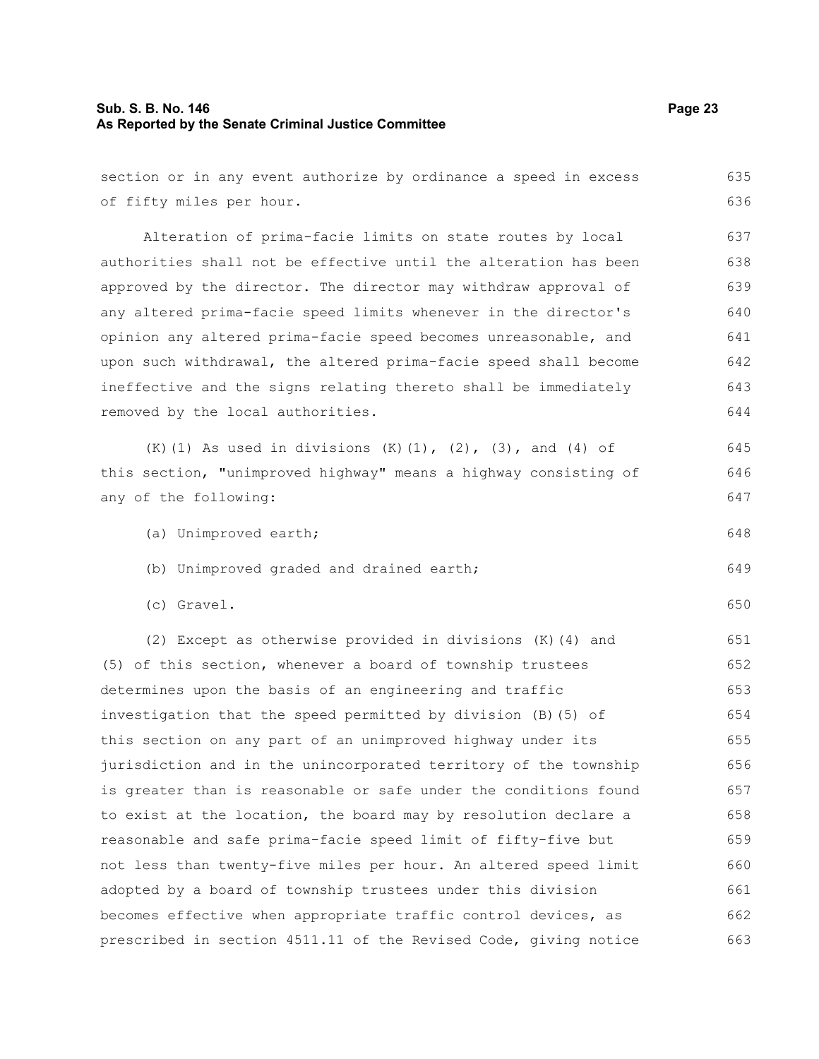section or in any event authorize by ordinance a speed in excess of fifty miles per hour.

Alteration of prima-facie limits on state routes by local authorities shall not be effective until the alteration has been approved by the director. The director may withdraw approval of any altered prima-facie speed limits whenever in the director's opinion any altered prima-facie speed becomes unreasonable, and upon such withdrawal, the altered prima-facie speed shall become ineffective and the signs relating thereto shall be immediately removed by the local authorities.

(K)(1) As used in divisions (K)(1), (2), (3), and (4) of this section, "unimproved highway" means a highway consisting of any of the following:

(a) Unimproved earth;

(b) Unimproved graded and drained earth;

(c) Gravel.

(2) Except as otherwise provided in divisions (K)(4) and (5) of this section, whenever a board of township trustees determines upon the basis of an engineering and traffic investigation that the speed permitted by division (B)(5) of this section on any part of an unimproved highway under its jurisdiction and in the unincorporated territory of the township is greater than is reasonable or safe under the conditions found to exist at the location, the board may by resolution declare a reasonable and safe prima-facie speed limit of fifty-five but not less than twenty-five miles per hour. An altered speed limit adopted by a board of township trustees under this division becomes effective when appropriate traffic control devices, as prescribed in section 4511.11 of the Revised Code, giving notice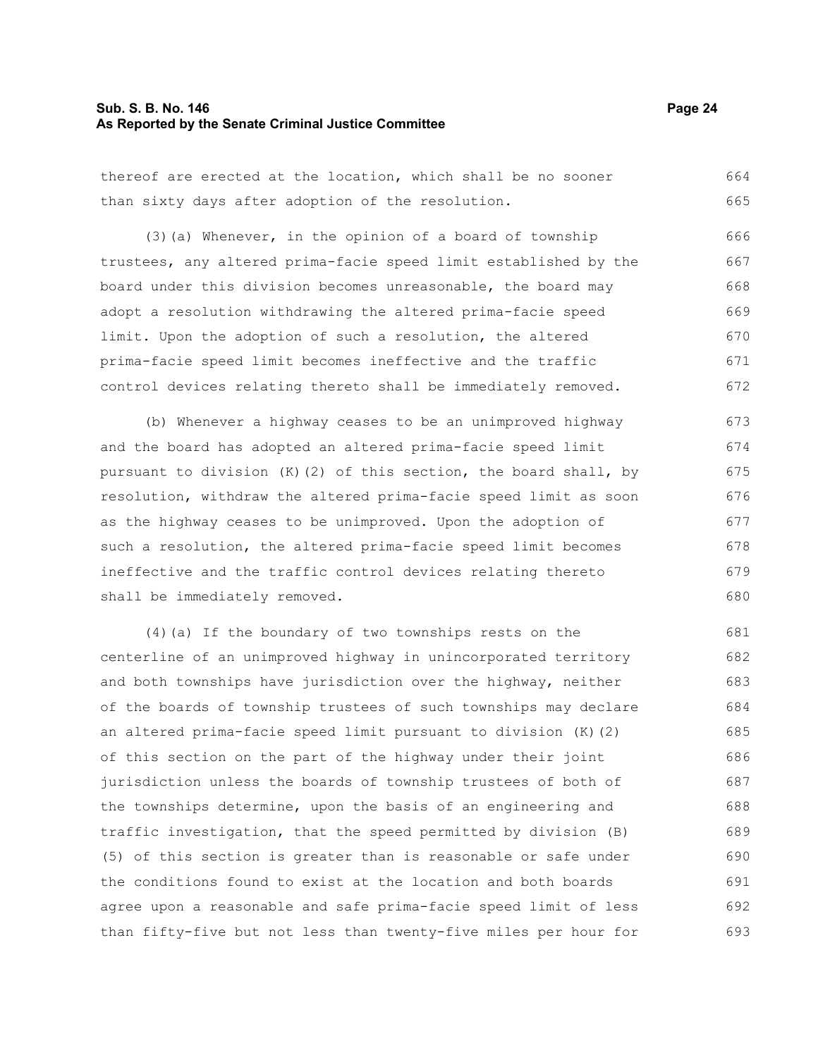thereof are erected at the location, which shall be no sooner than sixty days after adoption of the resolution.

(3)(a) Whenever, in the opinion of a board of township trustees, any altered prima-facie speed limit established by the board under this division becomes unreasonable, the board may adopt a resolution withdrawing the altered prima-facie speed limit. Upon the adoption of such a resolution, the altered prima-facie speed limit becomes ineffective and the traffic control devices relating thereto shall be immediately removed.

(b) Whenever a highway ceases to be an unimproved highway and the board has adopted an altered prima-facie speed limit pursuant to division (K)(2) of this section, the board shall, by resolution, withdraw the altered prima-facie speed limit as soon as the highway ceases to be unimproved. Upon the adoption of such a resolution, the altered prima-facie speed limit becomes ineffective and the traffic control devices relating thereto shall be immediately removed.

(4)(a) If the boundary of two townships rests on the centerline of an unimproved highway in unincorporated territory and both townships have jurisdiction over the highway, neither of the boards of township trustees of such townships may declare an altered prima-facie speed limit pursuant to division (K)(2) of this section on the part of the highway under their joint jurisdiction unless the boards of township trustees of both of the townships determine, upon the basis of an engineering and traffic investigation, that the speed permitted by division (B)(5) of this section is greater than is reasonable or safe under the conditions found to exist at the location and both boards agree upon a reasonable and safe prima-facie speed limit of less than fifty-five but not less than twenty-five miles per hour for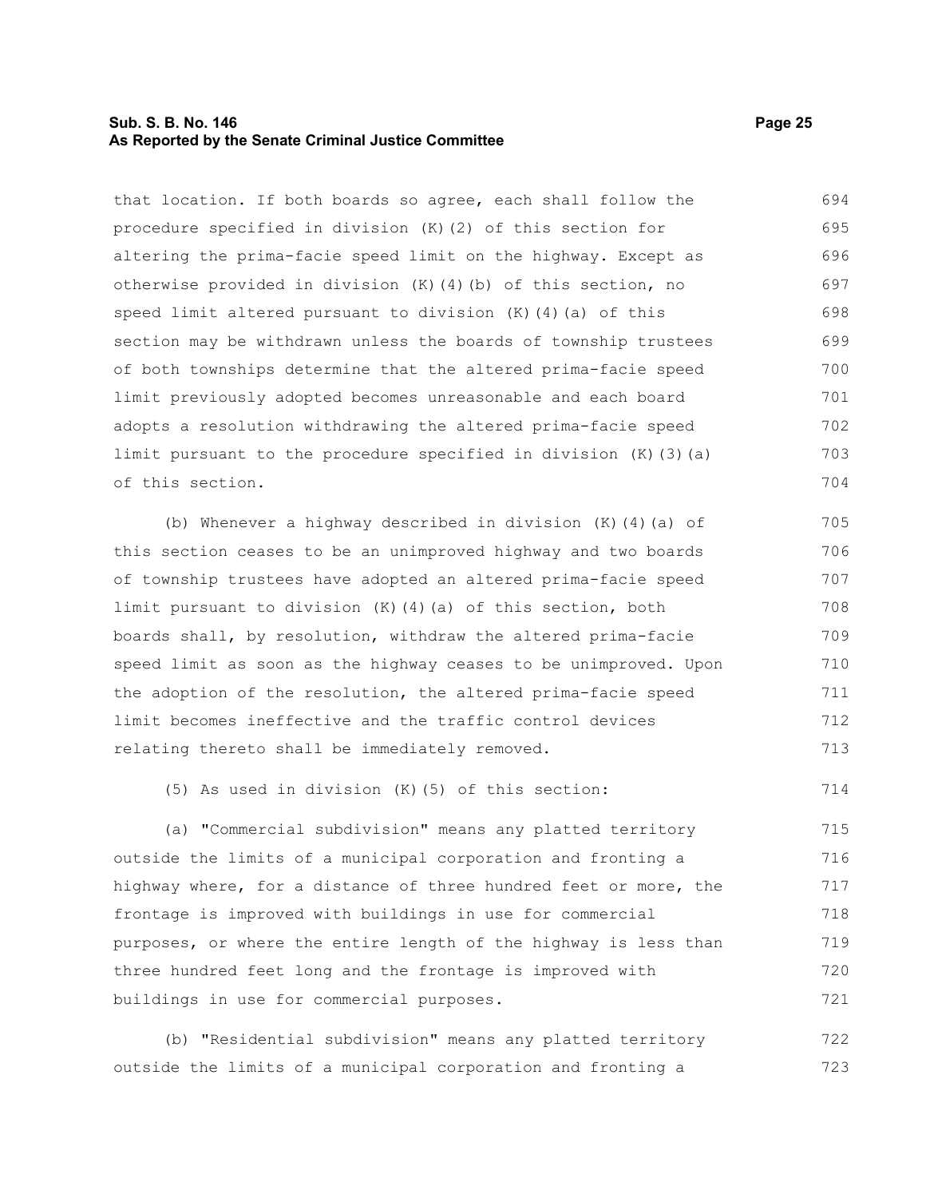that location. If both boards so agree, each shall follow the procedure specified in division (K)(2) of this section for altering the prima-facie speed limit on the highway. Except as otherwise provided in division (K)(4)(b) of this section, no speed limit altered pursuant to division (K)(4)(a) of this section may be withdrawn unless the boards of township trustees of both townships determine that the altered prima-facie speed limit previously adopted becomes unreasonable and each board adopts a resolution withdrawing the altered prima-facie speed limit pursuant to the procedure specified in division (K)(3)(a) of this section.

(b) Whenever a highway described in division (K)(4)(a) of this section ceases to be an unimproved highway and two boards of township trustees have adopted an altered prima-facie speed limit pursuant to division (K)(4)(a) of this section, both boards shall, by resolution, withdraw the altered prima-facie speed limit as soon as the highway ceases to be unimproved. Upon the adoption of the resolution, the altered prima-facie speed limit becomes ineffective and the traffic control devices relating thereto shall be immediately removed.

(5) As used in division (K)(5) of this section:

(a) "Commercial subdivision" means any platted territory outside the limits of a municipal corporation and fronting a highway where, for a distance of three hundred feet or more, the frontage is improved with buildings in use for commercial purposes, or where the entire length of the highway is less than three hundred feet long and the frontage is improved with buildings in use for commercial purposes.

(b) "Residential subdivision" means any platted territory outside the limits of a municipal corporation and fronting a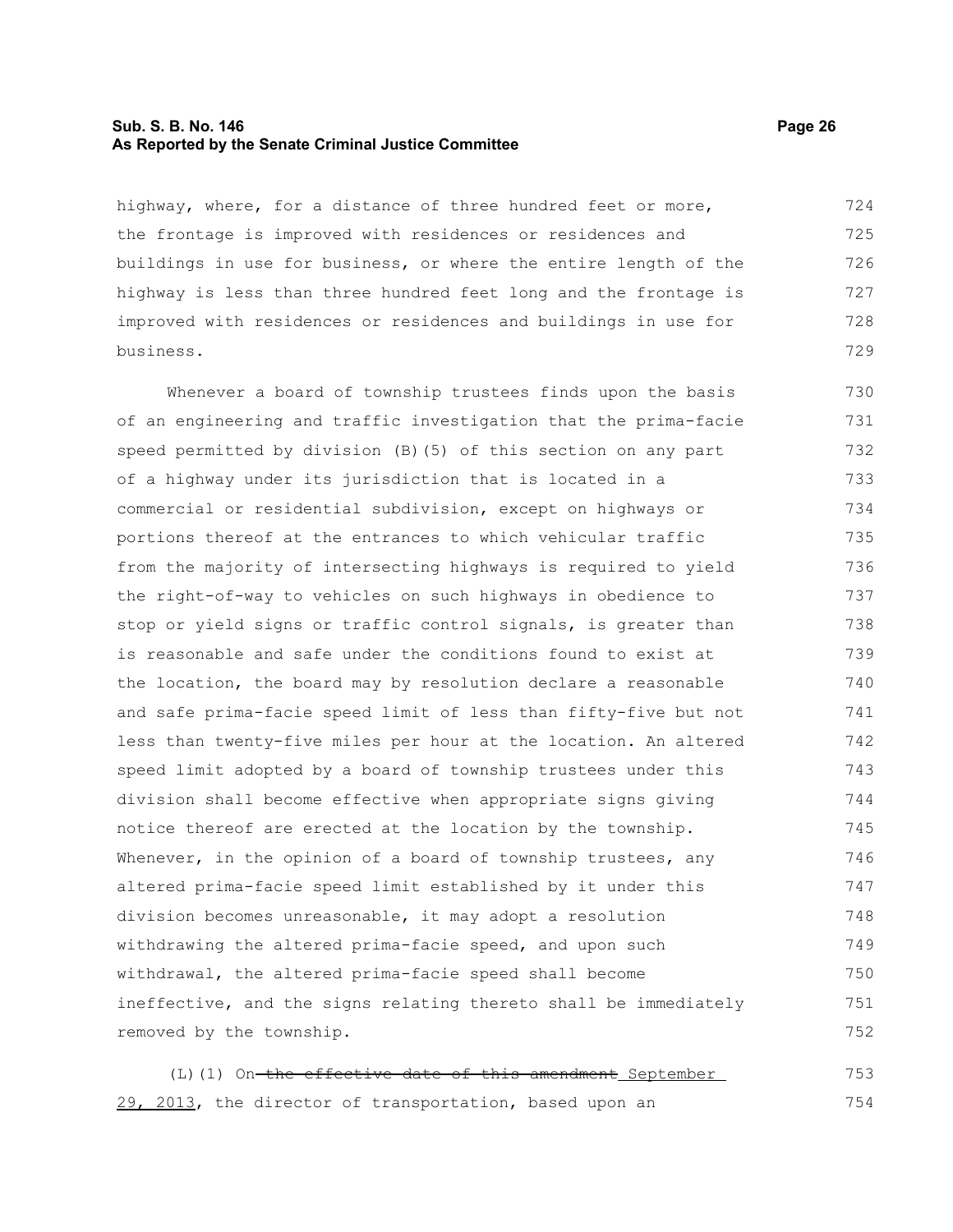highway, where, for a distance of three hundred feet or more, the frontage is improved with residences or residences and buildings in use for business, or where the entire length of the highway is less than three hundred feet long and the frontage is improved with residences or residences and buildings in use for business.

Whenever a board of township trustees finds upon the basis of an engineering and traffic investigation that the prima-facie speed permitted by division (B)(5) of this section on any part of a highway under its jurisdiction that is located in a commercial or residential subdivision, except on highways or portions thereof at the entrances to which vehicular traffic from the majority of intersecting highways is required to yield the right-of-way to vehicles on such highways in obedience to stop or yield signs or traffic control signals, is greater than is reasonable and safe under the conditions found to exist at the location, the board may by resolution declare a reasonable and safe prima-facie speed limit of less than fifty-five but not less than twenty-five miles per hour at the location. An altered speed limit adopted by a board of township trustees under this division shall become effective when appropriate signs giving notice thereof are erected at the location by the township. Whenever, in the opinion of a board of township trustees, any altered prima-facie speed limit established by it under this division becomes unreasonable, it may adopt a resolution withdrawing the altered prima-facie speed, and upon such withdrawal, the altered prima-facie speed shall become ineffective, and the signs relating thereto shall be immediately removed by the township.

(L)(1) On ~~the effective date of this amendment~~ <u>September 29, 2013</u>, the director of transportation, based upon an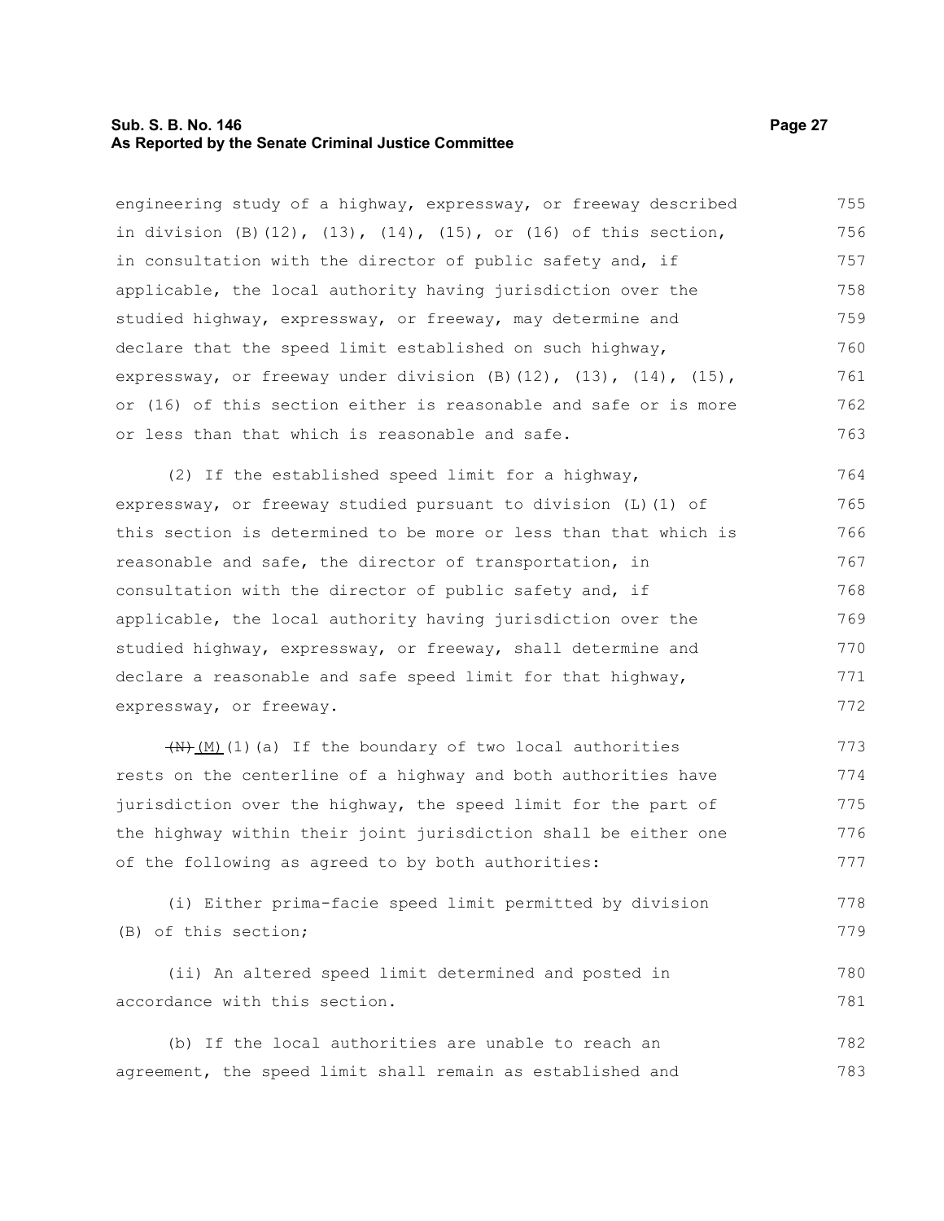engineering study of a highway, expressway, or freeway described in division (B)(12), (13), (14), (15), or (16) of this section, in consultation with the director of public safety and, if applicable, the local authority having jurisdiction over the studied highway, expressway, or freeway, may determine and declare that the speed limit established on such highway, expressway, or freeway under division (B)(12), (13), (14), (15), or (16) of this section either is reasonable and safe or is more or less than that which is reasonable and safe.

(2) If the established speed limit for a highway, expressway, or freeway studied pursuant to division (L)(1) of this section is determined to be more or less than that which is reasonable and safe, the director of transportation, in consultation with the director of public safety and, if applicable, the local authority having jurisdiction over the studied highway, expressway, or freeway, shall determine and declare a reasonable and safe speed limit for that highway, expressway, or freeway.

~~(N)~~ (M)(1)(a) If the boundary of two local authorities rests on the centerline of a highway and both authorities have jurisdiction over the highway, the speed limit for the part of the highway within their joint jurisdiction shall be either one of the following as agreed to by both authorities:

(i) Either prima-facie speed limit permitted by division (B) of this section;

(ii) An altered speed limit determined and posted in accordance with this section.

(b) If the local authorities are unable to reach an agreement, the speed limit shall remain as established and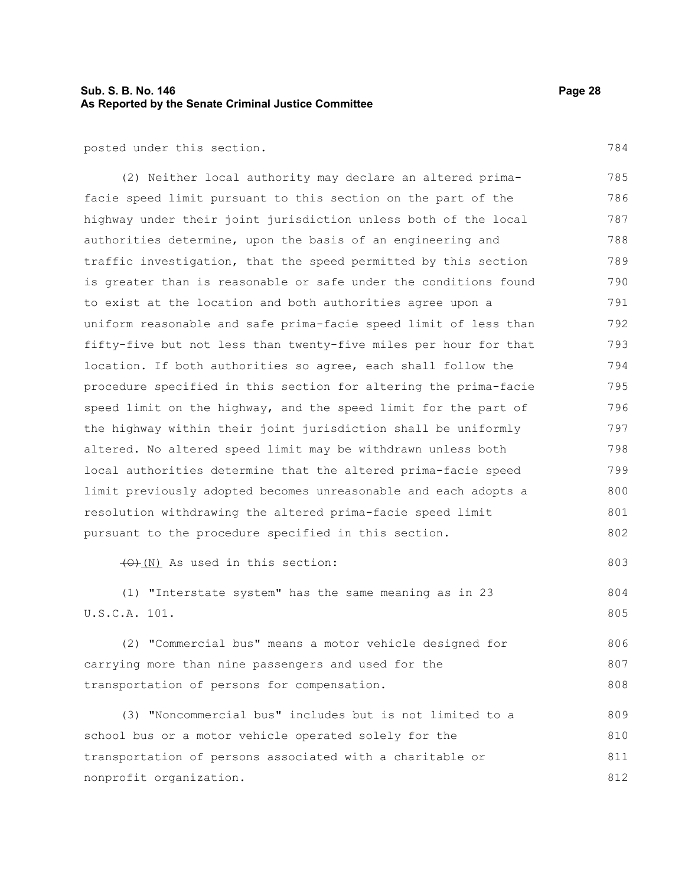posted under this section.

(2) Neither local authority may declare an altered prima-facie speed limit pursuant to this section on the part of the highway under their joint jurisdiction unless both of the local authorities determine, upon the basis of an engineering and traffic investigation, that the speed permitted by this section is greater than is reasonable or safe under the conditions found to exist at the location and both authorities agree upon a uniform reasonable and safe prima-facie speed limit of less than fifty-five but not less than twenty-five miles per hour for that location. If both authorities so agree, each shall follow the procedure specified in this section for altering the prima-facie speed limit on the highway, and the speed limit for the part of the highway within their joint jurisdiction shall be uniformly altered. No altered speed limit may be withdrawn unless both local authorities determine that the altered prima-facie speed limit previously adopted becomes unreasonable and each adopts a resolution withdrawing the altered prima-facie speed limit pursuant to the procedure specified in this section.

~~(O)~~ (N) As used in this section:

(1) "Interstate system" has the same meaning as in 23 U.S.C.A. 101.

(2) "Commercial bus" means a motor vehicle designed for carrying more than nine passengers and used for the transportation of persons for compensation.

(3) "Noncommercial bus" includes but is not limited to a school bus or a motor vehicle operated solely for the transportation of persons associated with a charitable or nonprofit organization.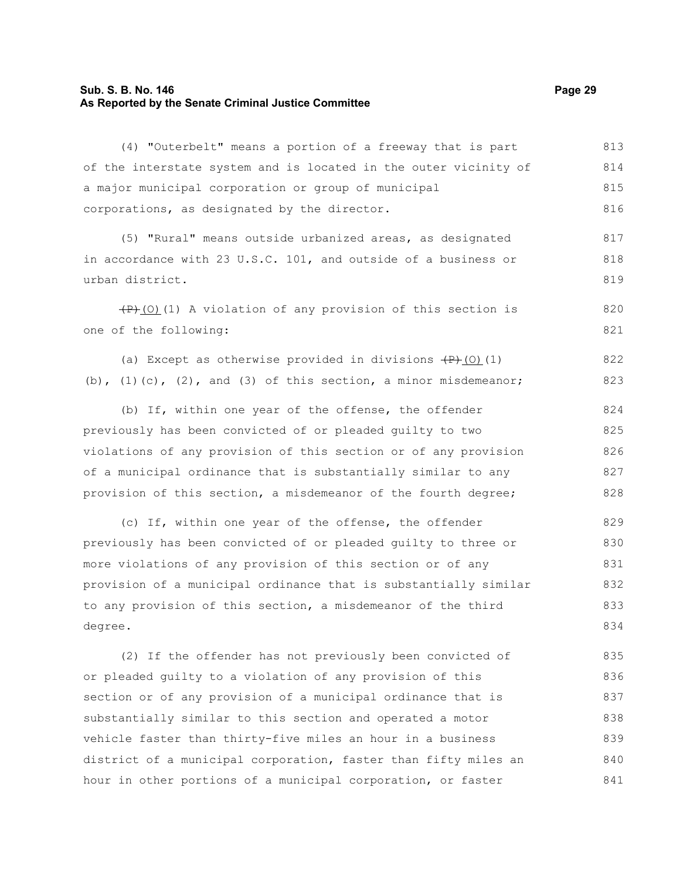(4) "Outerbelt" means a portion of a freeway that is part of the interstate system and is located in the outer vicinity of a major municipal corporation or group of municipal corporations, as designated by the director.

(5) "Rural" means outside urbanized areas, as designated in accordance with 23 U.S.C. 101, and outside of a business or urban district.

~~(P)~~ (O)(1) A violation of any provision of this section is one of the following:

(a) Except as otherwise provided in divisions ~~(P)~~ (O)(1)(b), (1)(c), (2), and (3) of this section, a minor misdemeanor;

(b) If, within one year of the offense, the offender previously has been convicted of or pleaded guilty to two violations of any provision of this section or of any provision of a municipal ordinance that is substantially similar to any provision of this section, a misdemeanor of the fourth degree;

(c) If, within one year of the offense, the offender previously has been convicted of or pleaded guilty to three or more violations of any provision of this section or of any provision of a municipal ordinance that is substantially similar to any provision of this section, a misdemeanor of the third degree.

(2) If the offender has not previously been convicted of or pleaded guilty to a violation of any provision of this section or of any provision of a municipal ordinance that is substantially similar to this section and operated a motor vehicle faster than thirty-five miles an hour in a business district of a municipal corporation, faster than fifty miles an hour in other portions of a municipal corporation, or faster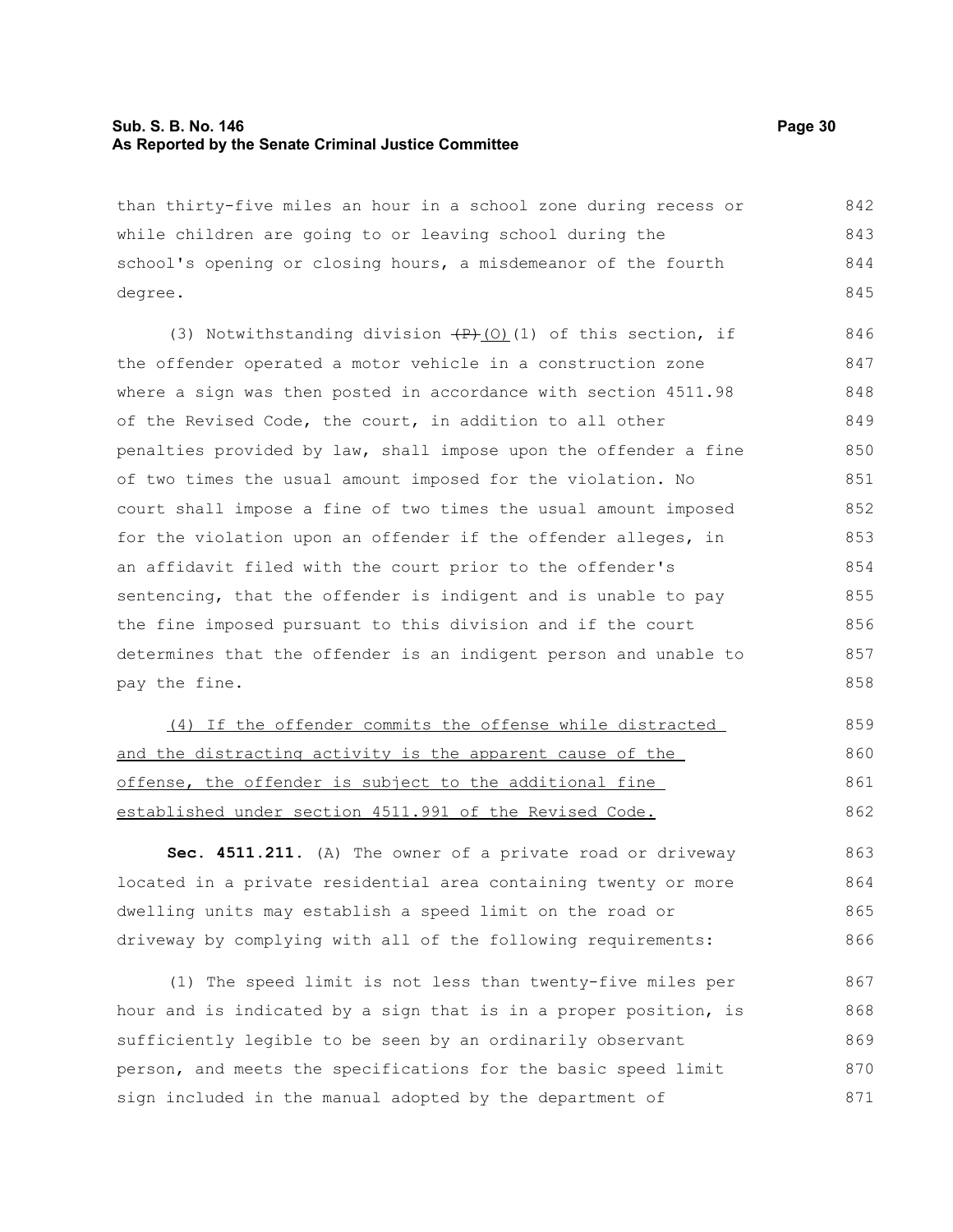than thirty-five miles an hour in a school zone during recess or while children are going to or leaving school during the school's opening or closing hours, a misdemeanor of the fourth degree.

(3) Notwithstanding division ~~(P)~~(O)(1) of this section, if the offender operated a motor vehicle in a construction zone where a sign was then posted in accordance with section 4511.98 of the Revised Code, the court, in addition to all other penalties provided by law, shall impose upon the offender a fine of two times the usual amount imposed for the violation. No court shall impose a fine of two times the usual amount imposed for the violation upon an offender if the offender alleges, in an affidavit filed with the court prior to the offender's sentencing, that the offender is indigent and is unable to pay the fine imposed pursuant to this division and if the court determines that the offender is an indigent person and unable to pay the fine.

<u>(4) If the offender commits the offense while distracted and the distracting activity is the apparent cause of the offense, the offender is subject to the additional fine established under section 4511.991 of the Revised Code.</u>

**Sec. 4511.211.** (A) The owner of a private road or driveway located in a private residential area containing twenty or more dwelling units may establish a speed limit on the road or driveway by complying with all of the following requirements:

(1) The speed limit is not less than twenty-five miles per hour and is indicated by a sign that is in a proper position, is sufficiently legible to be seen by an ordinarily observant person, and meets the specifications for the basic speed limit sign included in the manual adopted by the department of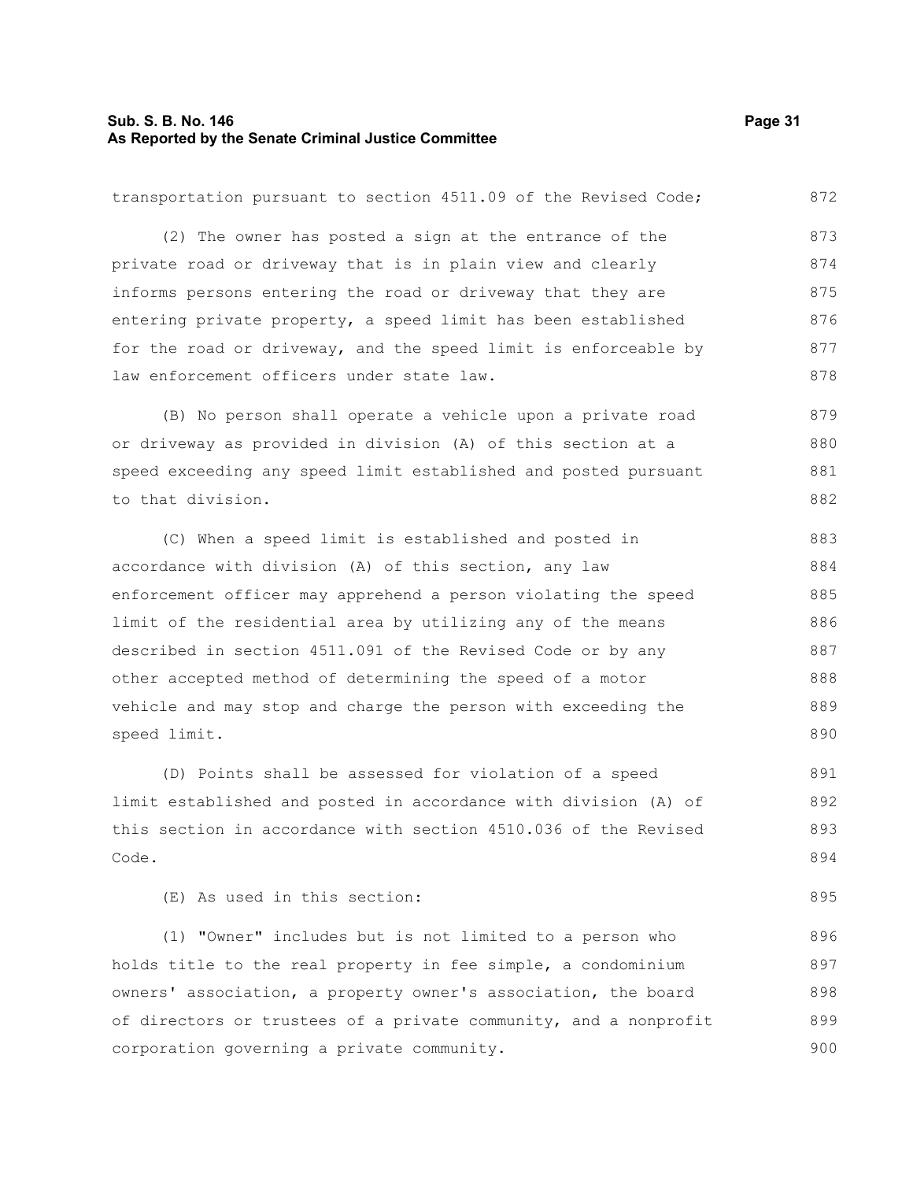transportation pursuant to section 4511.09 of the Revised Code;

(2) The owner has posted a sign at the entrance of the private road or driveway that is in plain view and clearly informs persons entering the road or driveway that they are entering private property, a speed limit has been established for the road or driveway, and the speed limit is enforceable by law enforcement officers under state law.

(B) No person shall operate a vehicle upon a private road or driveway as provided in division (A) of this section at a speed exceeding any speed limit established and posted pursuant to that division.

(C) When a speed limit is established and posted in accordance with division (A) of this section, any law enforcement officer may apprehend a person violating the speed limit of the residential area by utilizing any of the means described in section 4511.091 of the Revised Code or by any other accepted method of determining the speed of a motor vehicle and may stop and charge the person with exceeding the speed limit.

(D) Points shall be assessed for violation of a speed limit established and posted in accordance with division (A) of this section in accordance with section 4510.036 of the Revised Code.

(E) As used in this section:

(1) "Owner" includes but is not limited to a person who holds title to the real property in fee simple, a condominium owners' association, a property owner's association, the board of directors or trustees of a private community, and a nonprofit corporation governing a private community.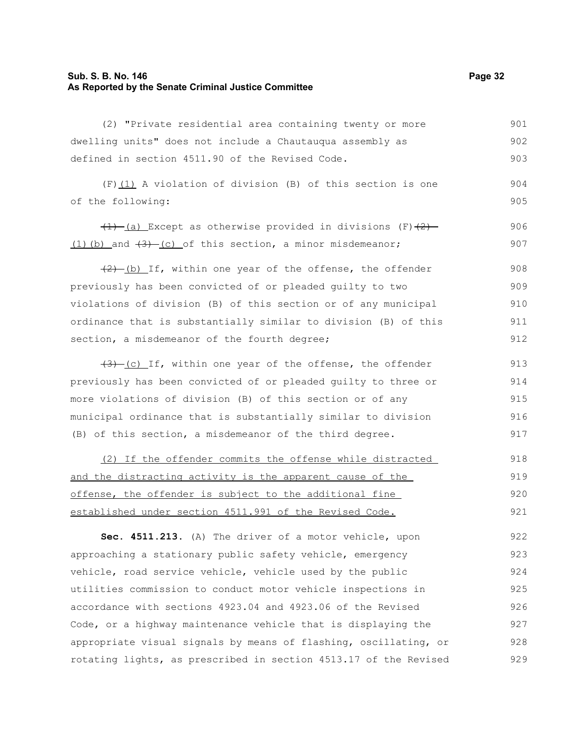(2) "Private residential area containing twenty or more dwelling units" does not include a Chautauqua assembly as defined in section 4511.90 of the Revised Code.

(F)<u>(1)</u> A violation of division (B) of this section is one of the following:

~~(1)~~ <u>(a)</u> Except as otherwise provided in divisions (F)~~(2)~~ <u>(1)(b)</u> and ~~(3)~~ <u>(c)</u> of this section, a minor misdemeanor;

~~(2)~~ <u>(b)</u> If, within one year of the offense, the offender previously has been convicted of or pleaded guilty to two violations of division (B) of this section or of any municipal ordinance that is substantially similar to division (B) of this section, a misdemeanor of the fourth degree;

~~(3)~~ <u>(c)</u> If, within one year of the offense, the offender previously has been convicted of or pleaded guilty to three or more violations of division (B) of this section or of any municipal ordinance that is substantially similar to division (B) of this section, a misdemeanor of the third degree.

<u>(2) If the offender commits the offense while distracted and the distracting activity is the apparent cause of the offense, the offender is subject to the additional fine established under section 4511.991 of the Revised Code.</u>

**Sec. 4511.213.** (A) The driver of a motor vehicle, upon approaching a stationary public safety vehicle, emergency vehicle, road service vehicle, vehicle used by the public utilities commission to conduct motor vehicle inspections in accordance with sections 4923.04 and 4923.06 of the Revised Code, or a highway maintenance vehicle that is displaying the appropriate visual signals by means of flashing, oscillating, or rotating lights, as prescribed in section 4513.17 of the Revised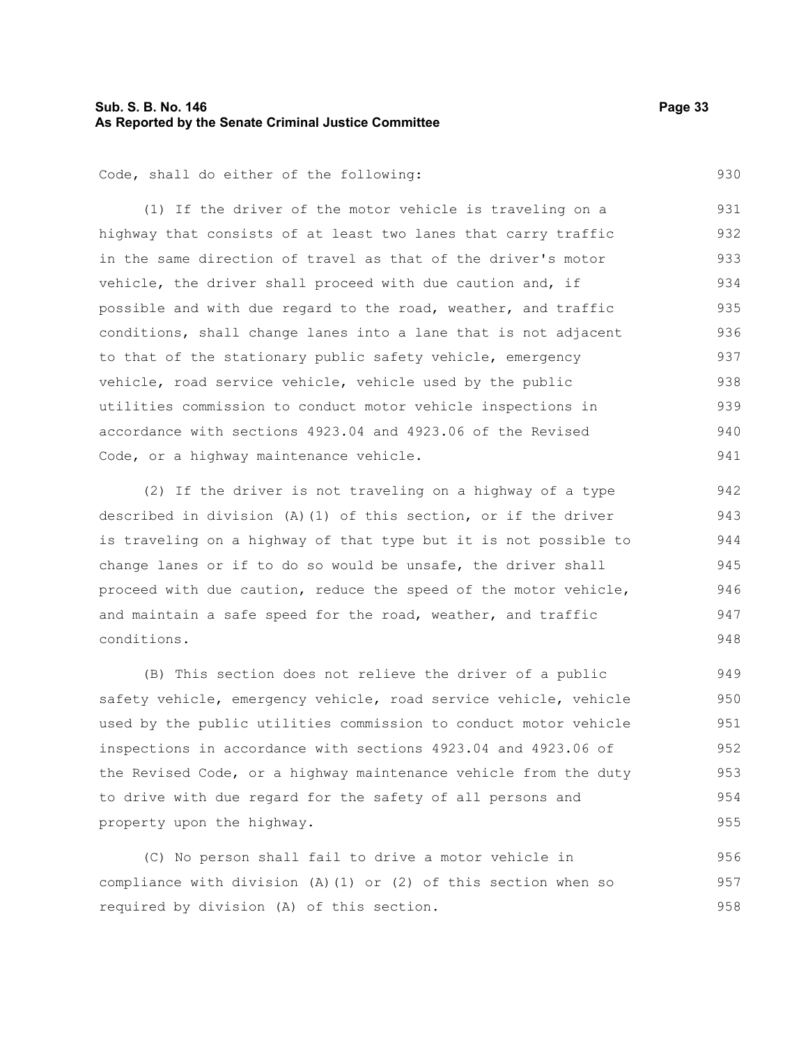Code, shall do either of the following:

(1) If the driver of the motor vehicle is traveling on a highway that consists of at least two lanes that carry traffic in the same direction of travel as that of the driver's motor vehicle, the driver shall proceed with due caution and, if possible and with due regard to the road, weather, and traffic conditions, shall change lanes into a lane that is not adjacent to that of the stationary public safety vehicle, emergency vehicle, road service vehicle, vehicle used by the public utilities commission to conduct motor vehicle inspections in accordance with sections 4923.04 and 4923.06 of the Revised Code, or a highway maintenance vehicle.

(2) If the driver is not traveling on a highway of a type described in division (A)(1) of this section, or if the driver is traveling on a highway of that type but it is not possible to change lanes or if to do so would be unsafe, the driver shall proceed with due caution, reduce the speed of the motor vehicle, and maintain a safe speed for the road, weather, and traffic conditions.

(B) This section does not relieve the driver of a public safety vehicle, emergency vehicle, road service vehicle, vehicle used by the public utilities commission to conduct motor vehicle inspections in accordance with sections 4923.04 and 4923.06 of the Revised Code, or a highway maintenance vehicle from the duty to drive with due regard for the safety of all persons and property upon the highway.

(C) No person shall fail to drive a motor vehicle in compliance with division (A)(1) or (2) of this section when so required by division (A) of this section.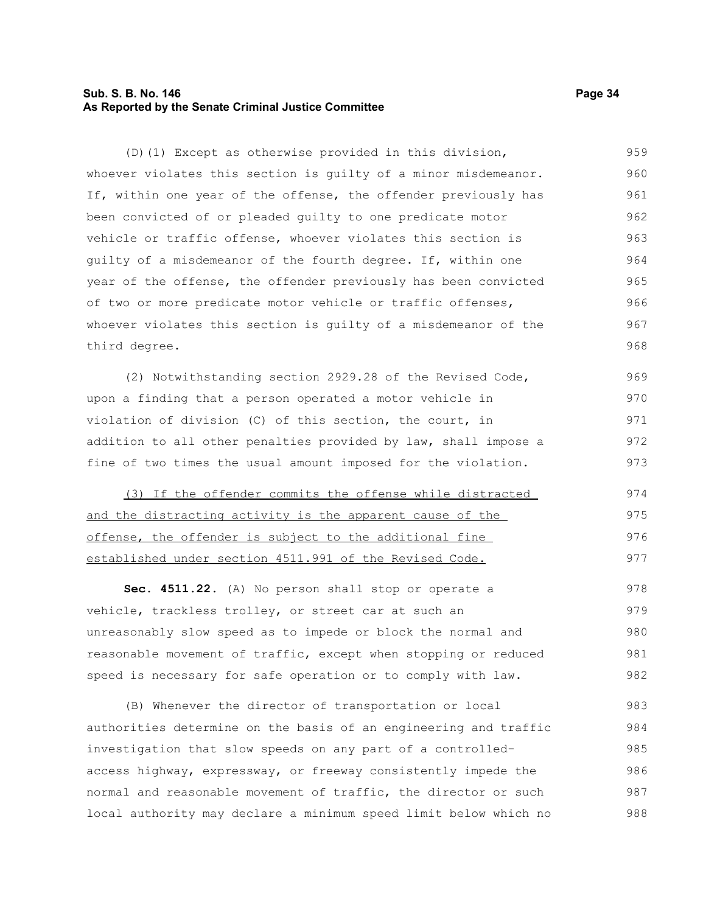(D)(1) Except as otherwise provided in this division, whoever violates this section is guilty of a minor misdemeanor. If, within one year of the offense, the offender previously has been convicted of or pleaded guilty to one predicate motor vehicle or traffic offense, whoever violates this section is guilty of a misdemeanor of the fourth degree. If, within one year of the offense, the offender previously has been convicted of two or more predicate motor vehicle or traffic offenses, whoever violates this section is guilty of a misdemeanor of the third degree.

(2) Notwithstanding section 2929.28 of the Revised Code, upon a finding that a person operated a motor vehicle in violation of division (C) of this section, the court, in addition to all other penalties provided by law, shall impose a fine of two times the usual amount imposed for the violation.

<u>(3) If the offender commits the offense while distracted and the distracting activity is the apparent cause of the offense, the offender is subject to the additional fine established under section 4511.991 of the Revised Code.</u>

**Sec. 4511.22.** (A) No person shall stop or operate a vehicle, trackless trolley, or street car at such an unreasonably slow speed as to impede or block the normal and reasonable movement of traffic, except when stopping or reduced speed is necessary for safe operation or to comply with law.

(B) Whenever the director of transportation or local authorities determine on the basis of an engineering and traffic investigation that slow speeds on any part of a controlled-access highway, expressway, or freeway consistently impede the normal and reasonable movement of traffic, the director or such local authority may declare a minimum speed limit below which no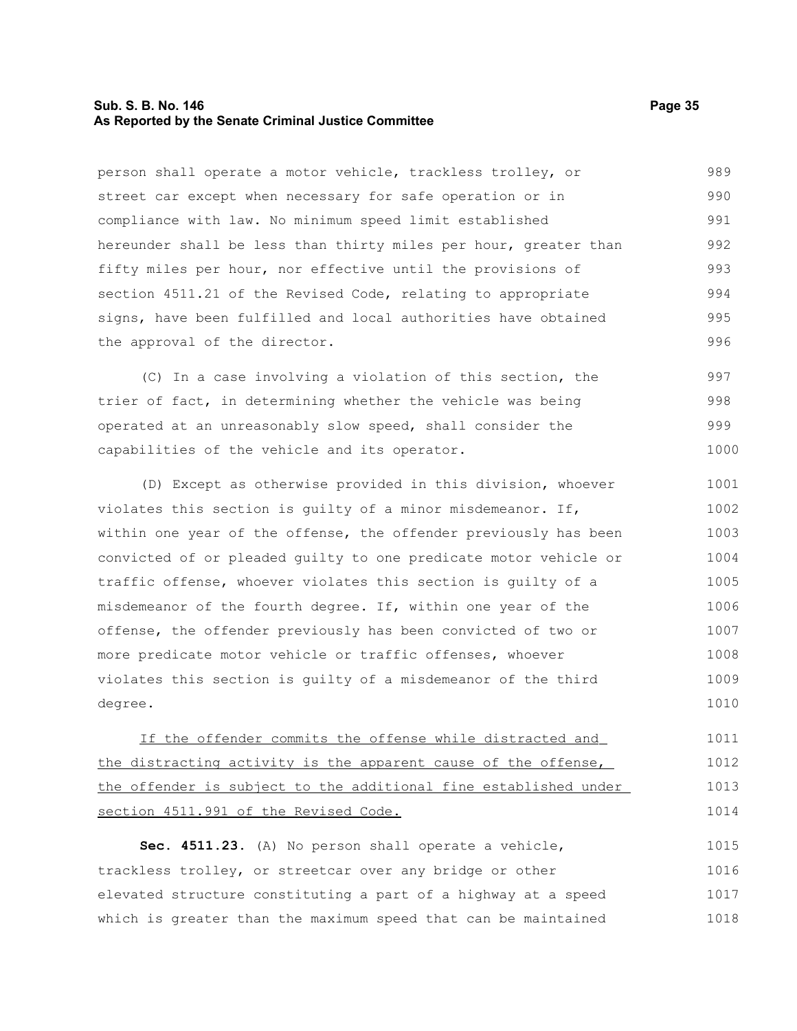person shall operate a motor vehicle, trackless trolley, or street car except when necessary for safe operation or in compliance with law. No minimum speed limit established hereunder shall be less than thirty miles per hour, greater than fifty miles per hour, nor effective until the provisions of section 4511.21 of the Revised Code, relating to appropriate signs, have been fulfilled and local authorities have obtained the approval of the director.

(C) In a case involving a violation of this section, the trier of fact, in determining whether the vehicle was being operated at an unreasonably slow speed, shall consider the capabilities of the vehicle and its operator.

(D) Except as otherwise provided in this division, whoever violates this section is guilty of a minor misdemeanor. If, within one year of the offense, the offender previously has been convicted of or pleaded guilty to one predicate motor vehicle or traffic offense, whoever violates this section is guilty of a misdemeanor of the fourth degree. If, within one year of the offense, the offender previously has been convicted of two or more predicate motor vehicle or traffic offenses, whoever violates this section is guilty of a misdemeanor of the third degree.

<u>If the offender commits the offense while distracted and the distracting activity is the apparent cause of the offense, the offender is subject to the additional fine established under section 4511.991 of the Revised Code.</u>

**Sec. 4511.23.** (A) No person shall operate a vehicle, trackless trolley, or streetcar over any bridge or other elevated structure constituting a part of a highway at a speed which is greater than the maximum speed that can be maintained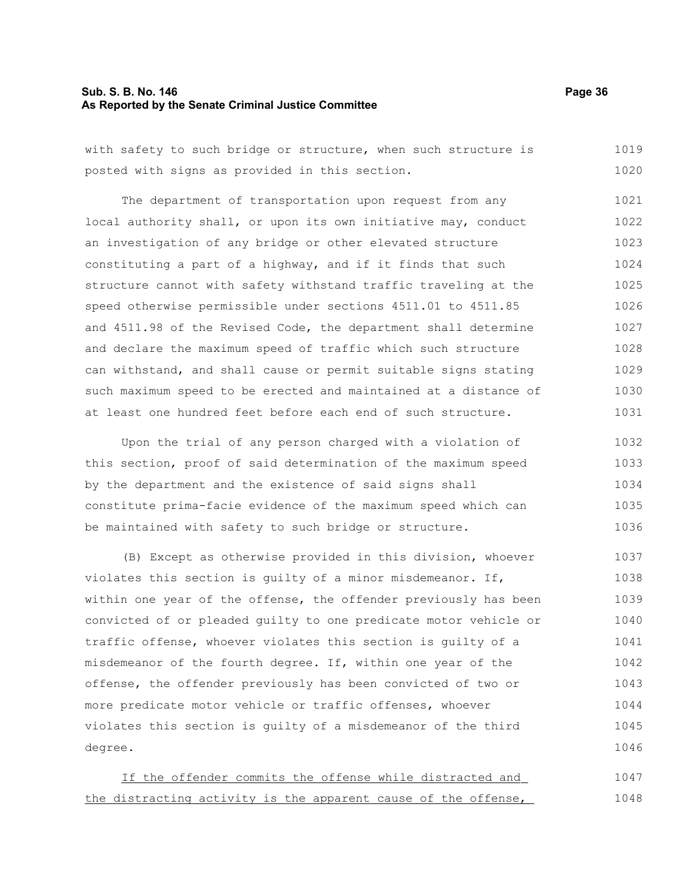with safety to such bridge or structure, when such structure is posted with signs as provided in this section.

The department of transportation upon request from any local authority shall, or upon its own initiative may, conduct an investigation of any bridge or other elevated structure constituting a part of a highway, and if it finds that such structure cannot with safety withstand traffic traveling at the speed otherwise permissible under sections 4511.01 to 4511.85 and 4511.98 of the Revised Code, the department shall determine and declare the maximum speed of traffic which such structure can withstand, and shall cause or permit suitable signs stating such maximum speed to be erected and maintained at a distance of at least one hundred feet before each end of such structure.

Upon the trial of any person charged with a violation of this section, proof of said determination of the maximum speed by the department and the existence of said signs shall constitute prima-facie evidence of the maximum speed which can be maintained with safety to such bridge or structure.

(B) Except as otherwise provided in this division, whoever violates this section is guilty of a minor misdemeanor. If, within one year of the offense, the offender previously has been convicted of or pleaded guilty to one predicate motor vehicle or traffic offense, whoever violates this section is guilty of a misdemeanor of the fourth degree. If, within one year of the offense, the offender previously has been convicted of two or more predicate motor vehicle or traffic offenses, whoever violates this section is guilty of a misdemeanor of the third degree.

<u>If the offender commits the offense while distracted and the distracting activity is the apparent cause of the offense,</u>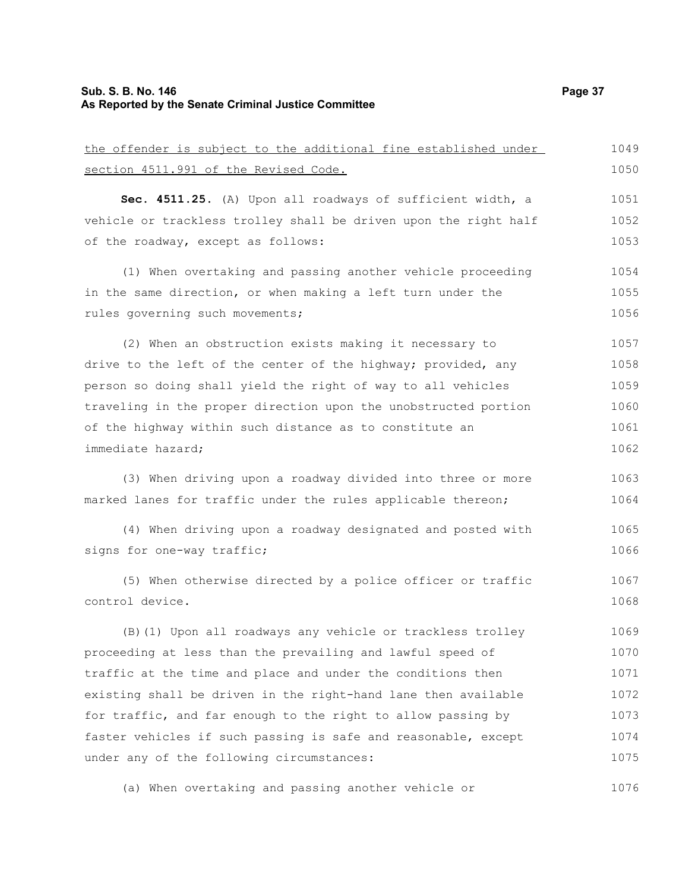<u>the offender is subject to the additional fine established under section 4511.991 of the Revised Code.</u>

**Sec. 4511.25.** (A) Upon all roadways of sufficient width, a vehicle or trackless trolley shall be driven upon the right half of the roadway, except as follows:

(1) When overtaking and passing another vehicle proceeding in the same direction, or when making a left turn under the rules governing such movements;

(2) When an obstruction exists making it necessary to drive to the left of the center of the highway; provided, any person so doing shall yield the right of way to all vehicles traveling in the proper direction upon the unobstructed portion of the highway within such distance as to constitute an immediate hazard;

(3) When driving upon a roadway divided into three or more marked lanes for traffic under the rules applicable thereon;

(4) When driving upon a roadway designated and posted with signs for one-way traffic;

(5) When otherwise directed by a police officer or traffic control device.

(B)(1) Upon all roadways any vehicle or trackless trolley proceeding at less than the prevailing and lawful speed of traffic at the time and place and under the conditions then existing shall be driven in the right-hand lane then available for traffic, and far enough to the right to allow passing by faster vehicles if such passing is safe and reasonable, except under any of the following circumstances:

(a) When overtaking and passing another vehicle or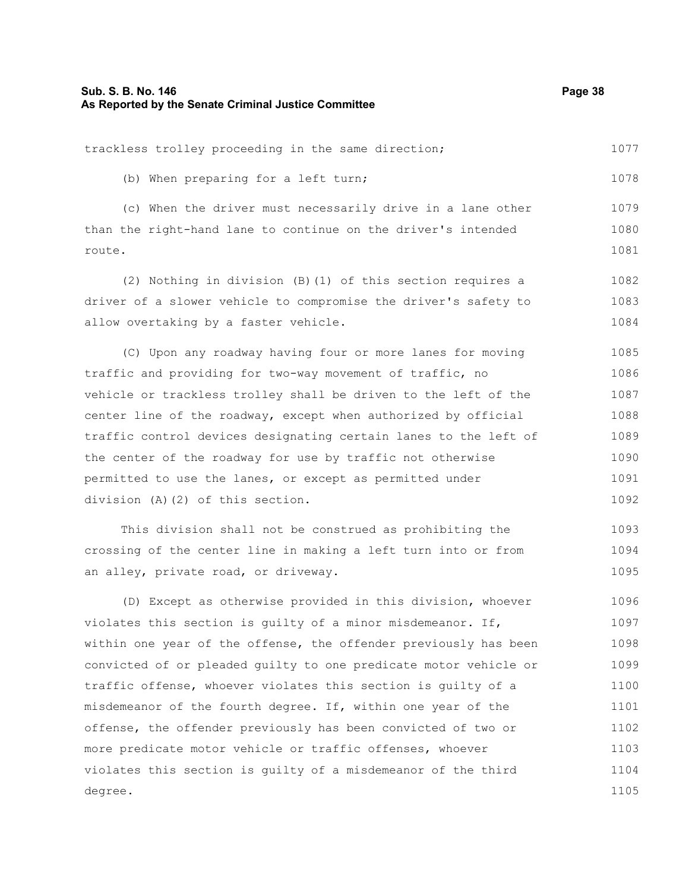trackless trolley proceeding in the same direction;

(b) When preparing for a left turn;

(c) When the driver must necessarily drive in a lane other than the right-hand lane to continue on the driver's intended route.

(2) Nothing in division (B)(1) of this section requires a driver of a slower vehicle to compromise the driver's safety to allow overtaking by a faster vehicle.

(C) Upon any roadway having four or more lanes for moving traffic and providing for two-way movement of traffic, no vehicle or trackless trolley shall be driven to the left of the center line of the roadway, except when authorized by official traffic control devices designating certain lanes to the left of the center of the roadway for use by traffic not otherwise permitted to use the lanes, or except as permitted under division (A)(2) of this section.

This division shall not be construed as prohibiting the crossing of the center line in making a left turn into or from an alley, private road, or driveway.

(D) Except as otherwise provided in this division, whoever violates this section is guilty of a minor misdemeanor. If, within one year of the offense, the offender previously has been convicted of or pleaded guilty to one predicate motor vehicle or traffic offense, whoever violates this section is guilty of a misdemeanor of the fourth degree. If, within one year of the offense, the offender previously has been convicted of two or more predicate motor vehicle or traffic offenses, whoever violates this section is guilty of a misdemeanor of the third degree.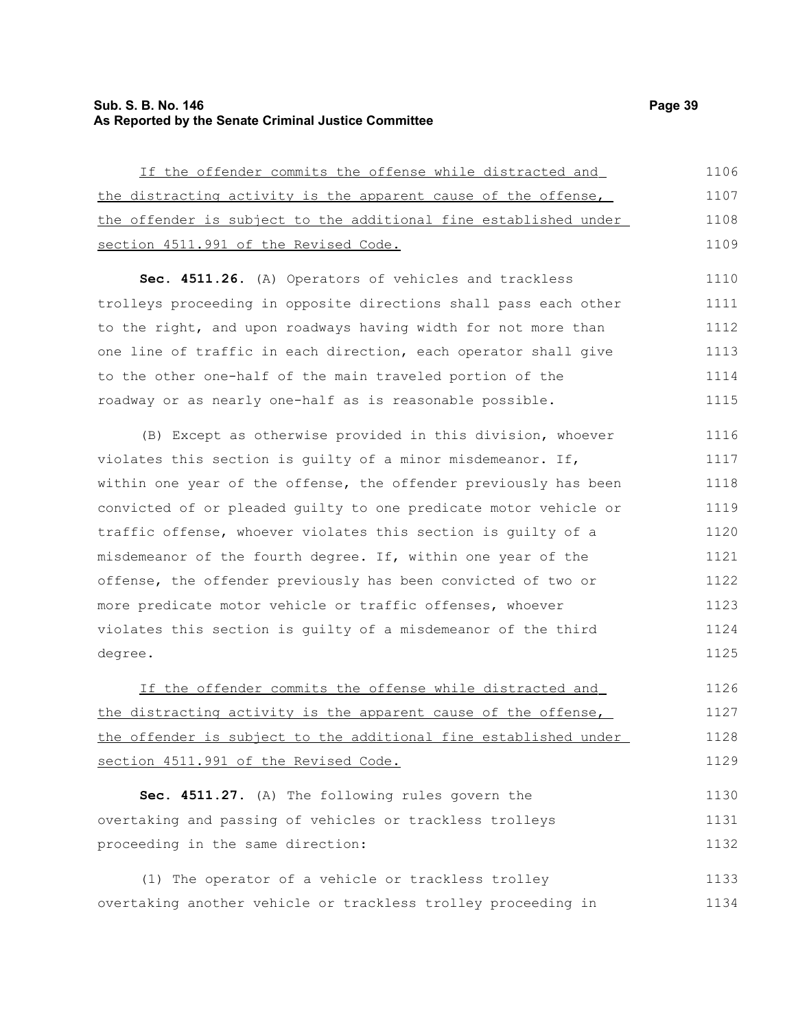If the offender commits the offense while distracted and the distracting activity is the apparent cause of the offense, the offender is subject to the additional fine established under section 4511.991 of the Revised Code.

**Sec. 4511.26.** (A) Operators of vehicles and trackless trolleys proceeding in opposite directions shall pass each other to the right, and upon roadways having width for not more than one line of traffic in each direction, each operator shall give to the other one-half of the main traveled portion of the roadway or as nearly one-half as is reasonable possible.

(B) Except as otherwise provided in this division, whoever violates this section is guilty of a minor misdemeanor. If, within one year of the offense, the offender previously has been convicted of or pleaded guilty to one predicate motor vehicle or traffic offense, whoever violates this section is guilty of a misdemeanor of the fourth degree. If, within one year of the offense, the offender previously has been convicted of two or more predicate motor vehicle or traffic offenses, whoever violates this section is guilty of a misdemeanor of the third degree.

If the offender commits the offense while distracted and the distracting activity is the apparent cause of the offense, the offender is subject to the additional fine established under section 4511.991 of the Revised Code.

**Sec. 4511.27.** (A) The following rules govern the overtaking and passing of vehicles or trackless trolleys proceeding in the same direction:

(1) The operator of a vehicle or trackless trolley overtaking another vehicle or trackless trolley proceeding in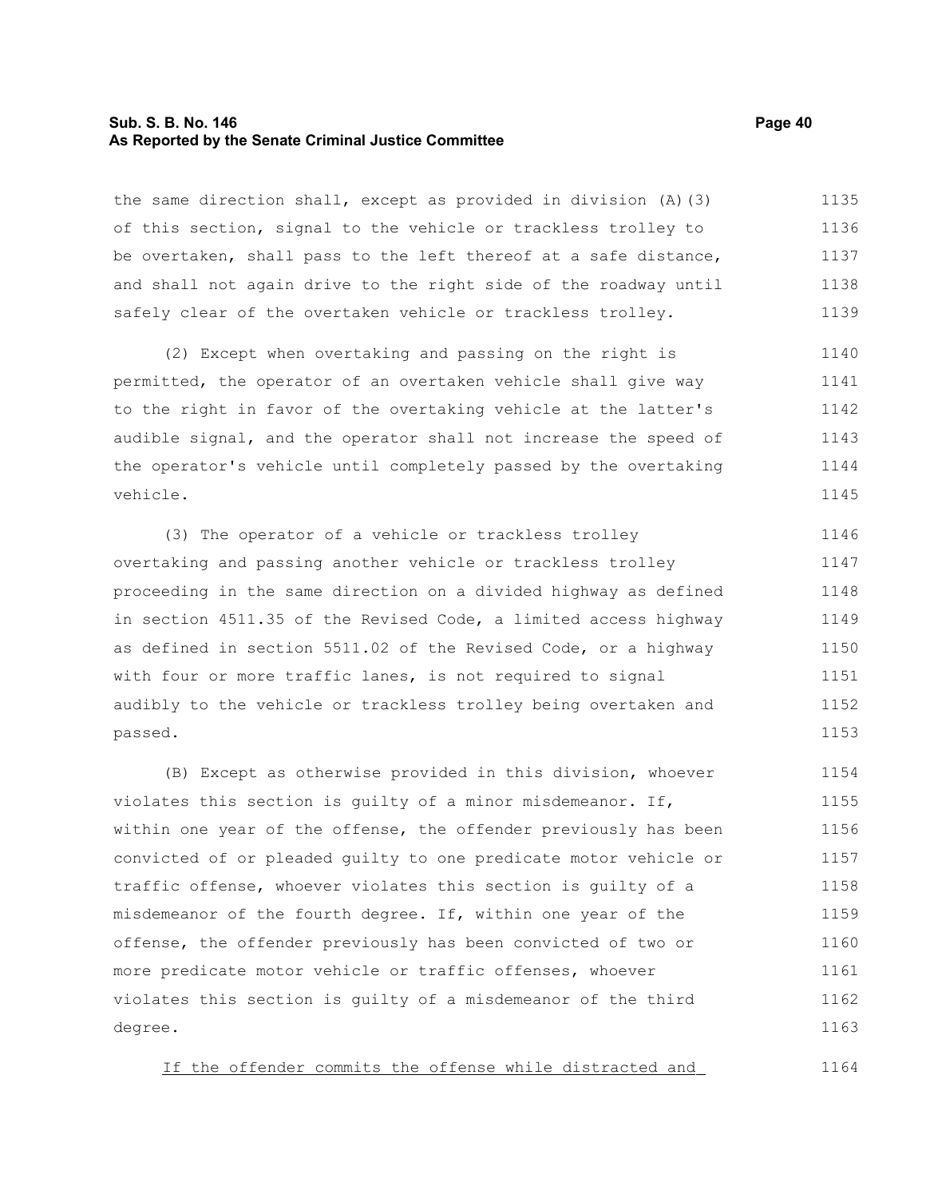the same direction shall, except as provided in division (A)(3) of this section, signal to the vehicle or trackless trolley to be overtaken, shall pass to the left thereof at a safe distance, and shall not again drive to the right side of the roadway until safely clear of the overtaken vehicle or trackless trolley.

(2) Except when overtaking and passing on the right is permitted, the operator of an overtaken vehicle shall give way to the right in favor of the overtaking vehicle at the latter's audible signal, and the operator shall not increase the speed of the operator's vehicle until completely passed by the overtaking vehicle.

(3) The operator of a vehicle or trackless trolley overtaking and passing another vehicle or trackless trolley proceeding in the same direction on a divided highway as defined in section 4511.35 of the Revised Code, a limited access highway as defined in section 5511.02 of the Revised Code, or a highway with four or more traffic lanes, is not required to signal audibly to the vehicle or trackless trolley being overtaken and passed.

(B) Except as otherwise provided in this division, whoever violates this section is guilty of a minor misdemeanor. If, within one year of the offense, the offender previously has been convicted of or pleaded guilty to one predicate motor vehicle or traffic offense, whoever violates this section is guilty of a misdemeanor of the fourth degree. If, within one year of the offense, the offender previously has been convicted of two or more predicate motor vehicle or traffic offenses, whoever violates this section is guilty of a misdemeanor of the third degree.

If the offender commits the offense while distracted and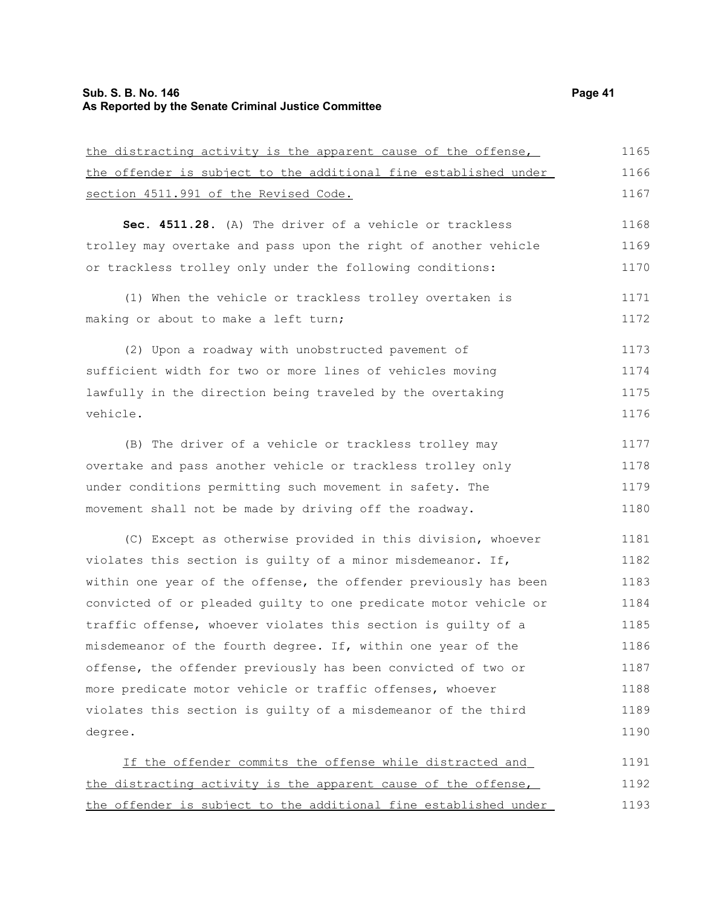the distracting activity is the apparent cause of the offense, the offender is subject to the additional fine established under section 4511.991 of the Revised Code.

**Sec. 4511.28.** (A) The driver of a vehicle or trackless trolley may overtake and pass upon the right of another vehicle or trackless trolley only under the following conditions:

(1) When the vehicle or trackless trolley overtaken is making or about to make a left turn;

(2) Upon a roadway with unobstructed pavement of sufficient width for two or more lines of vehicles moving lawfully in the direction being traveled by the overtaking vehicle.

(B) The driver of a vehicle or trackless trolley may overtake and pass another vehicle or trackless trolley only under conditions permitting such movement in safety. The movement shall not be made by driving off the roadway.

(C) Except as otherwise provided in this division, whoever violates this section is guilty of a minor misdemeanor. If, within one year of the offense, the offender previously has been convicted of or pleaded guilty to one predicate motor vehicle or traffic offense, whoever violates this section is guilty of a misdemeanor of the fourth degree. If, within one year of the offense, the offender previously has been convicted of two or more predicate motor vehicle or traffic offenses, whoever violates this section is guilty of a misdemeanor of the third degree.

If the offender commits the offense while distracted and the distracting activity is the apparent cause of the offense, the offender is subject to the additional fine established under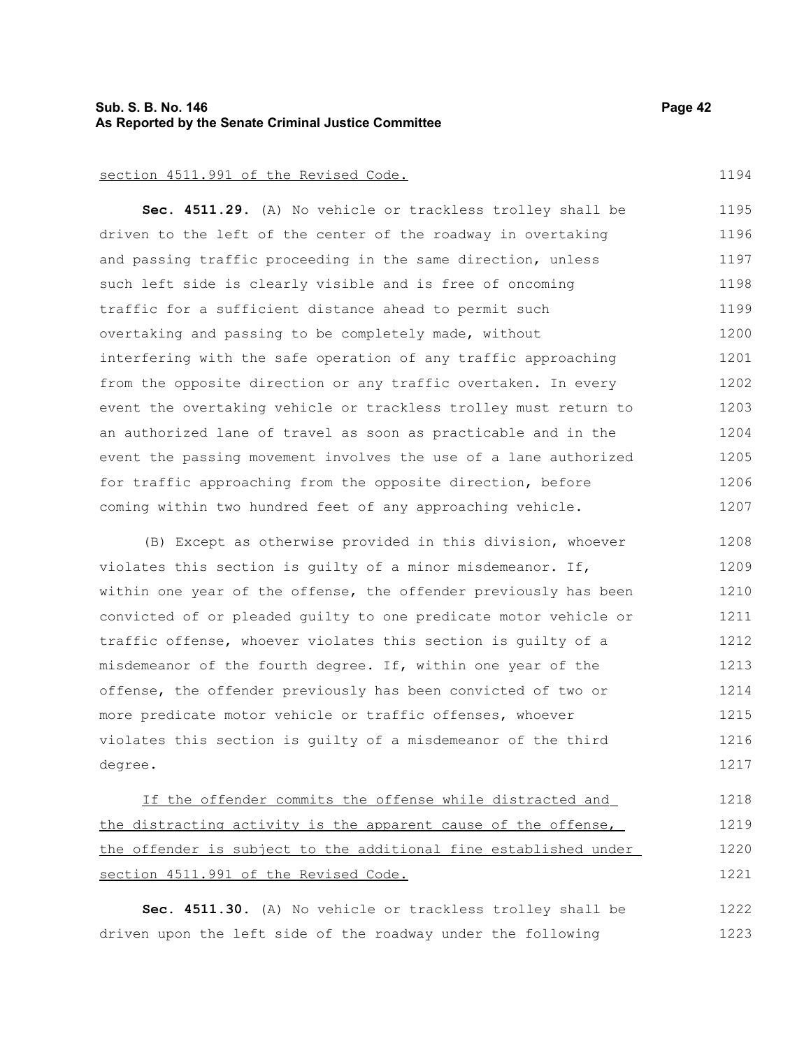section 4511.991 of the Revised Code.

**Sec. 4511.29.** (A) No vehicle or trackless trolley shall be driven to the left of the center of the roadway in overtaking and passing traffic proceeding in the same direction, unless such left side is clearly visible and is free of oncoming traffic for a sufficient distance ahead to permit such overtaking and passing to be completely made, without interfering with the safe operation of any traffic approaching from the opposite direction or any traffic overtaken. In every event the overtaking vehicle or trackless trolley must return to an authorized lane of travel as soon as practicable and in the event the passing movement involves the use of a lane authorized for traffic approaching from the opposite direction, before coming within two hundred feet of any approaching vehicle.

(B) Except as otherwise provided in this division, whoever violates this section is guilty of a minor misdemeanor. If, within one year of the offense, the offender previously has been convicted of or pleaded guilty to one predicate motor vehicle or traffic offense, whoever violates this section is guilty of a misdemeanor of the fourth degree. If, within one year of the offense, the offender previously has been convicted of two or more predicate motor vehicle or traffic offenses, whoever violates this section is guilty of a misdemeanor of the third degree.

If the offender commits the offense while distracted and the distracting activity is the apparent cause of the offense, the offender is subject to the additional fine established under section 4511.991 of the Revised Code.

**Sec. 4511.30.** (A) No vehicle or trackless trolley shall be driven upon the left side of the roadway under the following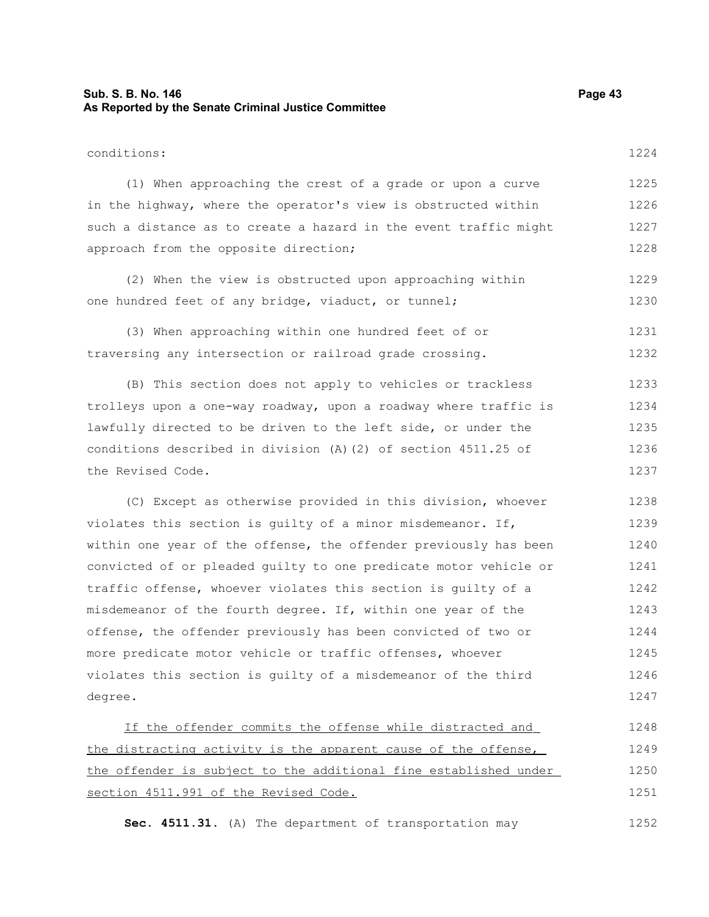conditions:

(1) When approaching the crest of a grade or upon a curve in the highway, where the operator's view is obstructed within such a distance as to create a hazard in the event traffic might approach from the opposite direction;

(2) When the view is obstructed upon approaching within one hundred feet of any bridge, viaduct, or tunnel;

(3) When approaching within one hundred feet of or traversing any intersection or railroad grade crossing.

(B) This section does not apply to vehicles or trackless trolleys upon a one-way roadway, upon a roadway where traffic is lawfully directed to be driven to the left side, or under the conditions described in division (A)(2) of section 4511.25 of the Revised Code.

(C) Except as otherwise provided in this division, whoever violates this section is guilty of a minor misdemeanor. If, within one year of the offense, the offender previously has been convicted of or pleaded guilty to one predicate motor vehicle or traffic offense, whoever violates this section is guilty of a misdemeanor of the fourth degree. If, within one year of the offense, the offender previously has been convicted of two or more predicate motor vehicle or traffic offenses, whoever violates this section is guilty of a misdemeanor of the third degree.

<u>If the offender commits the offense while distracted and the distracting activity is the apparent cause of the offense, the offender is subject to the additional fine established under section 4511.991 of the Revised Code.</u>

**Sec. 4511.31.** (A) The department of transportation may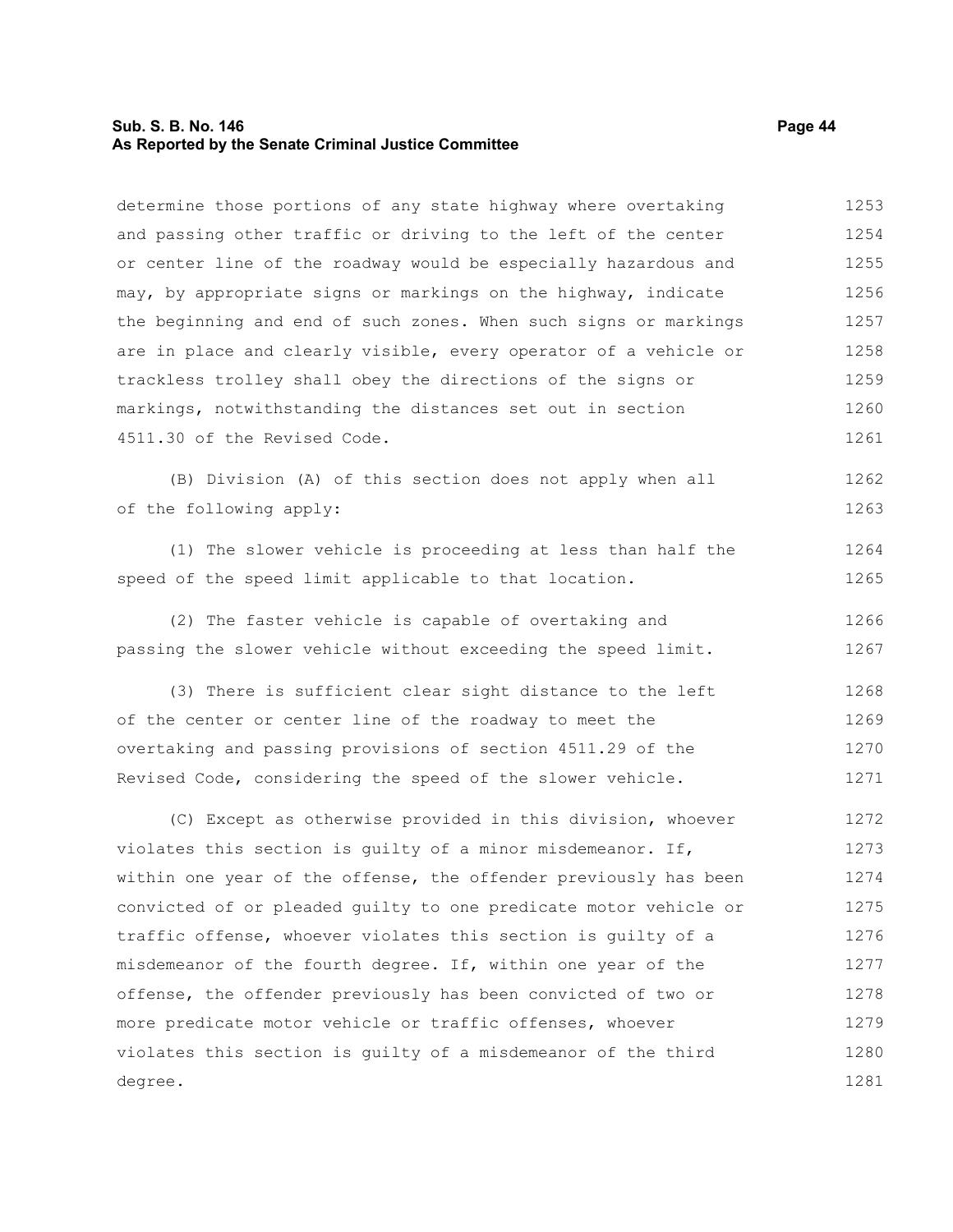determine those portions of any state highway where overtaking and passing other traffic or driving to the left of the center or center line of the roadway would be especially hazardous and may, by appropriate signs or markings on the highway, indicate the beginning and end of such zones. When such signs or markings are in place and clearly visible, every operator of a vehicle or trackless trolley shall obey the directions of the signs or markings, notwithstanding the distances set out in section 4511.30 of the Revised Code.

(B) Division (A) of this section does not apply when all of the following apply:

(1) The slower vehicle is proceeding at less than half the speed of the speed limit applicable to that location.

(2) The faster vehicle is capable of overtaking and passing the slower vehicle without exceeding the speed limit.

(3) There is sufficient clear sight distance to the left of the center or center line of the roadway to meet the overtaking and passing provisions of section 4511.29 of the Revised Code, considering the speed of the slower vehicle.

(C) Except as otherwise provided in this division, whoever violates this section is guilty of a minor misdemeanor. If, within one year of the offense, the offender previously has been convicted of or pleaded guilty to one predicate motor vehicle or traffic offense, whoever violates this section is guilty of a misdemeanor of the fourth degree. If, within one year of the offense, the offender previously has been convicted of two or more predicate motor vehicle or traffic offenses, whoever violates this section is guilty of a misdemeanor of the third degree.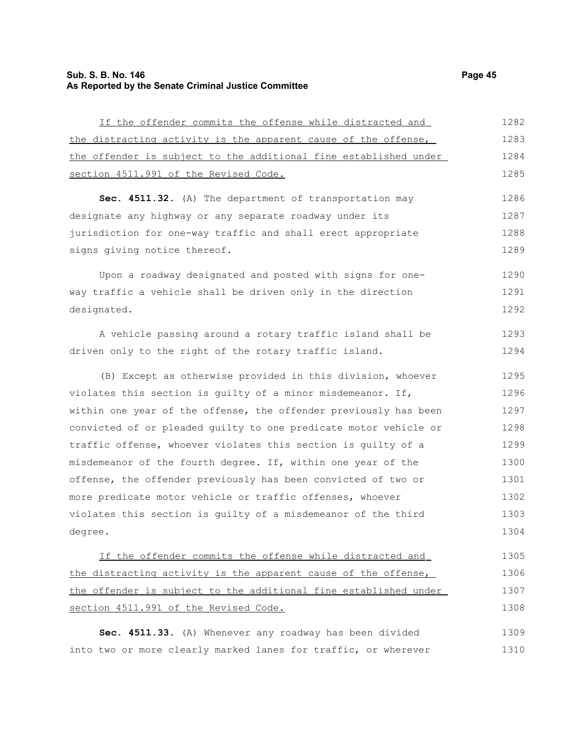If the offender commits the offense while distracted and the distracting activity is the apparent cause of the offense, the offender is subject to the additional fine established under section 4511.991 of the Revised Code.

**Sec. 4511.32.** (A) The department of transportation may designate any highway or any separate roadway under its jurisdiction for one-way traffic and shall erect appropriate signs giving notice thereof.

Upon a roadway designated and posted with signs for one-way traffic a vehicle shall be driven only in the direction designated.

A vehicle passing around a rotary traffic island shall be driven only to the right of the rotary traffic island.

(B) Except as otherwise provided in this division, whoever violates this section is guilty of a minor misdemeanor. If, within one year of the offense, the offender previously has been convicted of or pleaded guilty to one predicate motor vehicle or traffic offense, whoever violates this section is guilty of a misdemeanor of the fourth degree. If, within one year of the offense, the offender previously has been convicted of two or more predicate motor vehicle or traffic offenses, whoever violates this section is guilty of a misdemeanor of the third degree.

If the offender commits the offense while distracted and the distracting activity is the apparent cause of the offense, the offender is subject to the additional fine established under section 4511.991 of the Revised Code.

**Sec. 4511.33.** (A) Whenever any roadway has been divided into two or more clearly marked lanes for traffic, or wherever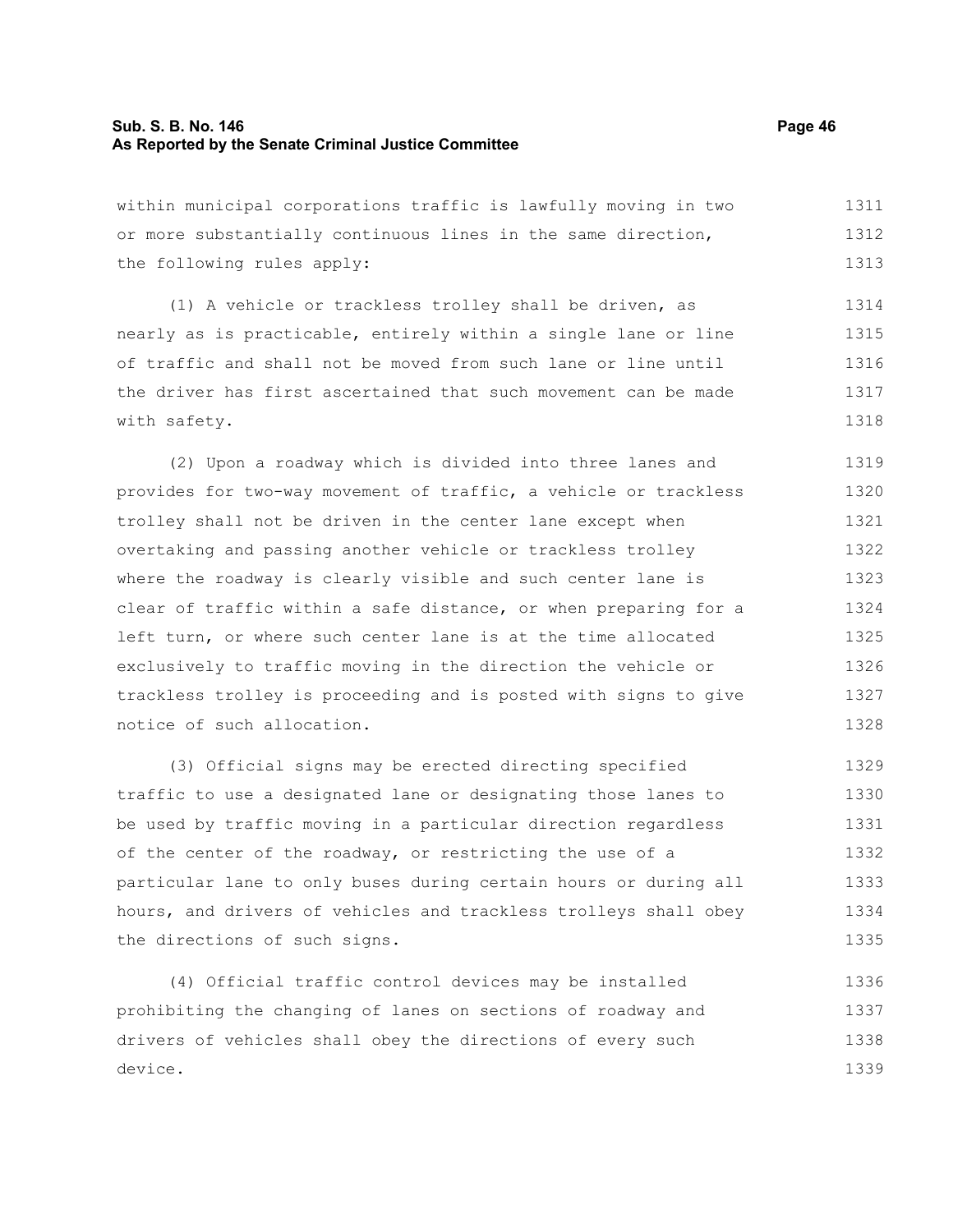within municipal corporations traffic is lawfully moving in two or more substantially continuous lines in the same direction, the following rules apply:

(1) A vehicle or trackless trolley shall be driven, as nearly as is practicable, entirely within a single lane or line of traffic and shall not be moved from such lane or line until the driver has first ascertained that such movement can be made with safety.

(2) Upon a roadway which is divided into three lanes and provides for two-way movement of traffic, a vehicle or trackless trolley shall not be driven in the center lane except when overtaking and passing another vehicle or trackless trolley where the roadway is clearly visible and such center lane is clear of traffic within a safe distance, or when preparing for a left turn, or where such center lane is at the time allocated exclusively to traffic moving in the direction the vehicle or trackless trolley is proceeding and is posted with signs to give notice of such allocation.

(3) Official signs may be erected directing specified traffic to use a designated lane or designating those lanes to be used by traffic moving in a particular direction regardless of the center of the roadway, or restricting the use of a particular lane to only buses during certain hours or during all hours, and drivers of vehicles and trackless trolleys shall obey the directions of such signs.

(4) Official traffic control devices may be installed prohibiting the changing of lanes on sections of roadway and drivers of vehicles shall obey the directions of every such device.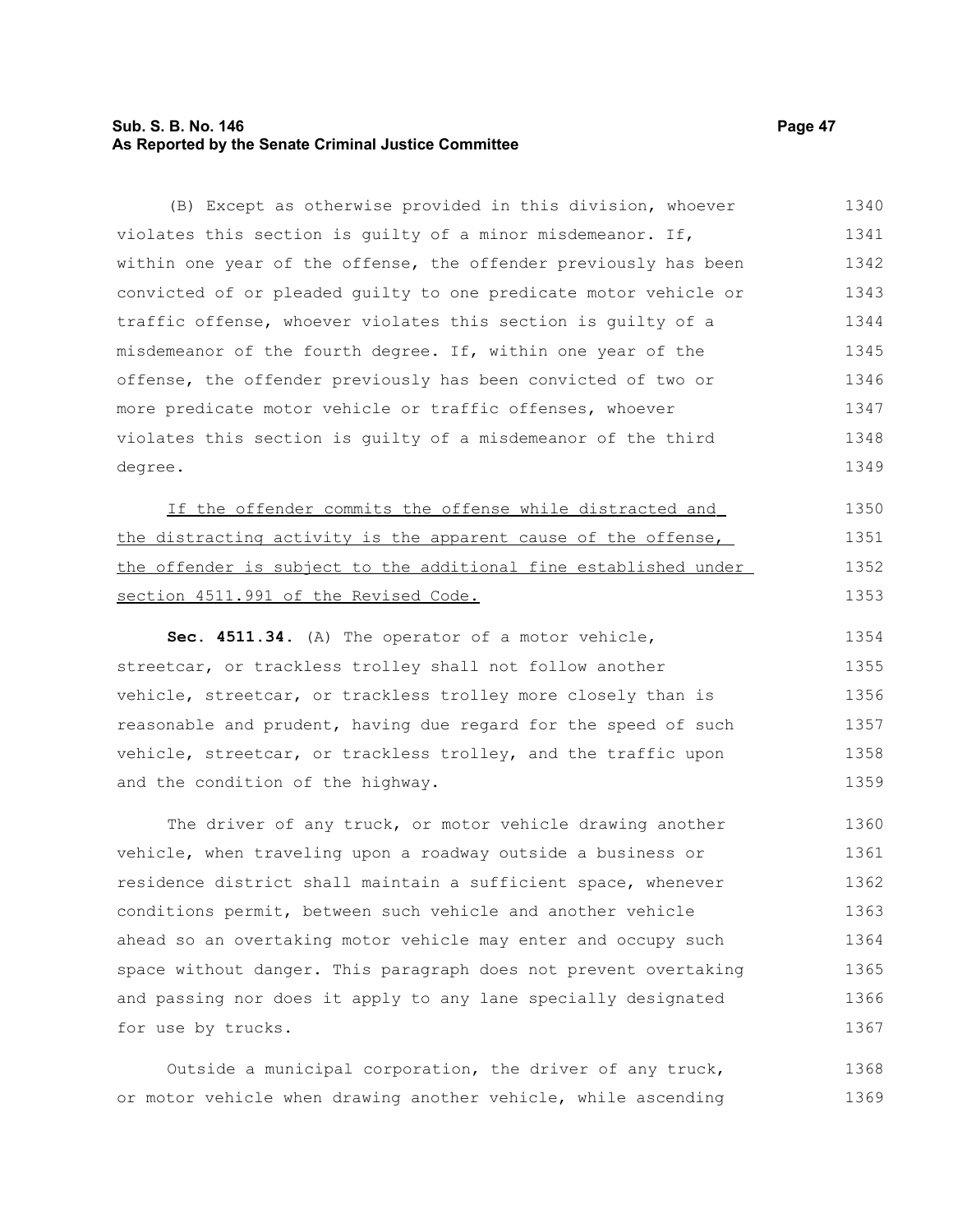(B) Except as otherwise provided in this division, whoever violates this section is guilty of a minor misdemeanor. If, within one year of the offense, the offender previously has been convicted of or pleaded guilty to one predicate motor vehicle or traffic offense, whoever violates this section is guilty of a misdemeanor of the fourth degree. If, within one year of the offense, the offender previously has been convicted of two or more predicate motor vehicle or traffic offenses, whoever violates this section is guilty of a misdemeanor of the third degree.

<u>If the offender commits the offense while distracted and the distracting activity is the apparent cause of the offense, the offender is subject to the additional fine established under section 4511.991 of the Revised Code.</u>

**Sec. 4511.34.** (A) The operator of a motor vehicle, streetcar, or trackless trolley shall not follow another vehicle, streetcar, or trackless trolley more closely than is reasonable and prudent, having due regard for the speed of such vehicle, streetcar, or trackless trolley, and the traffic upon and the condition of the highway.

The driver of any truck, or motor vehicle drawing another vehicle, when traveling upon a roadway outside a business or residence district shall maintain a sufficient space, whenever conditions permit, between such vehicle and another vehicle ahead so an overtaking motor vehicle may enter and occupy such space without danger. This paragraph does not prevent overtaking and passing nor does it apply to any lane specially designated for use by trucks.

Outside a municipal corporation, the driver of any truck, or motor vehicle when drawing another vehicle, while ascending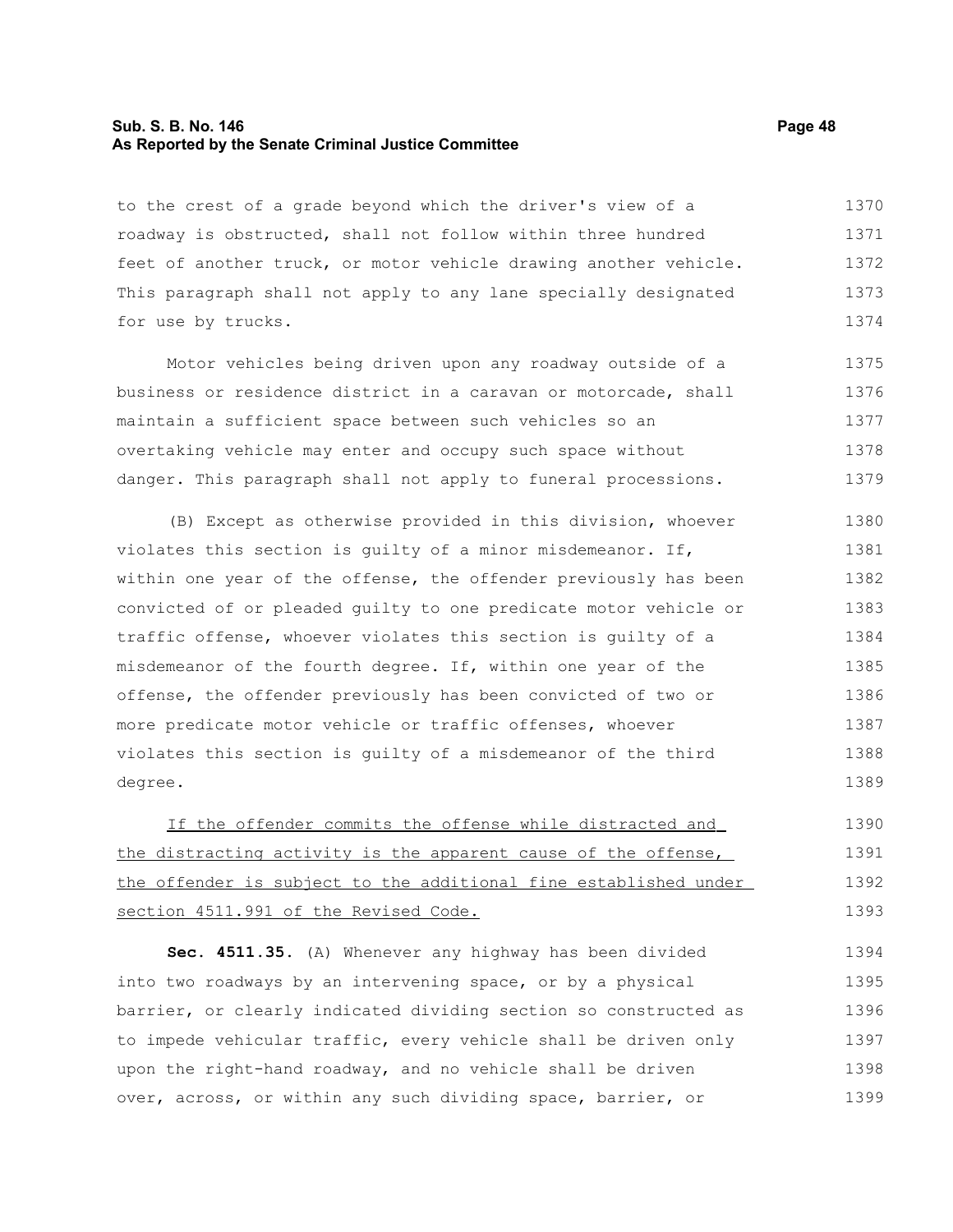to the crest of a grade beyond which the driver's view of a roadway is obstructed, shall not follow within three hundred feet of another truck, or motor vehicle drawing another vehicle. This paragraph shall not apply to any lane specially designated for use by trucks.

Motor vehicles being driven upon any roadway outside of a business or residence district in a caravan or motorcade, shall maintain a sufficient space between such vehicles so an overtaking vehicle may enter and occupy such space without danger. This paragraph shall not apply to funeral processions.

(B) Except as otherwise provided in this division, whoever violates this section is guilty of a minor misdemeanor. If, within one year of the offense, the offender previously has been convicted of or pleaded guilty to one predicate motor vehicle or traffic offense, whoever violates this section is guilty of a misdemeanor of the fourth degree. If, within one year of the offense, the offender previously has been convicted of two or more predicate motor vehicle or traffic offenses, whoever violates this section is guilty of a misdemeanor of the third degree.

<u>If the offender commits the offense while distracted and the distracting activity is the apparent cause of the offense, the offender is subject to the additional fine established under section 4511.991 of the Revised Code.</u>

**Sec. 4511.35.** (A) Whenever any highway has been divided into two roadways by an intervening space, or by a physical barrier, or clearly indicated dividing section so constructed as to impede vehicular traffic, every vehicle shall be driven only upon the right-hand roadway, and no vehicle shall be driven over, across, or within any such dividing space, barrier, or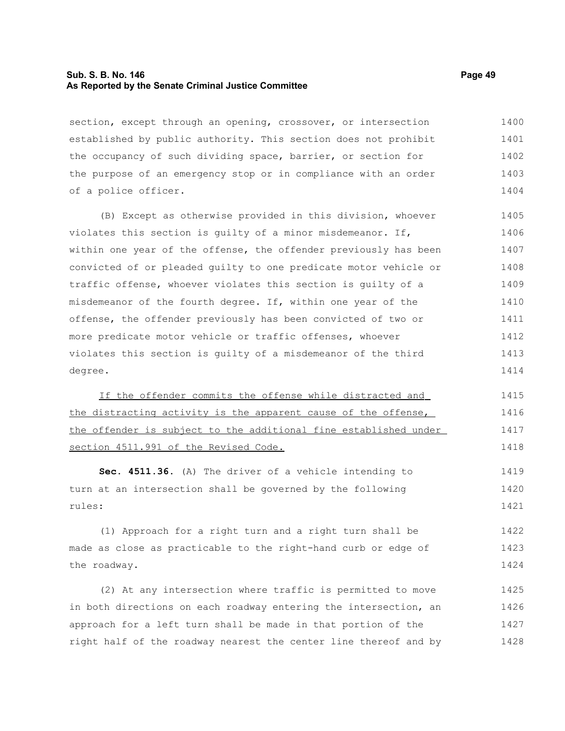section, except through an opening, crossover, or intersection established by public authority. This section does not prohibit the occupancy of such dividing space, barrier, or section for the purpose of an emergency stop or in compliance with an order of a police officer.

(B) Except as otherwise provided in this division, whoever violates this section is guilty of a minor misdemeanor. If, within one year of the offense, the offender previously has been convicted of or pleaded guilty to one predicate motor vehicle or traffic offense, whoever violates this section is guilty of a misdemeanor of the fourth degree. If, within one year of the offense, the offender previously has been convicted of two or more predicate motor vehicle or traffic offenses, whoever violates this section is guilty of a misdemeanor of the third degree.

<u>If the offender commits the offense while distracted and the distracting activity is the apparent cause of the offense, the offender is subject to the additional fine established under section 4511.991 of the Revised Code.</u>

**Sec. 4511.36.** (A) The driver of a vehicle intending to turn at an intersection shall be governed by the following rules:

(1) Approach for a right turn and a right turn shall be made as close as practicable to the right-hand curb or edge of the roadway.

(2) At any intersection where traffic is permitted to move in both directions on each roadway entering the intersection, an approach for a left turn shall be made in that portion of the right half of the roadway nearest the center line thereof and by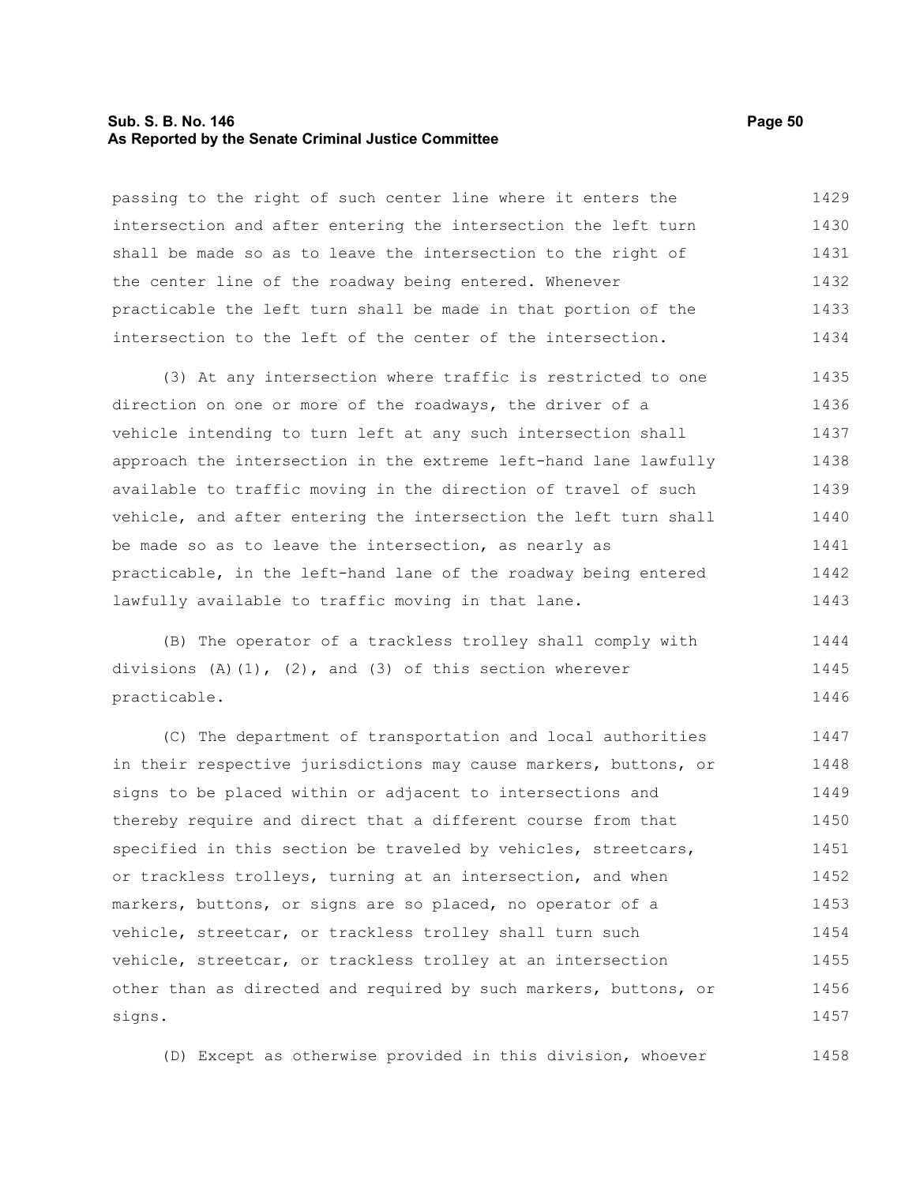passing to the right of such center line where it enters the intersection and after entering the intersection the left turn shall be made so as to leave the intersection to the right of the center line of the roadway being entered. Whenever practicable the left turn shall be made in that portion of the intersection to the left of the center of the intersection.

(3) At any intersection where traffic is restricted to one direction on one or more of the roadways, the driver of a vehicle intending to turn left at any such intersection shall approach the intersection in the extreme left-hand lane lawfully available to traffic moving in the direction of travel of such vehicle, and after entering the intersection the left turn shall be made so as to leave the intersection, as nearly as practicable, in the left-hand lane of the roadway being entered lawfully available to traffic moving in that lane.

(B) The operator of a trackless trolley shall comply with divisions (A)(1), (2), and (3) of this section wherever practicable.

(C) The department of transportation and local authorities in their respective jurisdictions may cause markers, buttons, or signs to be placed within or adjacent to intersections and thereby require and direct that a different course from that specified in this section be traveled by vehicles, streetcars, or trackless trolleys, turning at an intersection, and when markers, buttons, or signs are so placed, no operator of a vehicle, streetcar, or trackless trolley shall turn such vehicle, streetcar, or trackless trolley at an intersection other than as directed and required by such markers, buttons, or signs.

(D) Except as otherwise provided in this division, whoever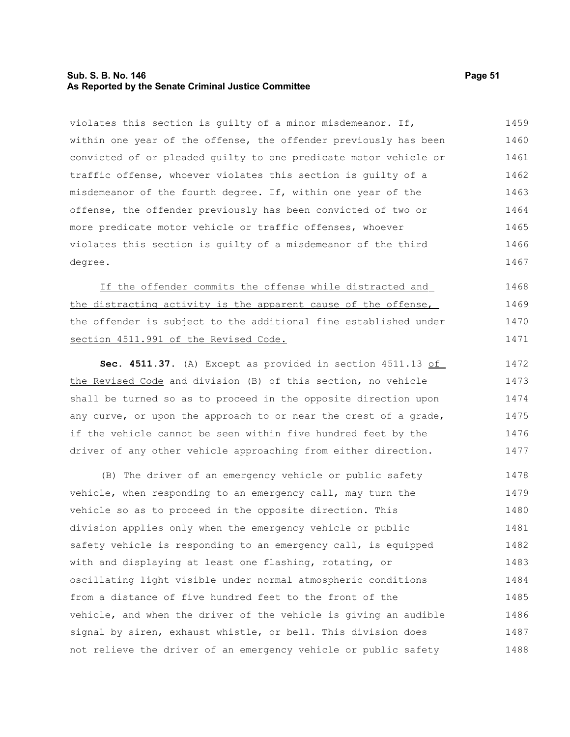violates this section is guilty of a minor misdemeanor. If, within one year of the offense, the offender previously has been convicted of or pleaded guilty to one predicate motor vehicle or traffic offense, whoever violates this section is guilty of a misdemeanor of the fourth degree. If, within one year of the offense, the offender previously has been convicted of two or more predicate motor vehicle or traffic offenses, whoever violates this section is guilty of a misdemeanor of the third degree.

<u>If the offender commits the offense while distracted and the distracting activity is the apparent cause of the offense, the offender is subject to the additional fine established under section 4511.991 of the Revised Code.</u>

**Sec. 4511.37.** (A) Except as provided in section 4511.13 <u>of the Revised Code</u> and division (B) of this section, no vehicle shall be turned so as to proceed in the opposite direction upon any curve, or upon the approach to or near the crest of a grade, if the vehicle cannot be seen within five hundred feet by the driver of any other vehicle approaching from either direction.

(B) The driver of an emergency vehicle or public safety vehicle, when responding to an emergency call, may turn the vehicle so as to proceed in the opposite direction. This division applies only when the emergency vehicle or public safety vehicle is responding to an emergency call, is equipped with and displaying at least one flashing, rotating, or oscillating light visible under normal atmospheric conditions from a distance of five hundred feet to the front of the vehicle, and when the driver of the vehicle is giving an audible signal by siren, exhaust whistle, or bell. This division does not relieve the driver of an emergency vehicle or public safety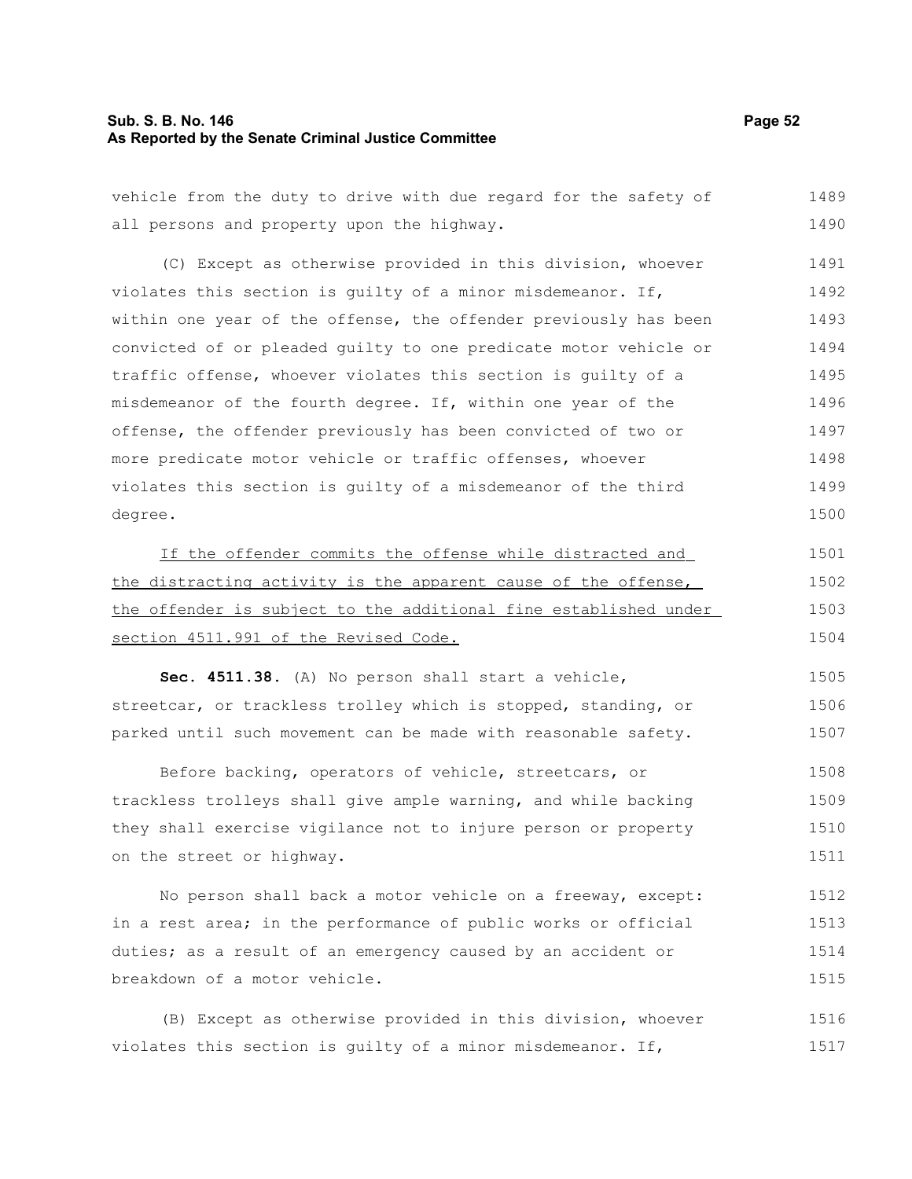vehicle from the duty to drive with due regard for the safety of all persons and property upon the highway.

(C) Except as otherwise provided in this division, whoever violates this section is guilty of a minor misdemeanor. If, within one year of the offense, the offender previously has been convicted of or pleaded guilty to one predicate motor vehicle or traffic offense, whoever violates this section is guilty of a misdemeanor of the fourth degree. If, within one year of the offense, the offender previously has been convicted of two or more predicate motor vehicle or traffic offenses, whoever violates this section is guilty of a misdemeanor of the third degree.

<u>If the offender commits the offense while distracted and the distracting activity is the apparent cause of the offense, the offender is subject to the additional fine established under section 4511.991 of the Revised Code.</u>

**Sec. 4511.38.** (A) No person shall start a vehicle, streetcar, or trackless trolley which is stopped, standing, or parked until such movement can be made with reasonable safety.

Before backing, operators of vehicle, streetcars, or trackless trolleys shall give ample warning, and while backing they shall exercise vigilance not to injure person or property on the street or highway.

No person shall back a motor vehicle on a freeway, except: in a rest area; in the performance of public works or official duties; as a result of an emergency caused by an accident or breakdown of a motor vehicle.

(B) Except as otherwise provided in this division, whoever violates this section is guilty of a minor misdemeanor. If,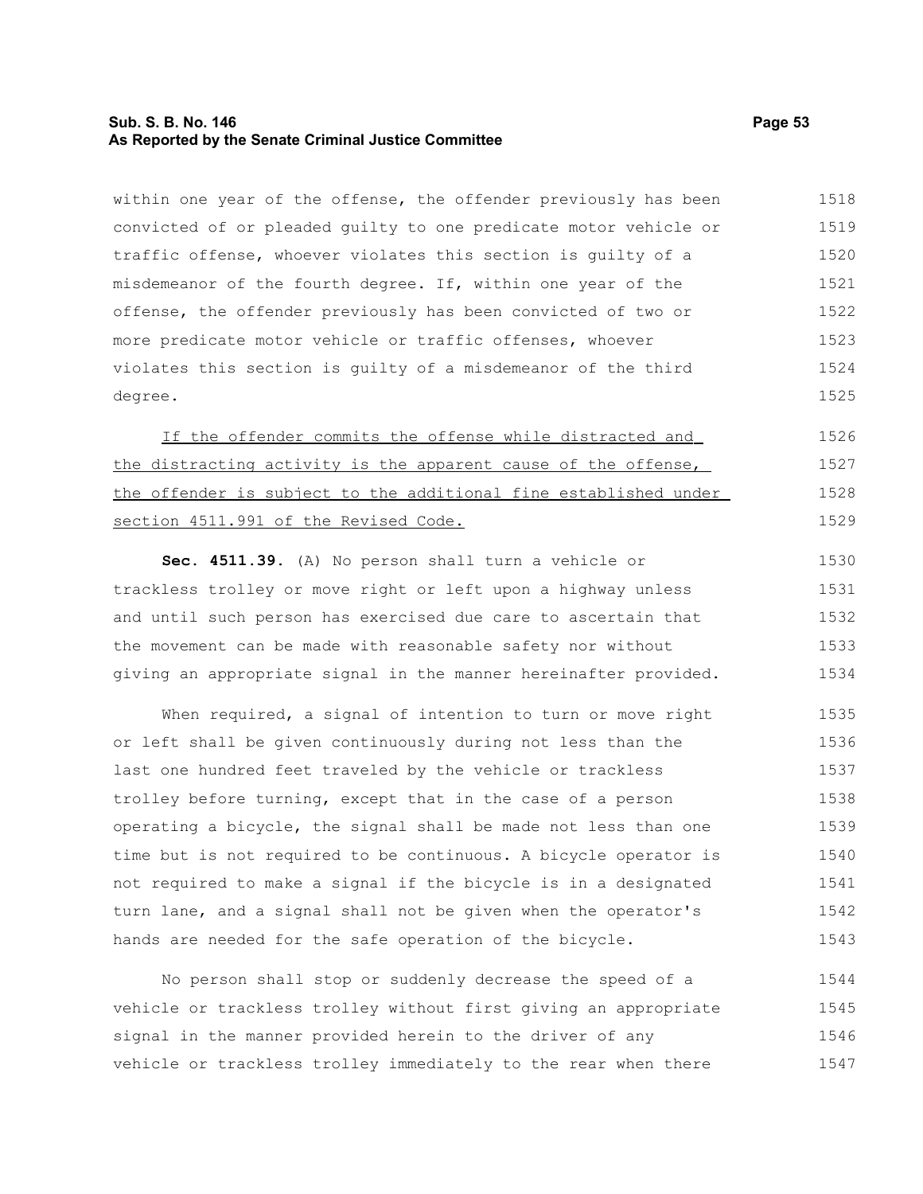within one year of the offense, the offender previously has been convicted of or pleaded guilty to one predicate motor vehicle or traffic offense, whoever violates this section is guilty of a misdemeanor of the fourth degree. If, within one year of the offense, the offender previously has been convicted of two or more predicate motor vehicle or traffic offenses, whoever violates this section is guilty of a misdemeanor of the third degree.

<u>If the offender commits the offense while distracted and the distracting activity is the apparent cause of the offense, the offender is subject to the additional fine established under section 4511.991 of the Revised Code.</u>

**Sec. 4511.39.** (A) No person shall turn a vehicle or trackless trolley or move right or left upon a highway unless and until such person has exercised due care to ascertain that the movement can be made with reasonable safety nor without giving an appropriate signal in the manner hereinafter provided.

When required, a signal of intention to turn or move right or left shall be given continuously during not less than the last one hundred feet traveled by the vehicle or trackless trolley before turning, except that in the case of a person operating a bicycle, the signal shall be made not less than one time but is not required to be continuous. A bicycle operator is not required to make a signal if the bicycle is in a designated turn lane, and a signal shall not be given when the operator's hands are needed for the safe operation of the bicycle.

No person shall stop or suddenly decrease the speed of a vehicle or trackless trolley without first giving an appropriate signal in the manner provided herein to the driver of any vehicle or trackless trolley immediately to the rear when there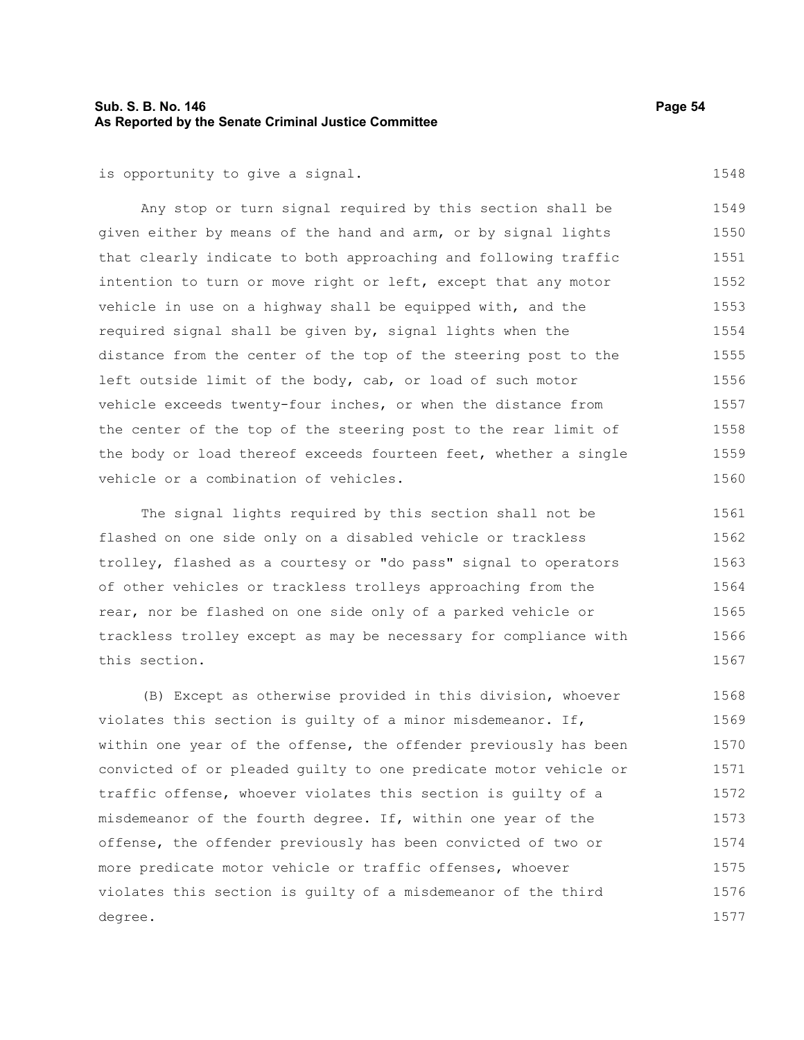is opportunity to give a signal.

Any stop or turn signal required by this section shall be given either by means of the hand and arm, or by signal lights that clearly indicate to both approaching and following traffic intention to turn or move right or left, except that any motor vehicle in use on a highway shall be equipped with, and the required signal shall be given by, signal lights when the distance from the center of the top of the steering post to the left outside limit of the body, cab, or load of such motor vehicle exceeds twenty-four inches, or when the distance from the center of the top of the steering post to the rear limit of the body or load thereof exceeds fourteen feet, whether a single vehicle or a combination of vehicles.

The signal lights required by this section shall not be flashed on one side only on a disabled vehicle or trackless trolley, flashed as a courtesy or "do pass" signal to operators of other vehicles or trackless trolleys approaching from the rear, nor be flashed on one side only of a parked vehicle or trackless trolley except as may be necessary for compliance with this section.

(B) Except as otherwise provided in this division, whoever violates this section is guilty of a minor misdemeanor. If, within one year of the offense, the offender previously has been convicted of or pleaded guilty to one predicate motor vehicle or traffic offense, whoever violates this section is guilty of a misdemeanor of the fourth degree. If, within one year of the offense, the offender previously has been convicted of two or more predicate motor vehicle or traffic offenses, whoever violates this section is guilty of a misdemeanor of the third degree.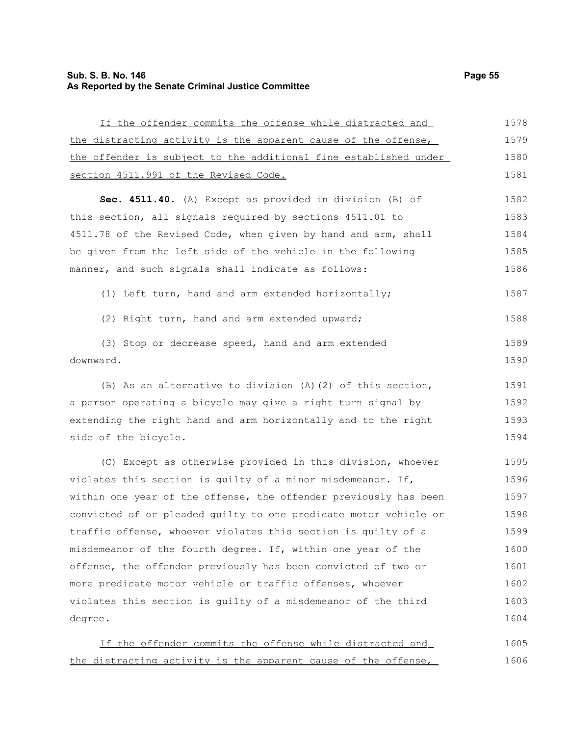If the offender commits the offense while distracted and the distracting activity is the apparent cause of the offense, the offender is subject to the additional fine established under section 4511.991 of the Revised Code.

**Sec. 4511.40.** (A) Except as provided in division (B) of this section, all signals required by sections 4511.01 to 4511.78 of the Revised Code, when given by hand and arm, shall be given from the left side of the vehicle in the following manner, and such signals shall indicate as follows:

(1) Left turn, hand and arm extended horizontally;

(2) Right turn, hand and arm extended upward;

(3) Stop or decrease speed, hand and arm extended downward.

(B) As an alternative to division (A)(2) of this section, a person operating a bicycle may give a right turn signal by extending the right hand and arm horizontally and to the right side of the bicycle.

(C) Except as otherwise provided in this division, whoever violates this section is guilty of a minor misdemeanor. If, within one year of the offense, the offender previously has been convicted of or pleaded guilty to one predicate motor vehicle or traffic offense, whoever violates this section is guilty of a misdemeanor of the fourth degree. If, within one year of the offense, the offender previously has been convicted of two or more predicate motor vehicle or traffic offenses, whoever violates this section is guilty of a misdemeanor of the third degree.

If the offender commits the offense while distracted and the distracting activity is the apparent cause of the offense,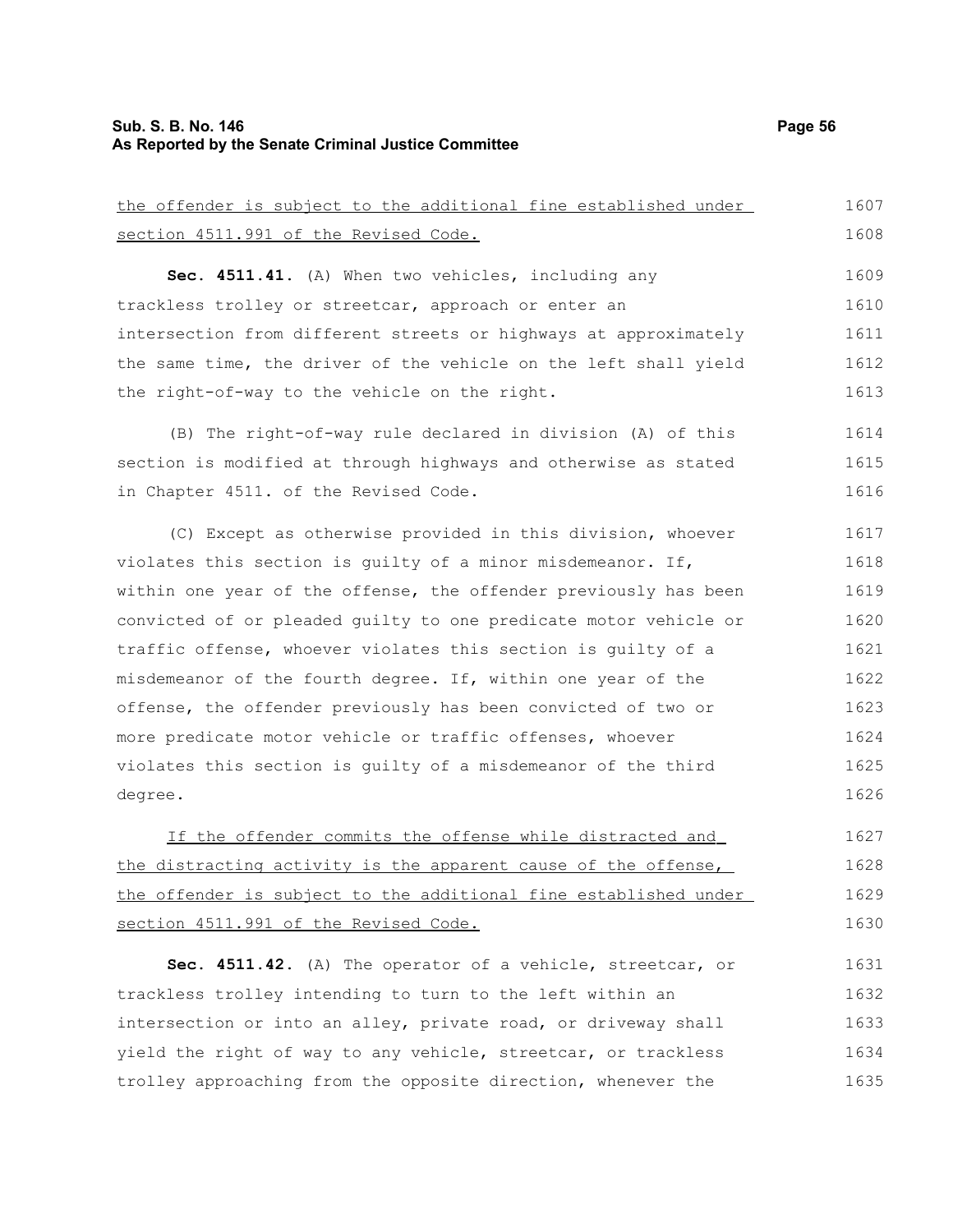the offender is subject to the additional fine established under section 4511.991 of the Revised Code.

**Sec. 4511.41.** (A) When two vehicles, including any trackless trolley or streetcar, approach or enter an intersection from different streets or highways at approximately the same time, the driver of the vehicle on the left shall yield the right-of-way to the vehicle on the right.

(B) The right-of-way rule declared in division (A) of this section is modified at through highways and otherwise as stated in Chapter 4511. of the Revised Code.

(C) Except as otherwise provided in this division, whoever violates this section is guilty of a minor misdemeanor. If, within one year of the offense, the offender previously has been convicted of or pleaded guilty to one predicate motor vehicle or traffic offense, whoever violates this section is guilty of a misdemeanor of the fourth degree. If, within one year of the offense, the offender previously has been convicted of two or more predicate motor vehicle or traffic offenses, whoever violates this section is guilty of a misdemeanor of the third degree.

If the offender commits the offense while distracted and the distracting activity is the apparent cause of the offense, the offender is subject to the additional fine established under section 4511.991 of the Revised Code.

**Sec. 4511.42.** (A) The operator of a vehicle, streetcar, or trackless trolley intending to turn to the left within an intersection or into an alley, private road, or driveway shall yield the right of way to any vehicle, streetcar, or trackless trolley approaching from the opposite direction, whenever the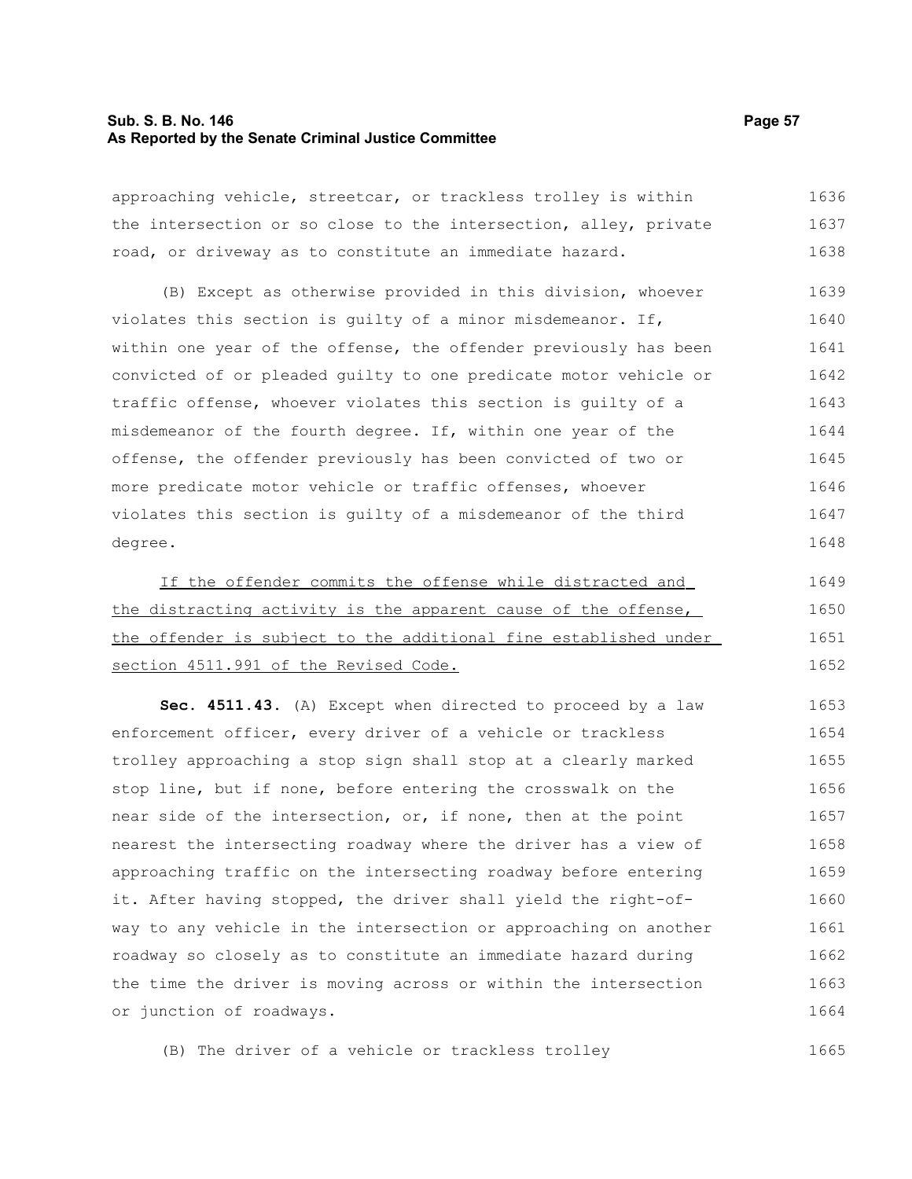approaching vehicle, streetcar, or trackless trolley is within the intersection or so close to the intersection, alley, private road, or driveway as to constitute an immediate hazard.

(B) Except as otherwise provided in this division, whoever violates this section is guilty of a minor misdemeanor. If, within one year of the offense, the offender previously has been convicted of or pleaded guilty to one predicate motor vehicle or traffic offense, whoever violates this section is guilty of a misdemeanor of the fourth degree. If, within one year of the offense, the offender previously has been convicted of two or more predicate motor vehicle or traffic offenses, whoever violates this section is guilty of a misdemeanor of the third degree.

<u>If the offender commits the offense while distracted and the distracting activity is the apparent cause of the offense, the offender is subject to the additional fine established under section 4511.991 of the Revised Code.</u>

**Sec. 4511.43.** (A) Except when directed to proceed by a law enforcement officer, every driver of a vehicle or trackless trolley approaching a stop sign shall stop at a clearly marked stop line, but if none, before entering the crosswalk on the near side of the intersection, or, if none, then at the point nearest the intersecting roadway where the driver has a view of approaching traffic on the intersecting roadway before entering it. After having stopped, the driver shall yield the right-of-way to any vehicle in the intersection or approaching on another roadway so closely as to constitute an immediate hazard during the time the driver is moving across or within the intersection or junction of roadways.

(B) The driver of a vehicle or trackless trolley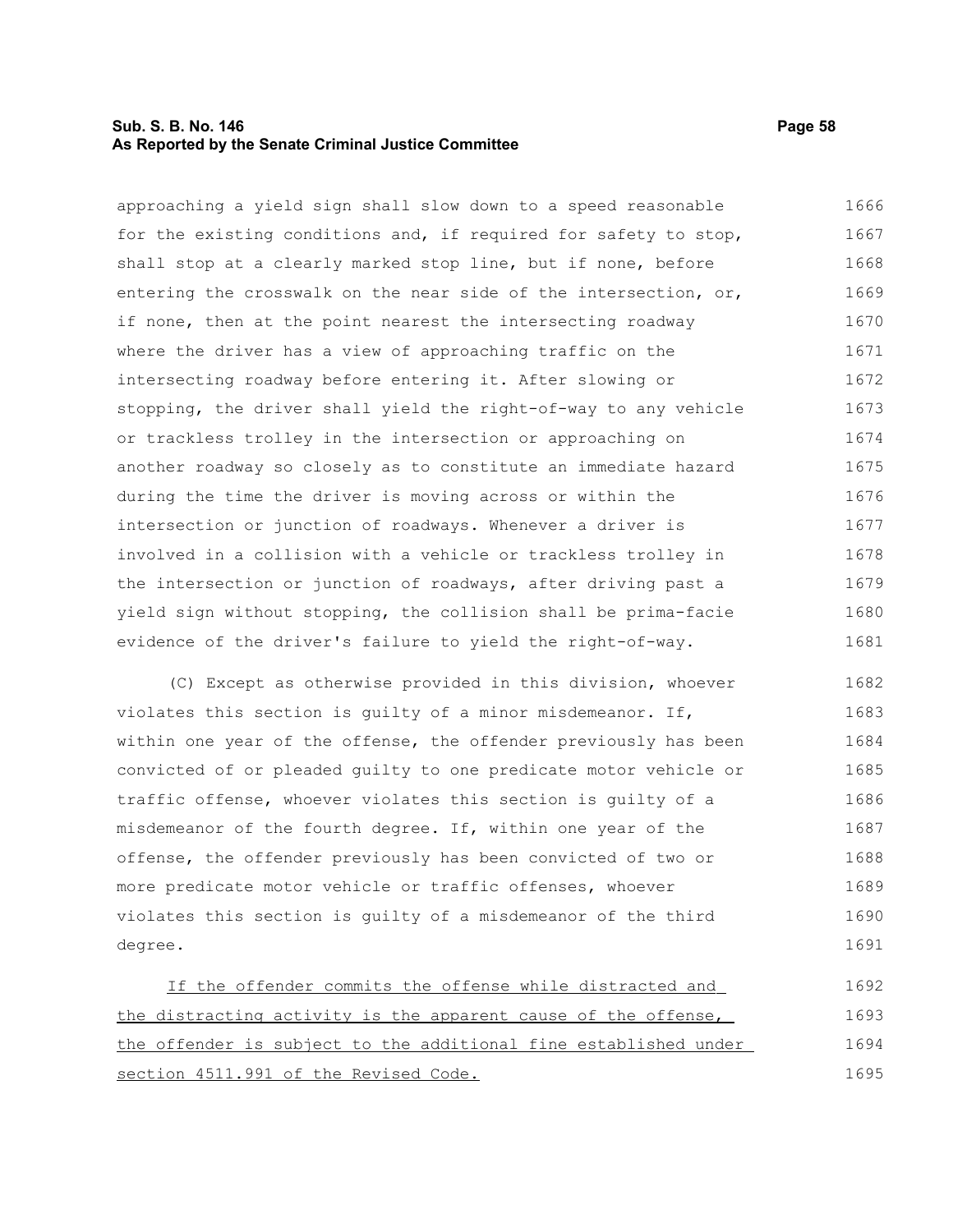approaching a yield sign shall slow down to a speed reasonable for the existing conditions and, if required for safety to stop, shall stop at a clearly marked stop line, but if none, before entering the crosswalk on the near side of the intersection, or, if none, then at the point nearest the intersecting roadway where the driver has a view of approaching traffic on the intersecting roadway before entering it. After slowing or stopping, the driver shall yield the right-of-way to any vehicle or trackless trolley in the intersection or approaching on another roadway so closely as to constitute an immediate hazard during the time the driver is moving across or within the intersection or junction of roadways. Whenever a driver is involved in a collision with a vehicle or trackless trolley in the intersection or junction of roadways, after driving past a yield sign without stopping, the collision shall be prima-facie evidence of the driver's failure to yield the right-of-way.

(C) Except as otherwise provided in this division, whoever violates this section is guilty of a minor misdemeanor. If, within one year of the offense, the offender previously has been convicted of or pleaded guilty to one predicate motor vehicle or traffic offense, whoever violates this section is guilty of a misdemeanor of the fourth degree. If, within one year of the offense, the offender previously has been convicted of two or more predicate motor vehicle or traffic offenses, whoever violates this section is guilty of a misdemeanor of the third degree.

<u>If the offender commits the offense while distracted and the distracting activity is the apparent cause of the offense, the offender is subject to the additional fine established under section 4511.991 of the Revised Code.</u>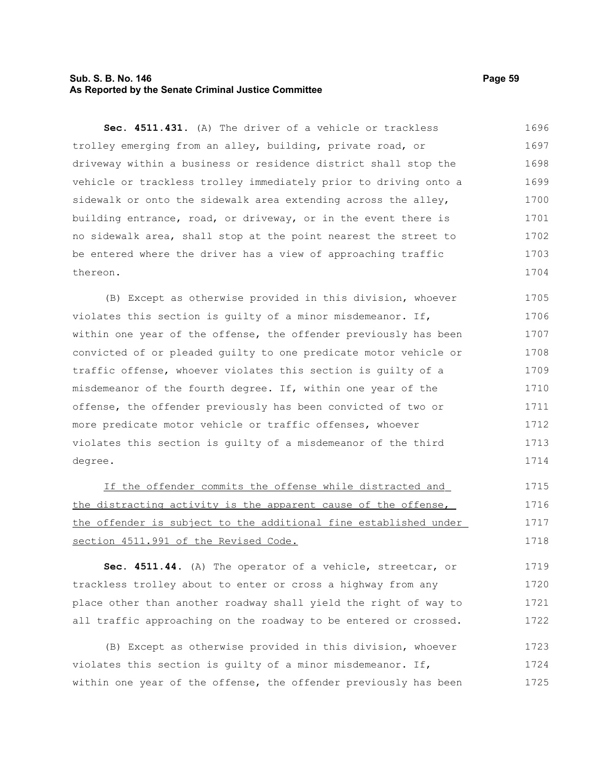**Sec. 4511.431.** (A) The driver of a vehicle or trackless trolley emerging from an alley, building, private road, or driveway within a business or residence district shall stop the vehicle or trackless trolley immediately prior to driving onto a sidewalk or onto the sidewalk area extending across the alley, building entrance, road, or driveway, or in the event there is no sidewalk area, shall stop at the point nearest the street to be entered where the driver has a view of approaching traffic thereon.

(B) Except as otherwise provided in this division, whoever violates this section is guilty of a minor misdemeanor. If, within one year of the offense, the offender previously has been convicted of or pleaded guilty to one predicate motor vehicle or traffic offense, whoever violates this section is guilty of a misdemeanor of the fourth degree. If, within one year of the offense, the offender previously has been convicted of two or more predicate motor vehicle or traffic offenses, whoever violates this section is guilty of a misdemeanor of the third degree.

<u>If the offender commits the offense while distracted and the distracting activity is the apparent cause of the offense, the offender is subject to the additional fine established under section 4511.991 of the Revised Code.</u>

**Sec. 4511.44.** (A) The operator of a vehicle, streetcar, or trackless trolley about to enter or cross a highway from any place other than another roadway shall yield the right of way to all traffic approaching on the roadway to be entered or crossed.

(B) Except as otherwise provided in this division, whoever violates this section is guilty of a minor misdemeanor. If, within one year of the offense, the offender previously has been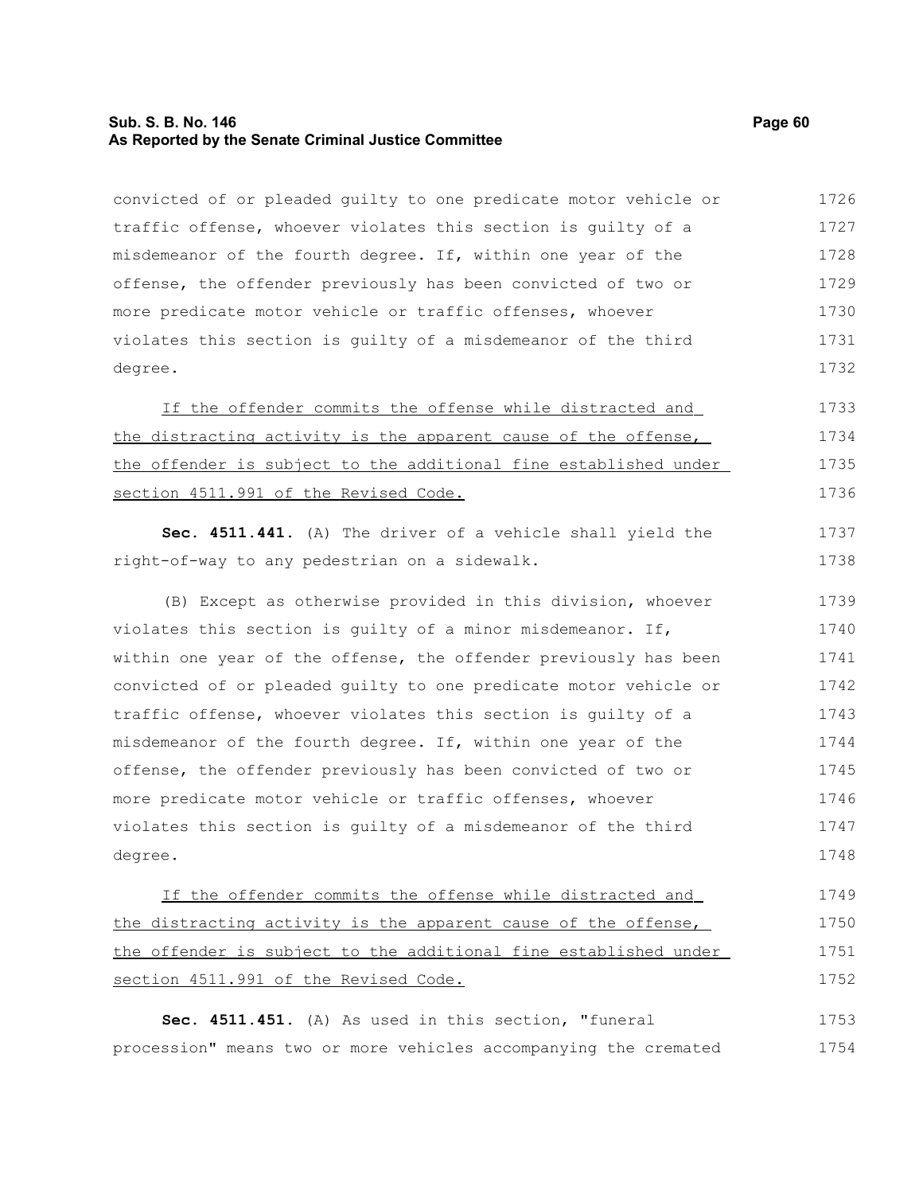convicted of or pleaded guilty to one predicate motor vehicle or traffic offense, whoever violates this section is guilty of a misdemeanor of the fourth degree. If, within one year of the offense, the offender previously has been convicted of two or more predicate motor vehicle or traffic offenses, whoever violates this section is guilty of a misdemeanor of the third degree.

If the offender commits the offense while distracted and the distracting activity is the apparent cause of the offense, the offender is subject to the additional fine established under section 4511.991 of the Revised Code.

**Sec. 4511.441.** (A) The driver of a vehicle shall yield the right-of-way to any pedestrian on a sidewalk.

(B) Except as otherwise provided in this division, whoever violates this section is guilty of a minor misdemeanor. If, within one year of the offense, the offender previously has been convicted of or pleaded guilty to one predicate motor vehicle or traffic offense, whoever violates this section is guilty of a misdemeanor of the fourth degree. If, within one year of the offense, the offender previously has been convicted of two or more predicate motor vehicle or traffic offenses, whoever violates this section is guilty of a misdemeanor of the third degree.

If the offender commits the offense while distracted and the distracting activity is the apparent cause of the offense, the offender is subject to the additional fine established under section 4511.991 of the Revised Code.

**Sec. 4511.451.** (A) As used in this section, "funeral procession" means two or more vehicles accompanying the cremated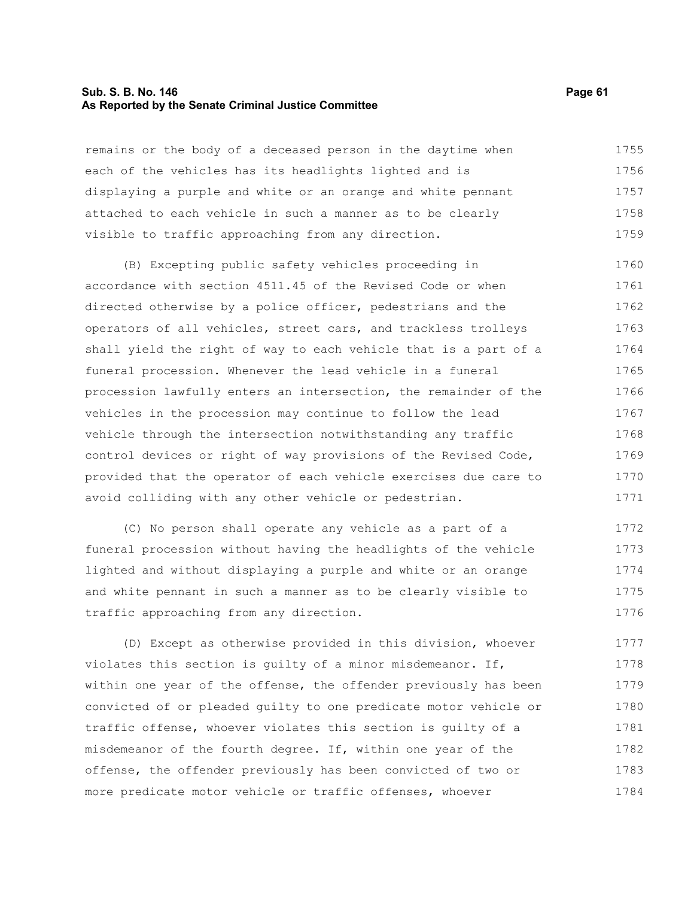remains or the body of a deceased person in the daytime when each of the vehicles has its headlights lighted and is displaying a purple and white or an orange and white pennant attached to each vehicle in such a manner as to be clearly visible to traffic approaching from any direction.

(B) Excepting public safety vehicles proceeding in accordance with section 4511.45 of the Revised Code or when directed otherwise by a police officer, pedestrians and the operators of all vehicles, street cars, and trackless trolleys shall yield the right of way to each vehicle that is a part of a funeral procession. Whenever the lead vehicle in a funeral procession lawfully enters an intersection, the remainder of the vehicles in the procession may continue to follow the lead vehicle through the intersection notwithstanding any traffic control devices or right of way provisions of the Revised Code, provided that the operator of each vehicle exercises due care to avoid colliding with any other vehicle or pedestrian.

(C) No person shall operate any vehicle as a part of a funeral procession without having the headlights of the vehicle lighted and without displaying a purple and white or an orange and white pennant in such a manner as to be clearly visible to traffic approaching from any direction.

(D) Except as otherwise provided in this division, whoever violates this section is guilty of a minor misdemeanor. If, within one year of the offense, the offender previously has been convicted of or pleaded guilty to one predicate motor vehicle or traffic offense, whoever violates this section is guilty of a misdemeanor of the fourth degree. If, within one year of the offense, the offender previously has been convicted of two or more predicate motor vehicle or traffic offenses, whoever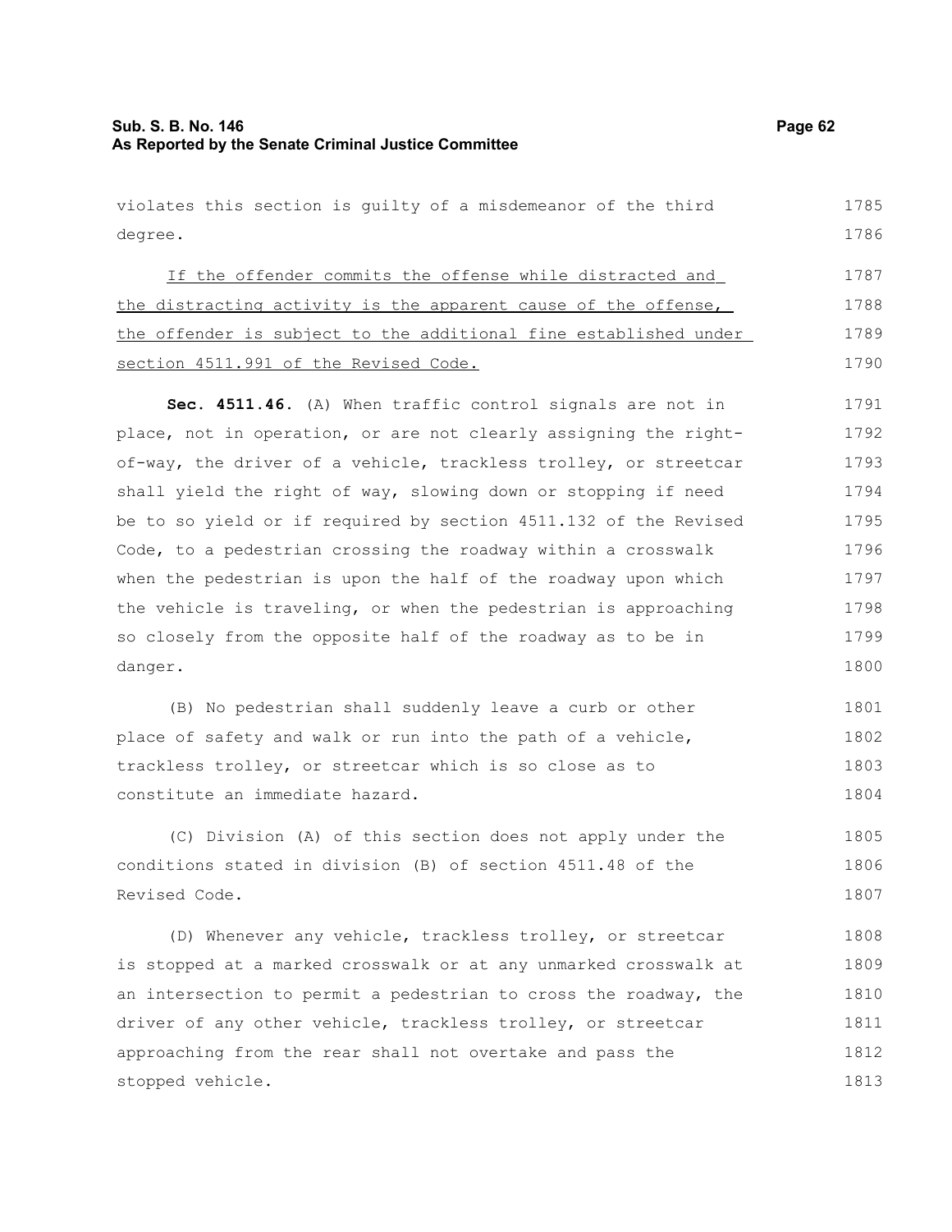violates this section is guilty of a misdemeanor of the third degree.

<u>If the offender commits the offense while distracted and the distracting activity is the apparent cause of the offense, the offender is subject to the additional fine established under section 4511.991 of the Revised Code.</u>

**Sec. 4511.46.** (A) When traffic control signals are not in place, not in operation, or are not clearly assigning the right-of-way, the driver of a vehicle, trackless trolley, or streetcar shall yield the right of way, slowing down or stopping if need be to so yield or if required by section 4511.132 of the Revised Code, to a pedestrian crossing the roadway within a crosswalk when the pedestrian is upon the half of the roadway upon which the vehicle is traveling, or when the pedestrian is approaching so closely from the opposite half of the roadway as to be in danger.

(B) No pedestrian shall suddenly leave a curb or other place of safety and walk or run into the path of a vehicle, trackless trolley, or streetcar which is so close as to constitute an immediate hazard.

(C) Division (A) of this section does not apply under the conditions stated in division (B) of section 4511.48 of the Revised Code.

(D) Whenever any vehicle, trackless trolley, or streetcar is stopped at a marked crosswalk or at any unmarked crosswalk at an intersection to permit a pedestrian to cross the roadway, the driver of any other vehicle, trackless trolley, or streetcar approaching from the rear shall not overtake and pass the stopped vehicle.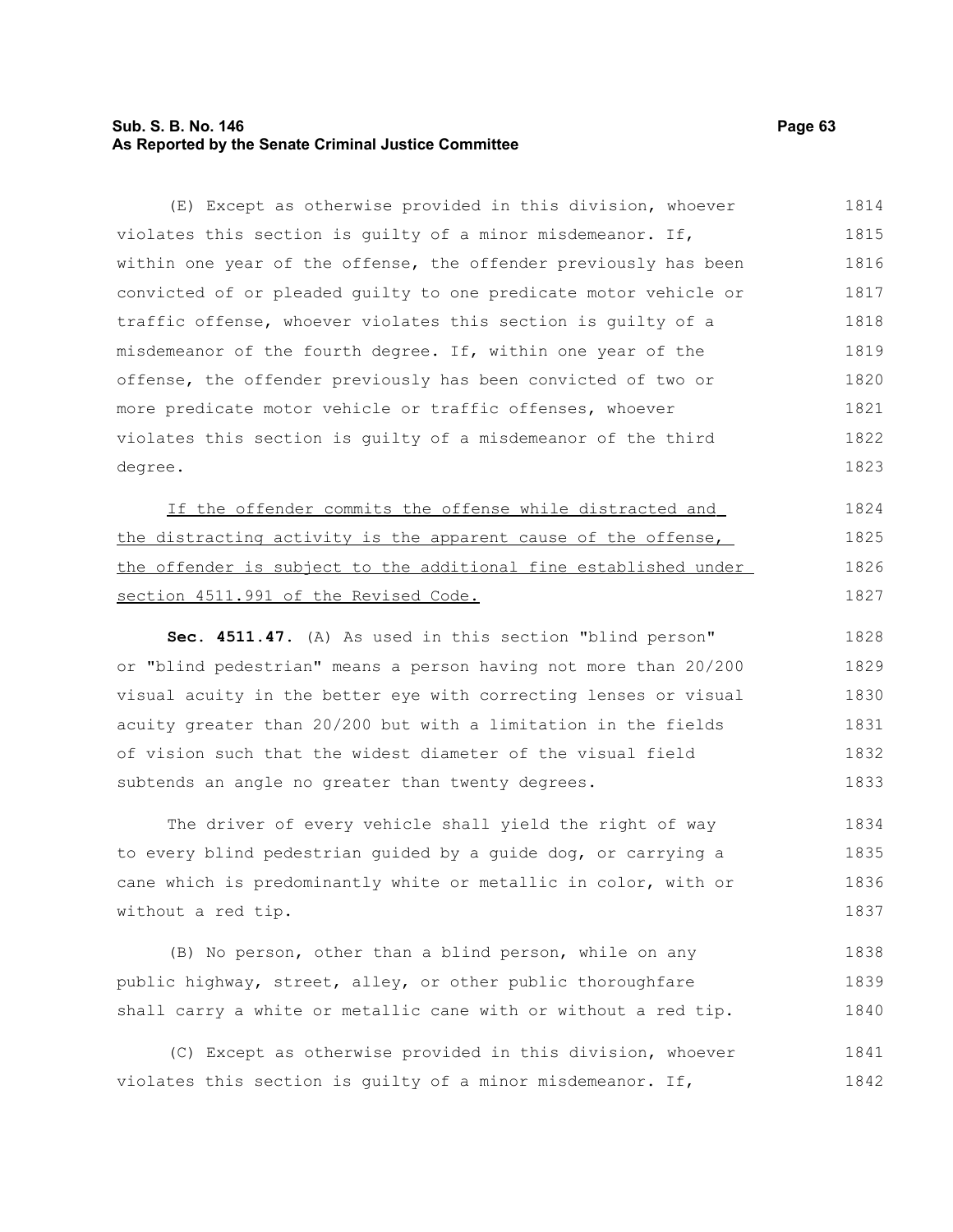(E) Except as otherwise provided in this division, whoever violates this section is guilty of a minor misdemeanor. If, within one year of the offense, the offender previously has been convicted of or pleaded guilty to one predicate motor vehicle or traffic offense, whoever violates this section is guilty of a misdemeanor of the fourth degree. If, within one year of the offense, the offender previously has been convicted of two or more predicate motor vehicle or traffic offenses, whoever violates this section is guilty of a misdemeanor of the third degree.

<u>If the offender commits the offense while distracted and the distracting activity is the apparent cause of the offense, the offender is subject to the additional fine established under section 4511.991 of the Revised Code.</u>

**Sec. 4511.47.** (A) As used in this section "blind person" or "blind pedestrian" means a person having not more than 20/200 visual acuity in the better eye with correcting lenses or visual acuity greater than 20/200 but with a limitation in the fields of vision such that the widest diameter of the visual field subtends an angle no greater than twenty degrees.

The driver of every vehicle shall yield the right of way to every blind pedestrian guided by a guide dog, or carrying a cane which is predominantly white or metallic in color, with or without a red tip.

(B) No person, other than a blind person, while on any public highway, street, alley, or other public thoroughfare shall carry a white or metallic cane with or without a red tip.

(C) Except as otherwise provided in this division, whoever violates this section is guilty of a minor misdemeanor. If,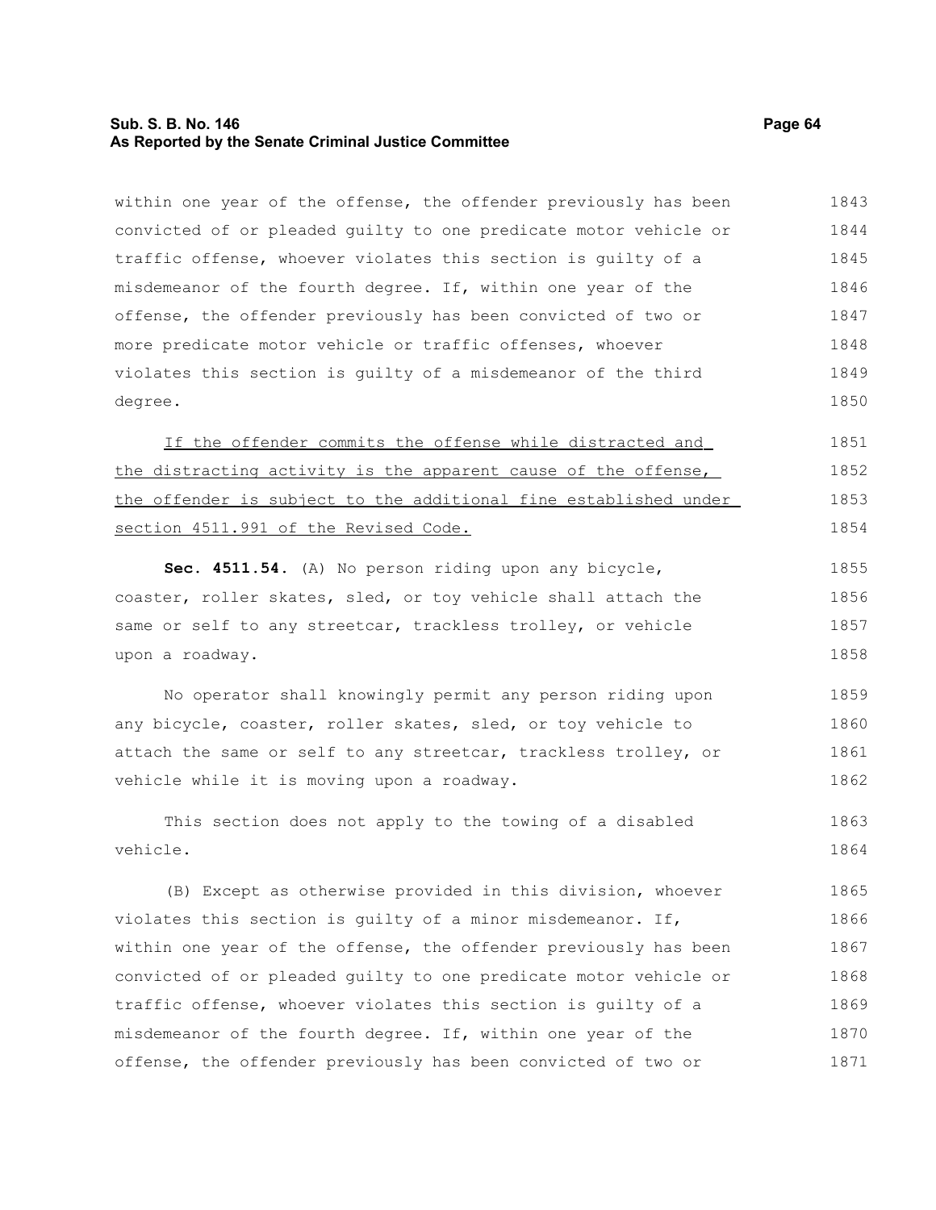within one year of the offense, the offender previously has been convicted of or pleaded guilty to one predicate motor vehicle or traffic offense, whoever violates this section is guilty of a misdemeanor of the fourth degree. If, within one year of the offense, the offender previously has been convicted of two or more predicate motor vehicle or traffic offenses, whoever violates this section is guilty of a misdemeanor of the third degree.

<u>If the offender commits the offense while distracted and the distracting activity is the apparent cause of the offense, the offender is subject to the additional fine established under section 4511.991 of the Revised Code.</u>

**Sec. 4511.54.** (A) No person riding upon any bicycle, coaster, roller skates, sled, or toy vehicle shall attach the same or self to any streetcar, trackless trolley, or vehicle upon a roadway.

No operator shall knowingly permit any person riding upon any bicycle, coaster, roller skates, sled, or toy vehicle to attach the same or self to any streetcar, trackless trolley, or vehicle while it is moving upon a roadway.

This section does not apply to the towing of a disabled vehicle.

(B) Except as otherwise provided in this division, whoever violates this section is guilty of a minor misdemeanor. If, within one year of the offense, the offender previously has been convicted of or pleaded guilty to one predicate motor vehicle or traffic offense, whoever violates this section is guilty of a misdemeanor of the fourth degree. If, within one year of the offense, the offender previously has been convicted of two or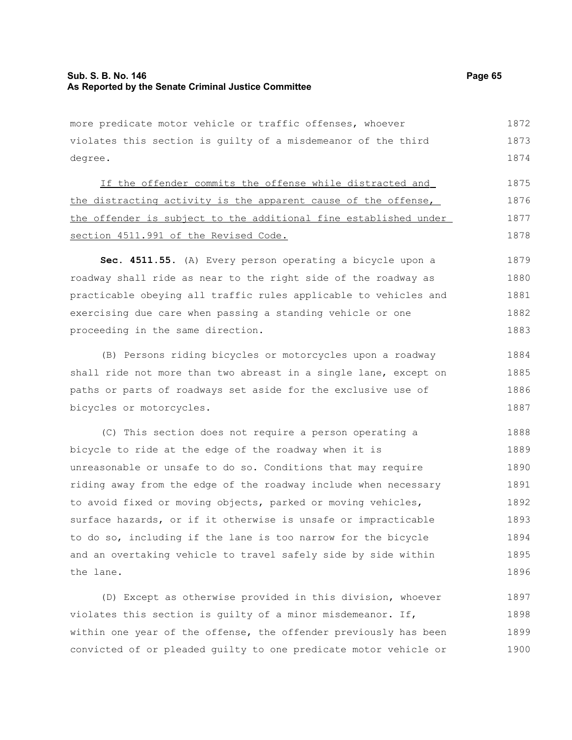more predicate motor vehicle or traffic offenses, whoever violates this section is guilty of a misdemeanor of the third degree.

<u>If the offender commits the offense while distracted and the distracting activity is the apparent cause of the offense, the offender is subject to the additional fine established under section 4511.991 of the Revised Code.</u>

**Sec. 4511.55.** (A) Every person operating a bicycle upon a roadway shall ride as near to the right side of the roadway as practicable obeying all traffic rules applicable to vehicles and exercising due care when passing a standing vehicle or one proceeding in the same direction.

(B) Persons riding bicycles or motorcycles upon a roadway shall ride not more than two abreast in a single lane, except on paths or parts of roadways set aside for the exclusive use of bicycles or motorcycles.

(C) This section does not require a person operating a bicycle to ride at the edge of the roadway when it is unreasonable or unsafe to do so. Conditions that may require riding away from the edge of the roadway include when necessary to avoid fixed or moving objects, parked or moving vehicles, surface hazards, or if it otherwise is unsafe or impracticable to do so, including if the lane is too narrow for the bicycle and an overtaking vehicle to travel safely side by side within the lane.

(D) Except as otherwise provided in this division, whoever violates this section is guilty of a minor misdemeanor. If, within one year of the offense, the offender previously has been convicted of or pleaded guilty to one predicate motor vehicle or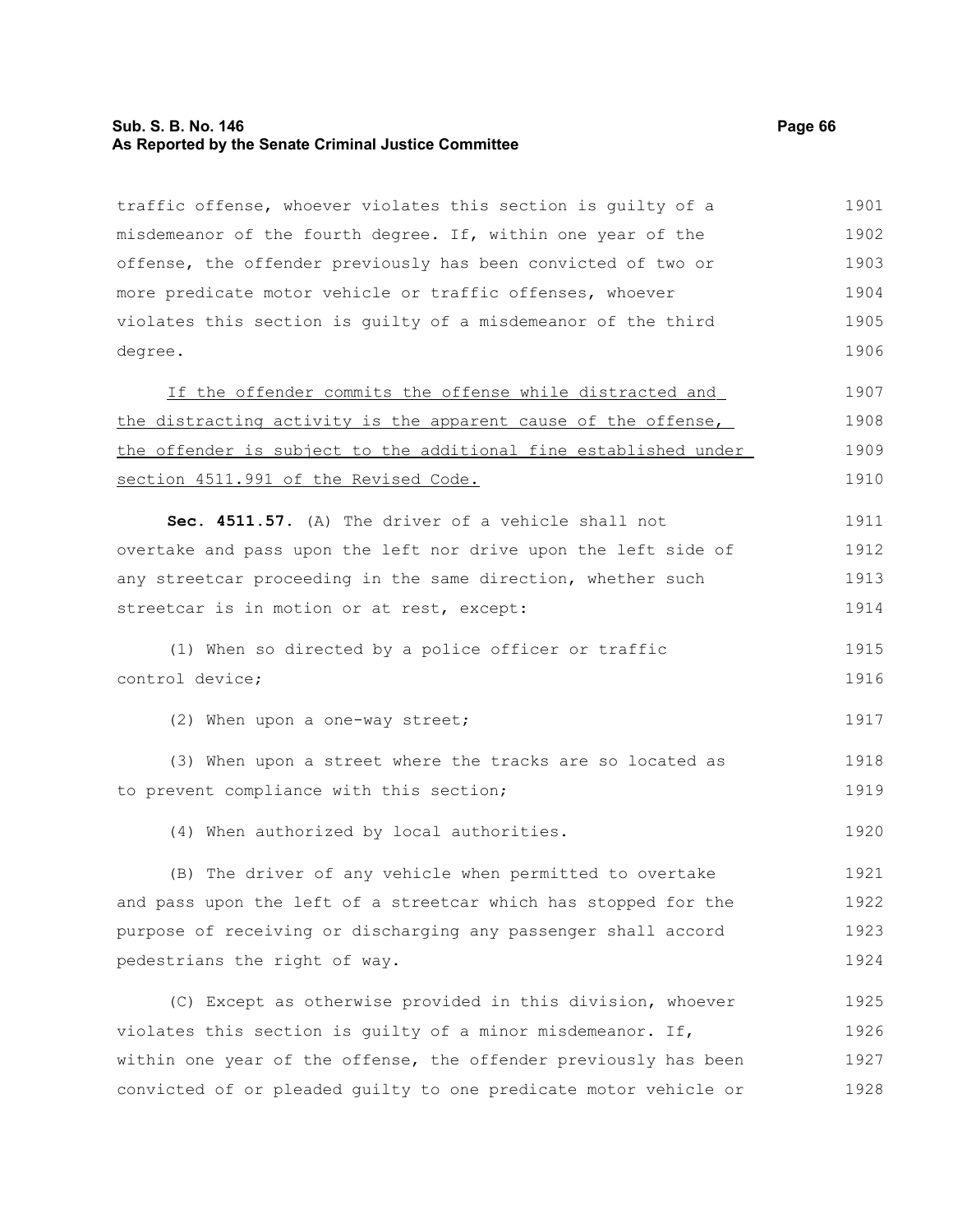traffic offense, whoever violates this section is guilty of a misdemeanor of the fourth degree. If, within one year of the offense, the offender previously has been convicted of two or more predicate motor vehicle or traffic offenses, whoever violates this section is guilty of a misdemeanor of the third degree.

<u>If the offender commits the offense while distracted and the distracting activity is the apparent cause of the offense, the offender is subject to the additional fine established under section 4511.991 of the Revised Code.</u>

**Sec. 4511.57.** (A) The driver of a vehicle shall not overtake and pass upon the left nor drive upon the left side of any streetcar proceeding in the same direction, whether such streetcar is in motion or at rest, except:

(1) When so directed by a police officer or traffic control device;

(2) When upon a one-way street;

(3) When upon a street where the tracks are so located as to prevent compliance with this section;

(4) When authorized by local authorities.

(B) The driver of any vehicle when permitted to overtake and pass upon the left of a streetcar which has stopped for the purpose of receiving or discharging any passenger shall accord pedestrians the right of way.

(C) Except as otherwise provided in this division, whoever violates this section is guilty of a minor misdemeanor. If, within one year of the offense, the offender previously has been convicted of or pleaded guilty to one predicate motor vehicle or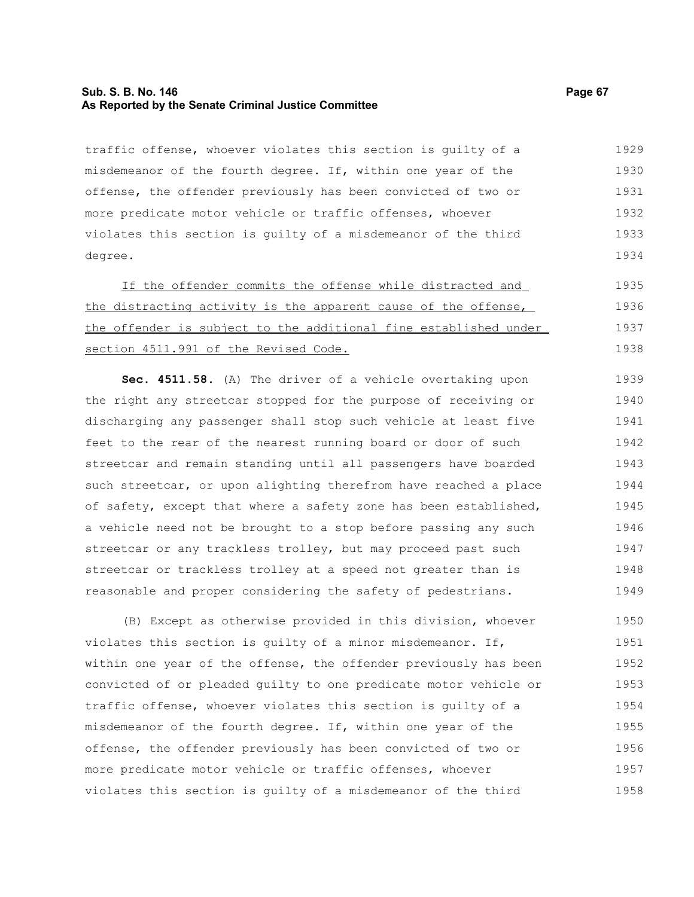traffic offense, whoever violates this section is guilty of a misdemeanor of the fourth degree. If, within one year of the offense, the offender previously has been convicted of two or more predicate motor vehicle or traffic offenses, whoever violates this section is guilty of a misdemeanor of the third degree.

If the offender commits the offense while distracted and the distracting activity is the apparent cause of the offense, the offender is subject to the additional fine established under section 4511.991 of the Revised Code.

**Sec. 4511.58.** (A) The driver of a vehicle overtaking upon the right any streetcar stopped for the purpose of receiving or discharging any passenger shall stop such vehicle at least five feet to the rear of the nearest running board or door of such streetcar and remain standing until all passengers have boarded such streetcar, or upon alighting therefrom have reached a place of safety, except that where a safety zone has been established, a vehicle need not be brought to a stop before passing any such streetcar or any trackless trolley, but may proceed past such streetcar or trackless trolley at a speed not greater than is reasonable and proper considering the safety of pedestrians.

(B) Except as otherwise provided in this division, whoever violates this section is guilty of a minor misdemeanor. If, within one year of the offense, the offender previously has been convicted of or pleaded guilty to one predicate motor vehicle or traffic offense, whoever violates this section is guilty of a misdemeanor of the fourth degree. If, within one year of the offense, the offender previously has been convicted of two or more predicate motor vehicle or traffic offenses, whoever violates this section is guilty of a misdemeanor of the third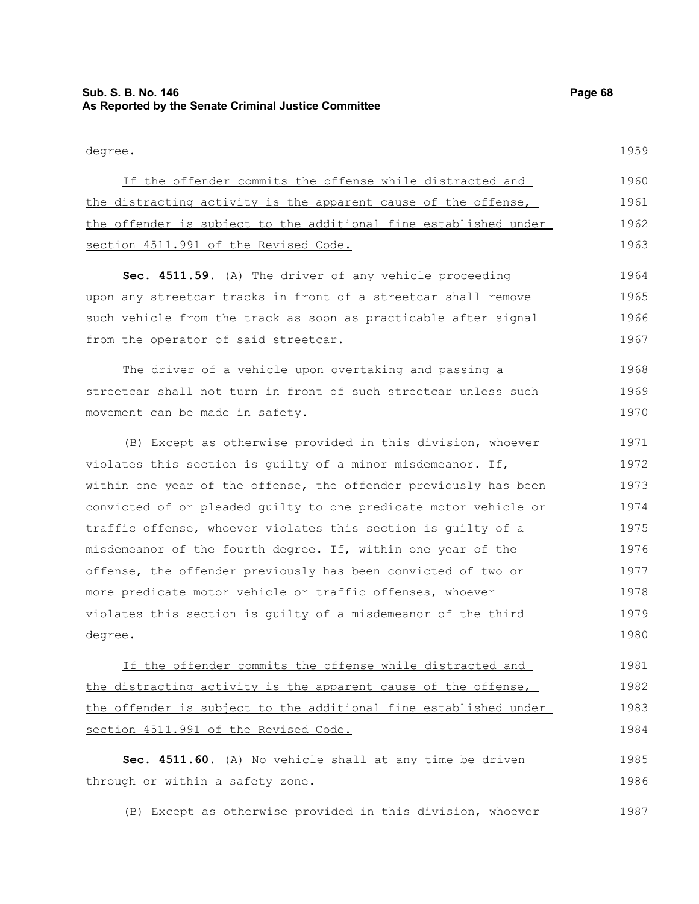degree.

If the offender commits the offense while distracted and the distracting activity is the apparent cause of the offense, the offender is subject to the additional fine established under section 4511.991 of the Revised Code.

**Sec. 4511.59.** (A) The driver of any vehicle proceeding upon any streetcar tracks in front of a streetcar shall remove such vehicle from the track as soon as practicable after signal from the operator of said streetcar.

The driver of a vehicle upon overtaking and passing a streetcar shall not turn in front of such streetcar unless such movement can be made in safety.

(B) Except as otherwise provided in this division, whoever violates this section is guilty of a minor misdemeanor. If, within one year of the offense, the offender previously has been convicted of or pleaded guilty to one predicate motor vehicle or traffic offense, whoever violates this section is guilty of a misdemeanor of the fourth degree. If, within one year of the offense, the offender previously has been convicted of two or more predicate motor vehicle or traffic offenses, whoever violates this section is guilty of a misdemeanor of the third degree.

If the offender commits the offense while distracted and the distracting activity is the apparent cause of the offense, the offender is subject to the additional fine established under section 4511.991 of the Revised Code.

**Sec. 4511.60.** (A) No vehicle shall at any time be driven through or within a safety zone.

(B) Except as otherwise provided in this division, whoever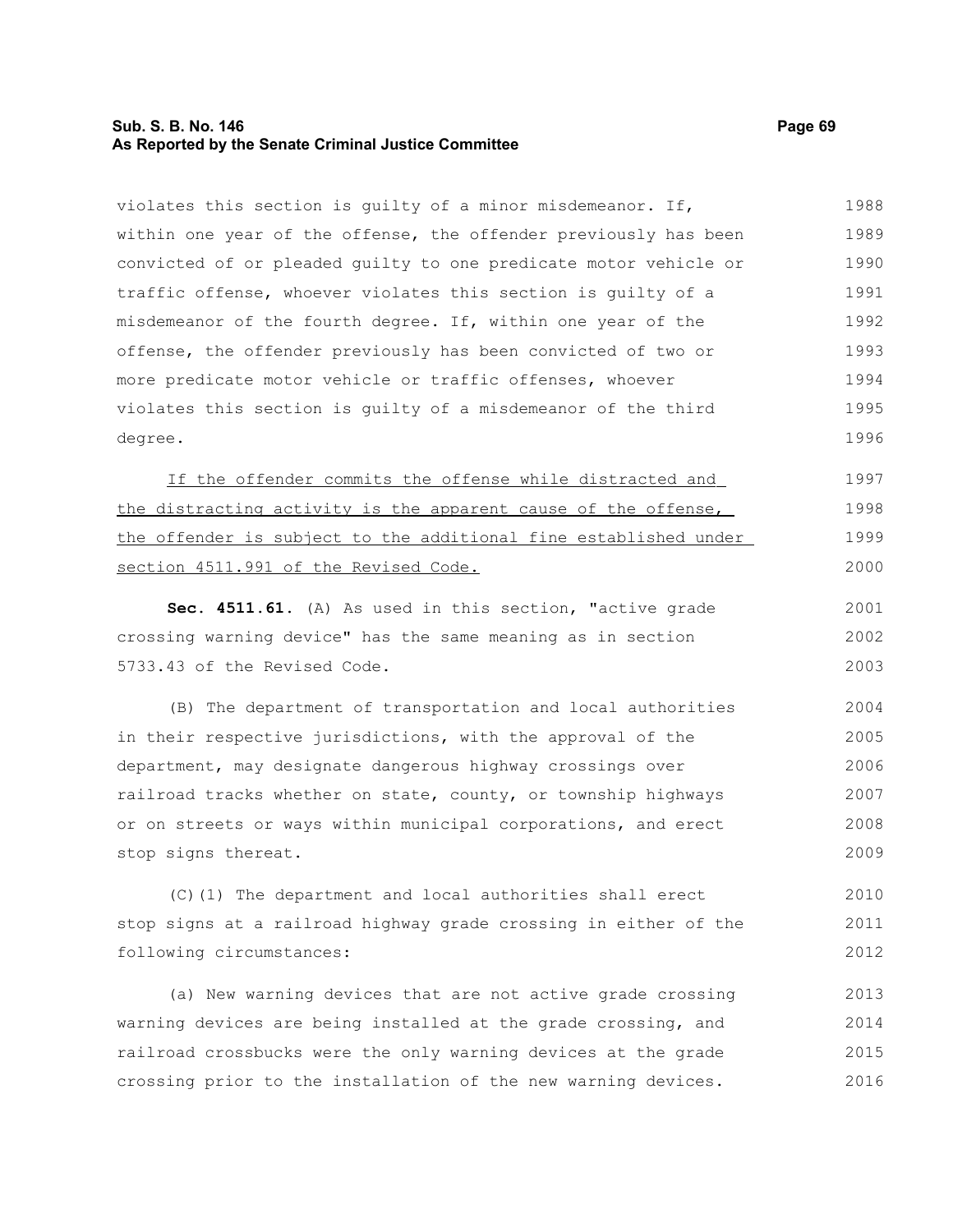violates this section is guilty of a minor misdemeanor. If, within one year of the offense, the offender previously has been convicted of or pleaded guilty to one predicate motor vehicle or traffic offense, whoever violates this section is guilty of a misdemeanor of the fourth degree. If, within one year of the offense, the offender previously has been convicted of two or more predicate motor vehicle or traffic offenses, whoever violates this section is guilty of a misdemeanor of the third degree.

<u>If the offender commits the offense while distracted and the distracting activity is the apparent cause of the offense, the offender is subject to the additional fine established under section 4511.991 of the Revised Code.</u>

**Sec. 4511.61.** (A) As used in this section, "active grade crossing warning device" has the same meaning as in section 5733.43 of the Revised Code.

(B) The department of transportation and local authorities in their respective jurisdictions, with the approval of the department, may designate dangerous highway crossings over railroad tracks whether on state, county, or township highways or on streets or ways within municipal corporations, and erect stop signs thereat.

(C)(1) The department and local authorities shall erect stop signs at a railroad highway grade crossing in either of the following circumstances:

(a) New warning devices that are not active grade crossing warning devices are being installed at the grade crossing, and railroad crossbucks were the only warning devices at the grade crossing prior to the installation of the new warning devices.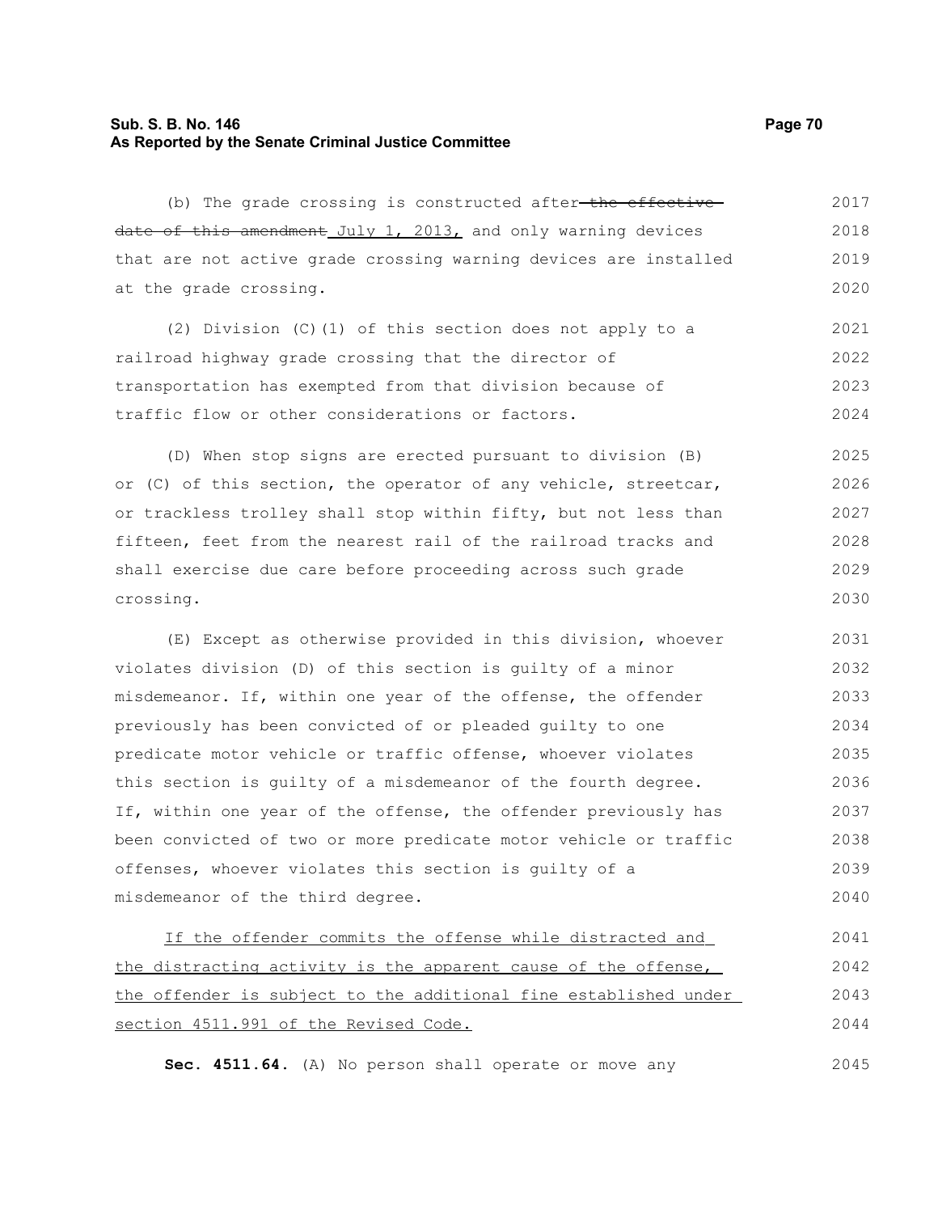(b) The grade crossing is constructed after ~~the effective date of this amendment~~ July 1, 2013, and only warning devices that are not active grade crossing warning devices are installed at the grade crossing.

(2) Division (C)(1) of this section does not apply to a railroad highway grade crossing that the director of transportation has exempted from that division because of traffic flow or other considerations or factors.

(D) When stop signs are erected pursuant to division (B) or (C) of this section, the operator of any vehicle, streetcar, or trackless trolley shall stop within fifty, but not less than fifteen, feet from the nearest rail of the railroad tracks and shall exercise due care before proceeding across such grade crossing.

(E) Except as otherwise provided in this division, whoever violates division (D) of this section is guilty of a minor misdemeanor. If, within one year of the offense, the offender previously has been convicted of or pleaded guilty to one predicate motor vehicle or traffic offense, whoever violates this section is guilty of a misdemeanor of the fourth degree. If, within one year of the offense, the offender previously has been convicted of two or more predicate motor vehicle or traffic offenses, whoever violates this section is guilty of a misdemeanor of the third degree.

<u>If the offender commits the offense while distracted and the distracting activity is the apparent cause of the offense, the offender is subject to the additional fine established under section 4511.991 of the Revised Code.</u>

**Sec. 4511.64.** (A) No person shall operate or move any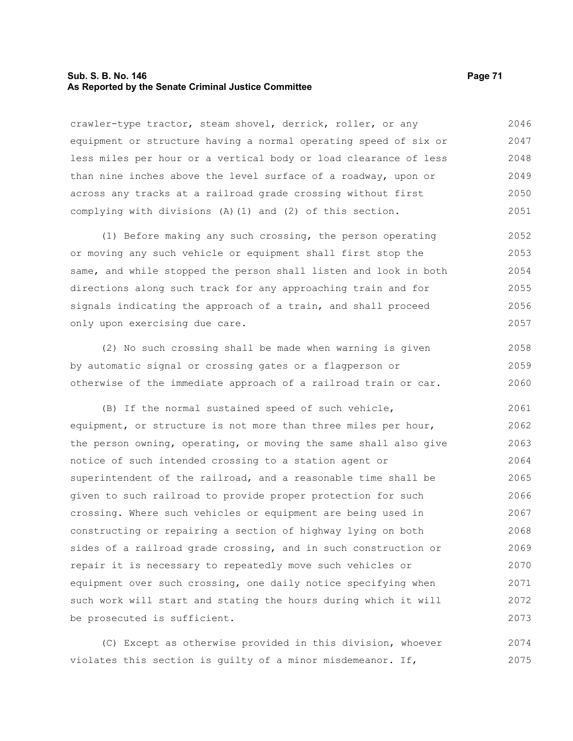crawler-type tractor, steam shovel, derrick, roller, or any equipment or structure having a normal operating speed of six or less miles per hour or a vertical body or load clearance of less than nine inches above the level surface of a roadway, upon or across any tracks at a railroad grade crossing without first complying with divisions (A)(1) and (2) of this section.

(1) Before making any such crossing, the person operating or moving any such vehicle or equipment shall first stop the same, and while stopped the person shall listen and look in both directions along such track for any approaching train and for signals indicating the approach of a train, and shall proceed only upon exercising due care.

(2) No such crossing shall be made when warning is given by automatic signal or crossing gates or a flagperson or otherwise of the immediate approach of a railroad train or car.

(B) If the normal sustained speed of such vehicle, equipment, or structure is not more than three miles per hour, the person owning, operating, or moving the same shall also give notice of such intended crossing to a station agent or superintendent of the railroad, and a reasonable time shall be given to such railroad to provide proper protection for such crossing. Where such vehicles or equipment are being used in constructing or repairing a section of highway lying on both sides of a railroad grade crossing, and in such construction or repair it is necessary to repeatedly move such vehicles or equipment over such crossing, one daily notice specifying when such work will start and stating the hours during which it will be prosecuted is sufficient.

(C) Except as otherwise provided in this division, whoever violates this section is guilty of a minor misdemeanor. If,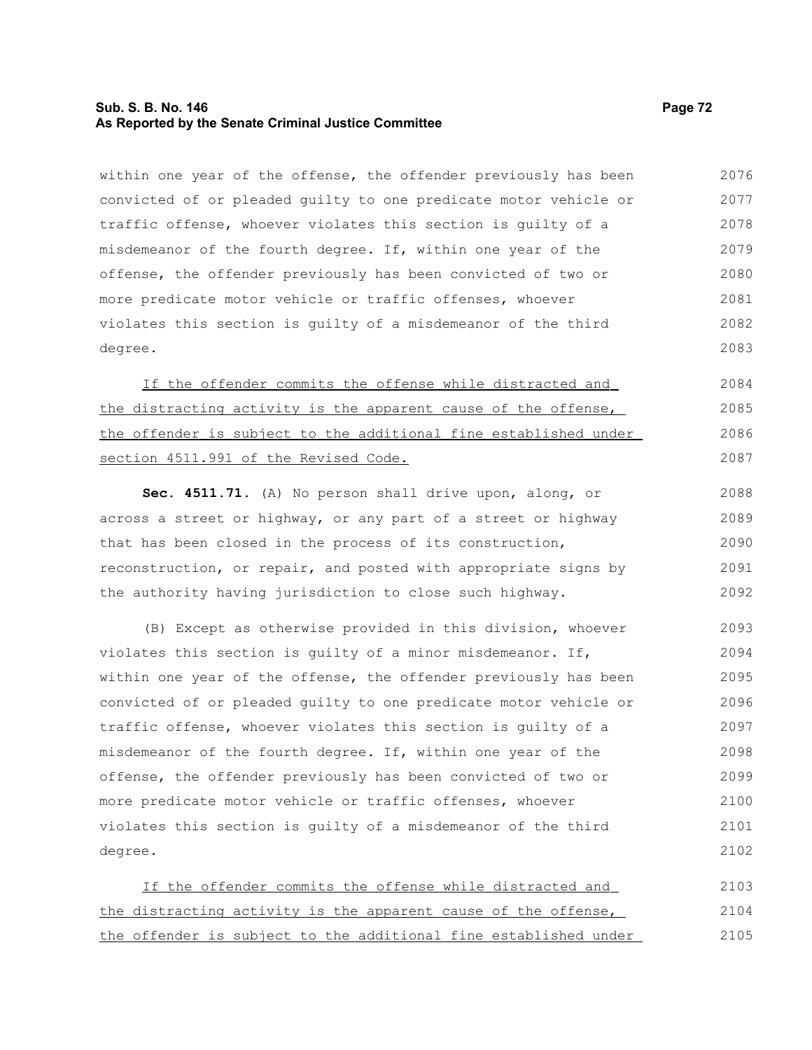within one year of the offense, the offender previously has been convicted of or pleaded guilty to one predicate motor vehicle or traffic offense, whoever violates this section is guilty of a misdemeanor of the fourth degree. If, within one year of the offense, the offender previously has been convicted of two or more predicate motor vehicle or traffic offenses, whoever violates this section is guilty of a misdemeanor of the third degree.

If the offender commits the offense while distracted and the distracting activity is the apparent cause of the offense, the offender is subject to the additional fine established under section 4511.991 of the Revised Code.

**Sec. 4511.71.** (A) No person shall drive upon, along, or across a street or highway, or any part of a street or highway that has been closed in the process of its construction, reconstruction, or repair, and posted with appropriate signs by the authority having jurisdiction to close such highway.

(B) Except as otherwise provided in this division, whoever violates this section is guilty of a minor misdemeanor. If, within one year of the offense, the offender previously has been convicted of or pleaded guilty to one predicate motor vehicle or traffic offense, whoever violates this section is guilty of a misdemeanor of the fourth degree. If, within one year of the offense, the offender previously has been convicted of two or more predicate motor vehicle or traffic offenses, whoever violates this section is guilty of a misdemeanor of the third degree.

If the offender commits the offense while distracted and the distracting activity is the apparent cause of the offense, the offender is subject to the additional fine established under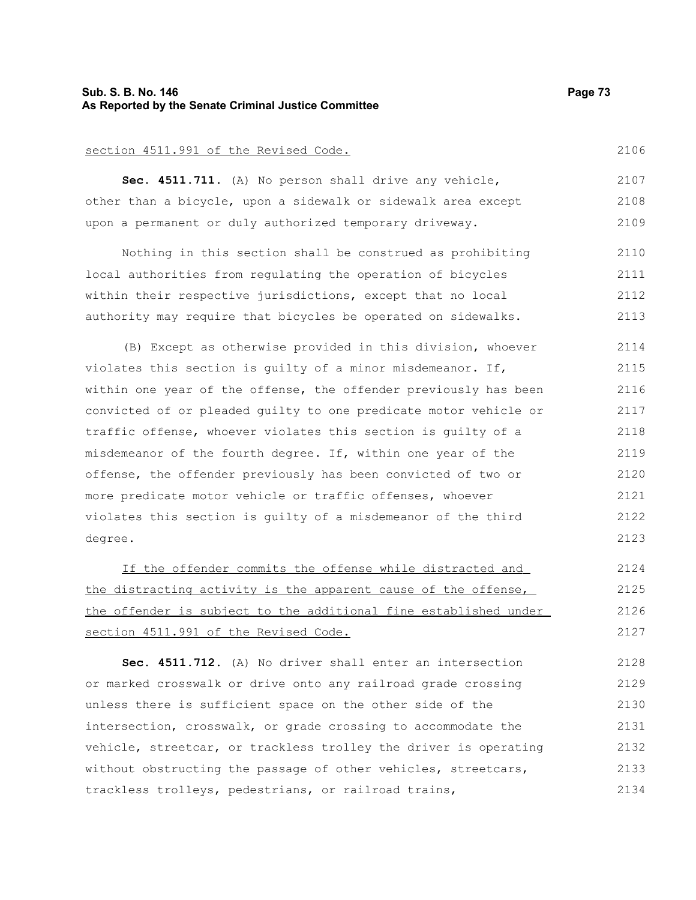section 4511.991 of the Revised Code.

**Sec. 4511.711.** (A) No person shall drive any vehicle, other than a bicycle, upon a sidewalk or sidewalk area except upon a permanent or duly authorized temporary driveway.

Nothing in this section shall be construed as prohibiting local authorities from regulating the operation of bicycles within their respective jurisdictions, except that no local authority may require that bicycles be operated on sidewalks.

(B) Except as otherwise provided in this division, whoever violates this section is guilty of a minor misdemeanor. If, within one year of the offense, the offender previously has been convicted of or pleaded guilty to one predicate motor vehicle or traffic offense, whoever violates this section is guilty of a misdemeanor of the fourth degree. If, within one year of the offense, the offender previously has been convicted of two or more predicate motor vehicle or traffic offenses, whoever violates this section is guilty of a misdemeanor of the third degree.

If the offender commits the offense while distracted and the distracting activity is the apparent cause of the offense, the offender is subject to the additional fine established under section 4511.991 of the Revised Code.

**Sec. 4511.712.** (A) No driver shall enter an intersection or marked crosswalk or drive onto any railroad grade crossing unless there is sufficient space on the other side of the intersection, crosswalk, or grade crossing to accommodate the vehicle, streetcar, or trackless trolley the driver is operating without obstructing the passage of other vehicles, streetcars, trackless trolleys, pedestrians, or railroad trains,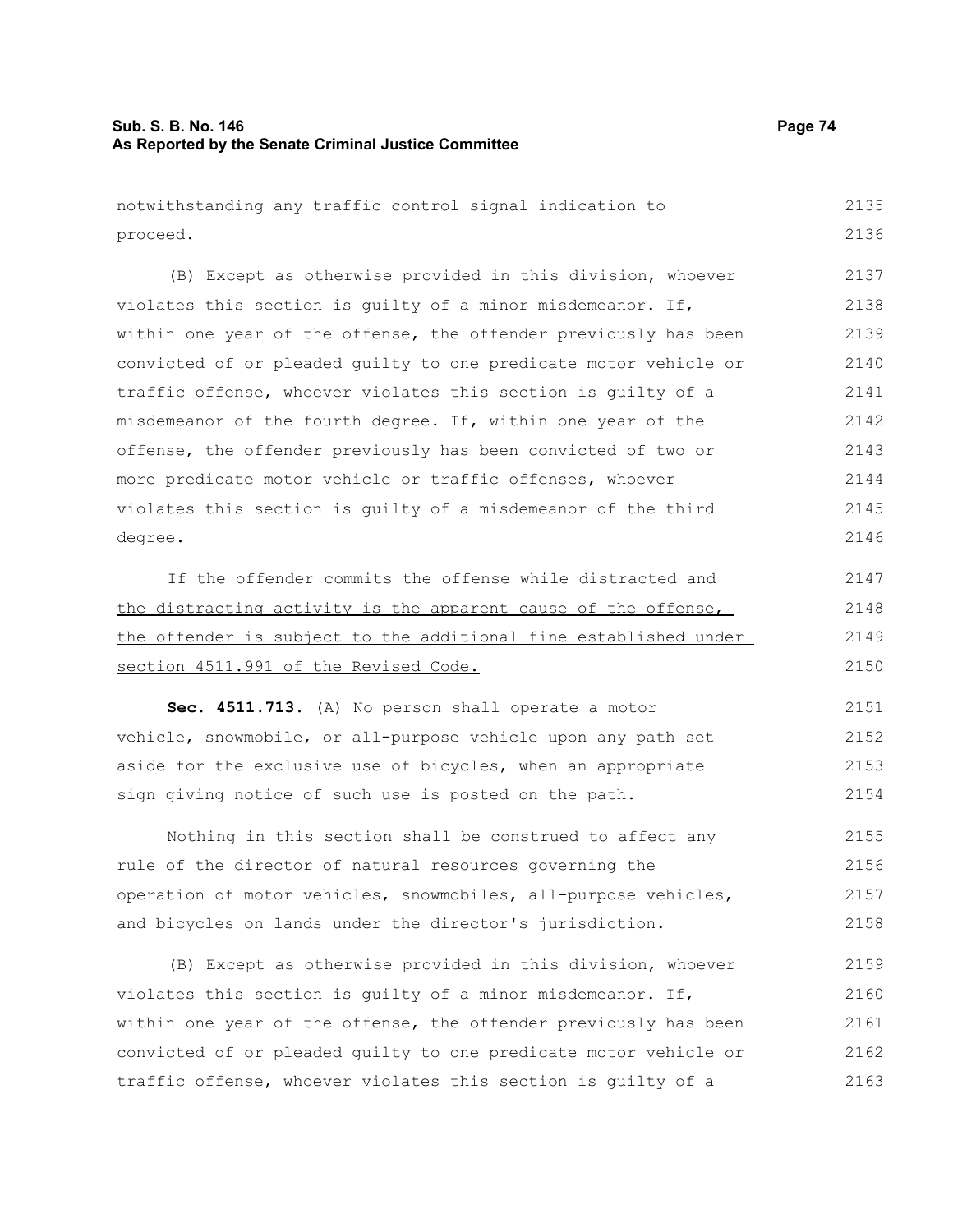notwithstanding any traffic control signal indication to proceed.

(B) Except as otherwise provided in this division, whoever violates this section is guilty of a minor misdemeanor. If, within one year of the offense, the offender previously has been convicted of or pleaded guilty to one predicate motor vehicle or traffic offense, whoever violates this section is guilty of a misdemeanor of the fourth degree. If, within one year of the offense, the offender previously has been convicted of two or more predicate motor vehicle or traffic offenses, whoever violates this section is guilty of a misdemeanor of the third degree.

If the offender commits the offense while distracted and the distracting activity is the apparent cause of the offense, the offender is subject to the additional fine established under section 4511.991 of the Revised Code.

**Sec. 4511.713.** (A) No person shall operate a motor vehicle, snowmobile, or all-purpose vehicle upon any path set aside for the exclusive use of bicycles, when an appropriate sign giving notice of such use is posted on the path.

Nothing in this section shall be construed to affect any rule of the director of natural resources governing the operation of motor vehicles, snowmobiles, all-purpose vehicles, and bicycles on lands under the director's jurisdiction.

(B) Except as otherwise provided in this division, whoever violates this section is guilty of a minor misdemeanor. If, within one year of the offense, the offender previously has been convicted of or pleaded guilty to one predicate motor vehicle or traffic offense, whoever violates this section is guilty of a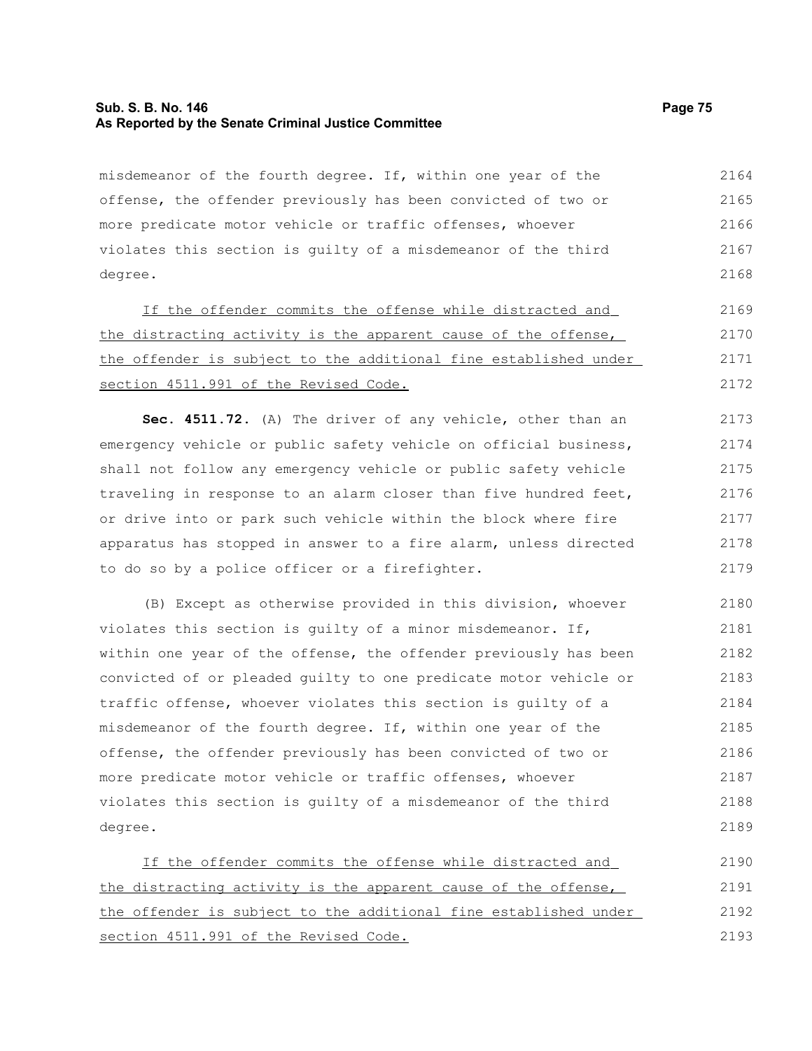misdemeanor of the fourth degree. If, within one year of the offense, the offender previously has been convicted of two or more predicate motor vehicle or traffic offenses, whoever violates this section is guilty of a misdemeanor of the third degree.

If the offender commits the offense while distracted and the distracting activity is the apparent cause of the offense, the offender is subject to the additional fine established under section 4511.991 of the Revised Code.

**Sec. 4511.72.** (A) The driver of any vehicle, other than an emergency vehicle or public safety vehicle on official business, shall not follow any emergency vehicle or public safety vehicle traveling in response to an alarm closer than five hundred feet, or drive into or park such vehicle within the block where fire apparatus has stopped in answer to a fire alarm, unless directed to do so by a police officer or a firefighter.

(B) Except as otherwise provided in this division, whoever violates this section is guilty of a minor misdemeanor. If, within one year of the offense, the offender previously has been convicted of or pleaded guilty to one predicate motor vehicle or traffic offense, whoever violates this section is guilty of a misdemeanor of the fourth degree. If, within one year of the offense, the offender previously has been convicted of two or more predicate motor vehicle or traffic offenses, whoever violates this section is guilty of a misdemeanor of the third degree.

If the offender commits the offense while distracted and the distracting activity is the apparent cause of the offense, the offender is subject to the additional fine established under section 4511.991 of the Revised Code.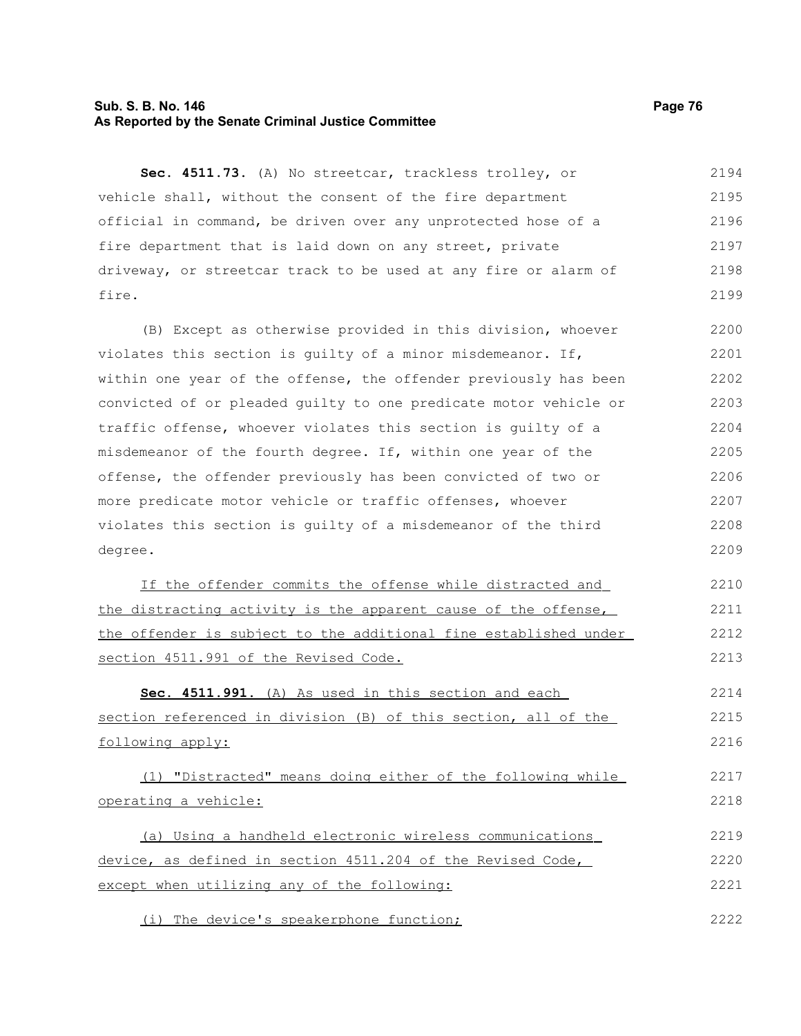**Sec. 4511.73.** (A) No streetcar, trackless trolley, or vehicle shall, without the consent of the fire department official in command, be driven over any unprotected hose of a fire department that is laid down on any street, private driveway, or streetcar track to be used at any fire or alarm of fire.

(B) Except as otherwise provided in this division, whoever violates this section is guilty of a minor misdemeanor. If, within one year of the offense, the offender previously has been convicted of or pleaded guilty to one predicate motor vehicle or traffic offense, whoever violates this section is guilty of a misdemeanor of the fourth degree. If, within one year of the offense, the offender previously has been convicted of two or more predicate motor vehicle or traffic offenses, whoever violates this section is guilty of a misdemeanor of the third degree.

If the offender commits the offense while distracted and the distracting activity is the apparent cause of the offense, the offender is subject to the additional fine established under section 4511.991 of the Revised Code.

**Sec. 4511.991.** (A) As used in this section and each section referenced in division (B) of this section, all of the following apply:

(1) "Distracted" means doing either of the following while operating a vehicle:

(a) Using a handheld electronic wireless communications device, as defined in section 4511.204 of the Revised Code, except when utilizing any of the following:

(i) The device's speakerphone function;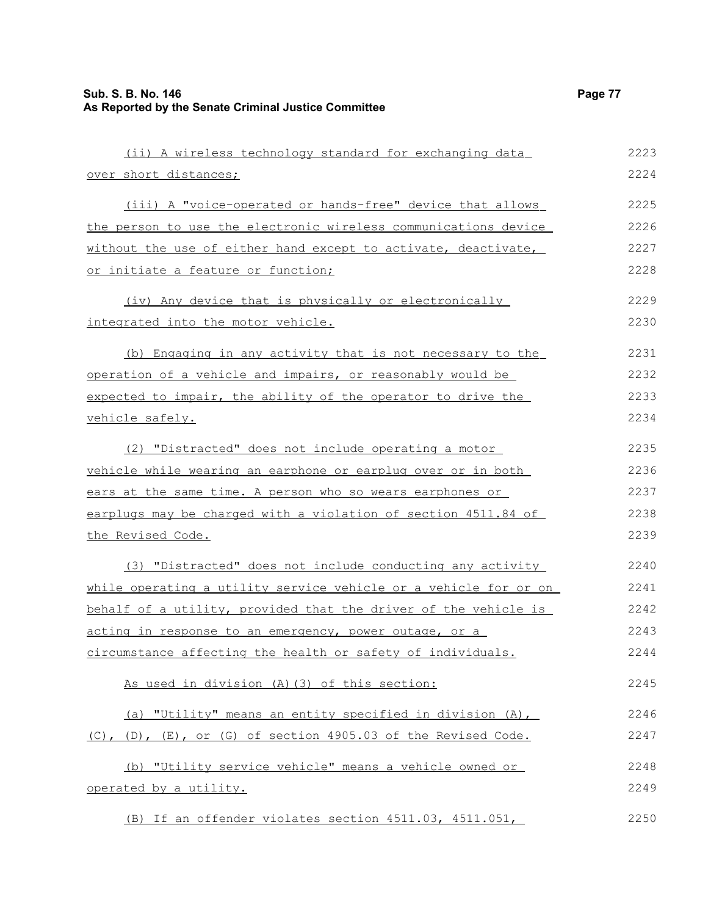(ii) A wireless technology standard for exchanging data over short distances;

(iii) A "voice-operated or hands-free" device that allows the person to use the electronic wireless communications device without the use of either hand except to activate, deactivate, or initiate a feature or function;

(iv) Any device that is physically or electronically integrated into the motor vehicle.

(b) Engaging in any activity that is not necessary to the operation of a vehicle and impairs, or reasonably would be expected to impair, the ability of the operator to drive the vehicle safely.

(2) "Distracted" does not include operating a motor vehicle while wearing an earphone or earplug over or in both ears at the same time. A person who so wears earphones or earplugs may be charged with a violation of section 4511.84 of the Revised Code.

(3) "Distracted" does not include conducting any activity while operating a utility service vehicle or a vehicle for or on behalf of a utility, provided that the driver of the vehicle is acting in response to an emergency, power outage, or a circumstance affecting the health or safety of individuals.

As used in division (A)(3) of this section:

(a) "Utility" means an entity specified in division (A), (C), (D), (E), or (G) of section 4905.03 of the Revised Code.

(b) "Utility service vehicle" means a vehicle owned or operated by a utility.

(B) If an offender violates section 4511.03, 4511.051,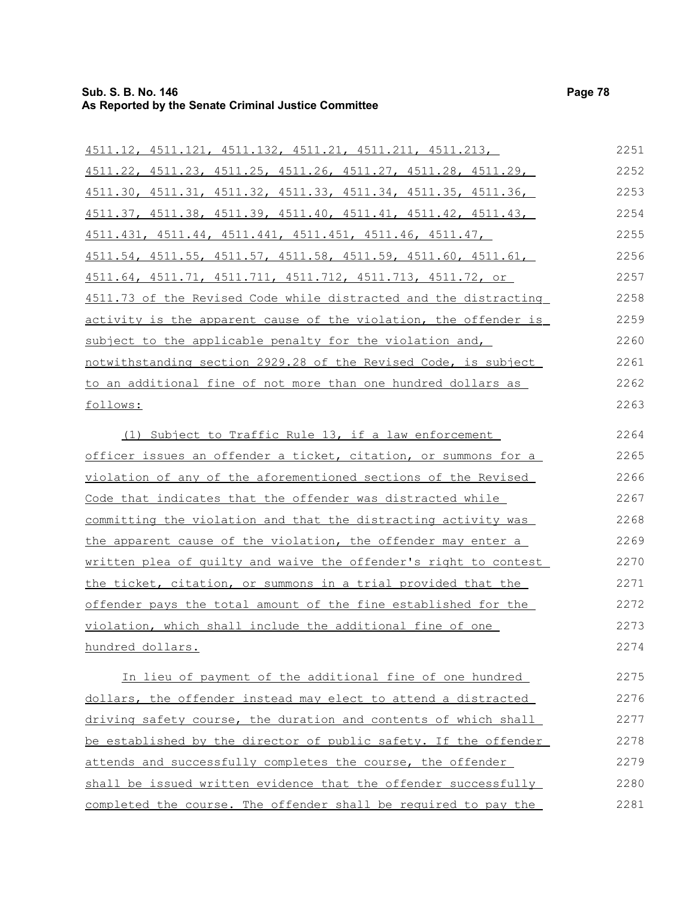4511.12, 4511.121, 4511.132, 4511.21, 4511.211, 4511.213, 4511.22, 4511.23, 4511.25, 4511.26, 4511.27, 4511.28, 4511.29, 4511.30, 4511.31, 4511.32, 4511.33, 4511.34, 4511.35, 4511.36, 4511.37, 4511.38, 4511.39, 4511.40, 4511.41, 4511.42, 4511.43, 4511.431, 4511.44, 4511.441, 4511.451, 4511.46, 4511.47, 4511.54, 4511.55, 4511.57, 4511.58, 4511.59, 4511.60, 4511.61, 4511.64, 4511.71, 4511.711, 4511.712, 4511.713, 4511.72, or 4511.73 of the Revised Code while distracted and the distracting activity is the apparent cause of the violation, the offender is subject to the applicable penalty for the violation and, notwithstanding section 2929.28 of the Revised Code, is subject to an additional fine of not more than one hundred dollars as follows:

(1) Subject to Traffic Rule 13, if a law enforcement officer issues an offender a ticket, citation, or summons for a violation of any of the aforementioned sections of the Revised Code that indicates that the offender was distracted while committing the violation and that the distracting activity was the apparent cause of the violation, the offender may enter a written plea of guilty and waive the offender's right to contest the ticket, citation, or summons in a trial provided that the offender pays the total amount of the fine established for the violation, which shall include the additional fine of one hundred dollars.

In lieu of payment of the additional fine of one hundred dollars, the offender instead may elect to attend a distracted driving safety course, the duration and contents of which shall be established by the director of public safety. If the offender attends and successfully completes the course, the offender shall be issued written evidence that the offender successfully completed the course. The offender shall be required to pay the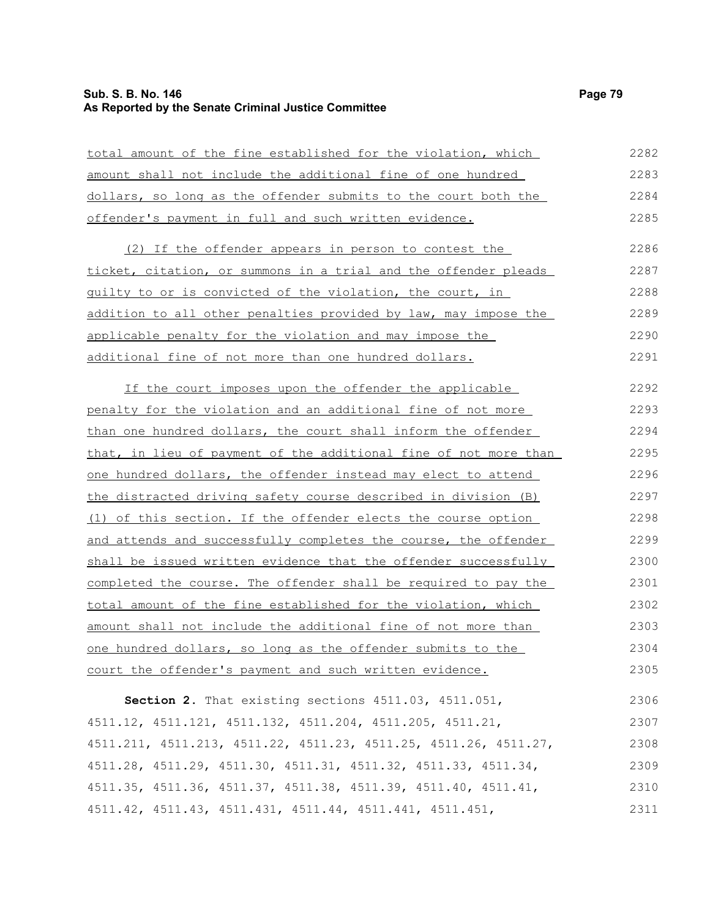total amount of the fine established for the violation, which amount shall not include the additional fine of one hundred dollars, so long as the offender submits to the court both the offender's payment in full and such written evidence.

(2) If the offender appears in person to contest the ticket, citation, or summons in a trial and the offender pleads guilty to or is convicted of the violation, the court, in addition to all other penalties provided by law, may impose the applicable penalty for the violation and may impose the additional fine of not more than one hundred dollars.

If the court imposes upon the offender the applicable penalty for the violation and an additional fine of not more than one hundred dollars, the court shall inform the offender that, in lieu of payment of the additional fine of not more than one hundred dollars, the offender instead may elect to attend the distracted driving safety course described in division (B)(1) of this section. If the offender elects the course option and attends and successfully completes the course, the offender shall be issued written evidence that the offender successfully completed the course. The offender shall be required to pay the total amount of the fine established for the violation, which amount shall not include the additional fine of not more than one hundred dollars, so long as the offender submits to the court the offender's payment and such written evidence.

**Section 2.** That existing sections 4511.03, 4511.051, 4511.12, 4511.121, 4511.132, 4511.204, 4511.205, 4511.21, 4511.211, 4511.213, 4511.22, 4511.23, 4511.25, 4511.26, 4511.27, 4511.28, 4511.29, 4511.30, 4511.31, 4511.32, 4511.33, 4511.34, 4511.35, 4511.36, 4511.37, 4511.38, 4511.39, 4511.40, 4511.41, 4511.42, 4511.43, 4511.431, 4511.44, 4511.441, 4511.451,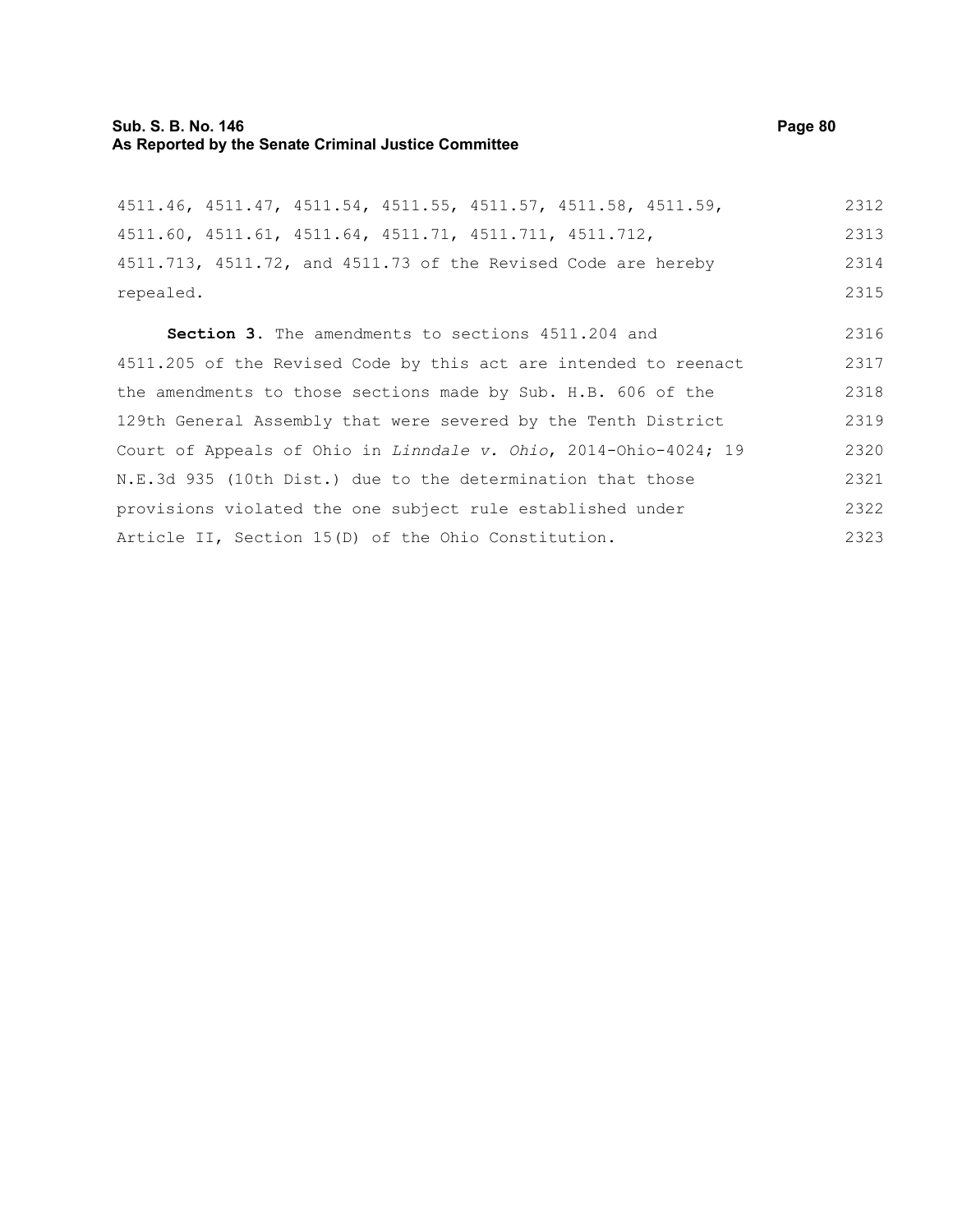4511.46, 4511.47, 4511.54, 4511.55, 4511.57, 4511.58, 4511.59, 4511.60, 4511.61, 4511.64, 4511.71, 4511.711, 4511.712, 4511.713, 4511.72, and 4511.73 of the Revised Code are hereby repealed.

**Section 3.** The amendments to sections 4511.204 and 4511.205 of the Revised Code by this act are intended to reenact the amendments to those sections made by Sub. H.B. 606 of the 129th General Assembly that were severed by the Tenth District Court of Appeals of Ohio in *Linndale v. Ohio*, 2014-Ohio-4024; 19 N.E.3d 935 (10th Dist.) due to the determination that those provisions violated the one subject rule established under Article II, Section 15(D) of the Ohio Constitution.